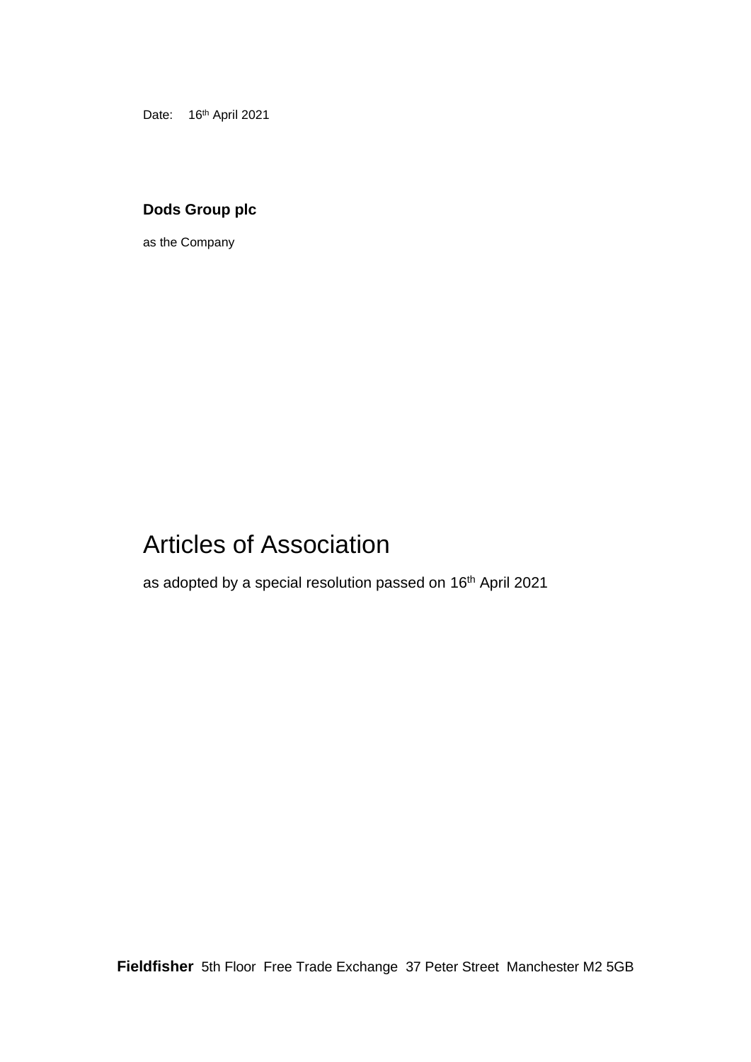Date: 16th April 2021

**Dods Group plc**

as the Company

# Articles of Association

as adopted by a special resolution passed on 16th April 2021

**Fieldfisher** 5th Floor Free Trade Exchange 37 Peter Street Manchester M2 5GB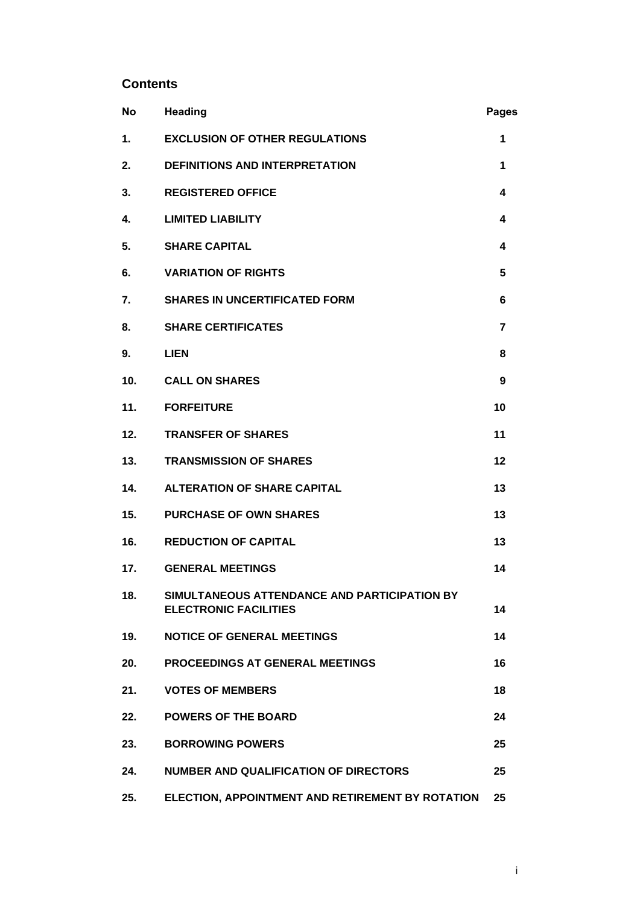## Contents

| No | Heading | Pages |
|---|---|---|
| 1. | EXCLUSION OF OTHER REGULATIONS | 1 |
| 2. | DEFINITIONS AND INTERPRETATION | 1 |
| 3. | REGISTERED OFFICE | 4 |
| 4. | LIMITED LIABILITY | 4 |
| 5. | SHARE CAPITAL | 4 |
| 6. | VARIATION OF RIGHTS | 5 |
| 7. | SHARES IN UNCERTIFICATED FORM | 6 |
| 8. | SHARE CERTIFICATES | 7 |
| 9. | LIEN | 8 |
| 10. | CALL ON SHARES | 9 |
| 11. | FORFEITURE | 10 |
| 12. | TRANSFER OF SHARES | 11 |
| 13. | TRANSMISSION OF SHARES | 12 |
| 14. | ALTERATION OF SHARE CAPITAL | 13 |
| 15. | PURCHASE OF OWN SHARES | 13 |
| 16. | REDUCTION OF CAPITAL | 13 |
| 17. | GENERAL MEETINGS | 14 |
| 18. | SIMULTANEOUS ATTENDANCE AND PARTICIPATION BY ELECTRONIC FACILITIES | 14 |
| 19. | NOTICE OF GENERAL MEETINGS | 14 |
| 20. | PROCEEDINGS AT GENERAL MEETINGS | 16 |
| 21. | VOTES OF MEMBERS | 18 |
| 22. | POWERS OF THE BOARD | 24 |
| 23. | BORROWING POWERS | 25 |
| 24. | NUMBER AND QUALIFICATION OF DIRECTORS | 25 |
| 25. | ELECTION, APPOINTMENT AND RETIREMENT BY ROTATION | 25 |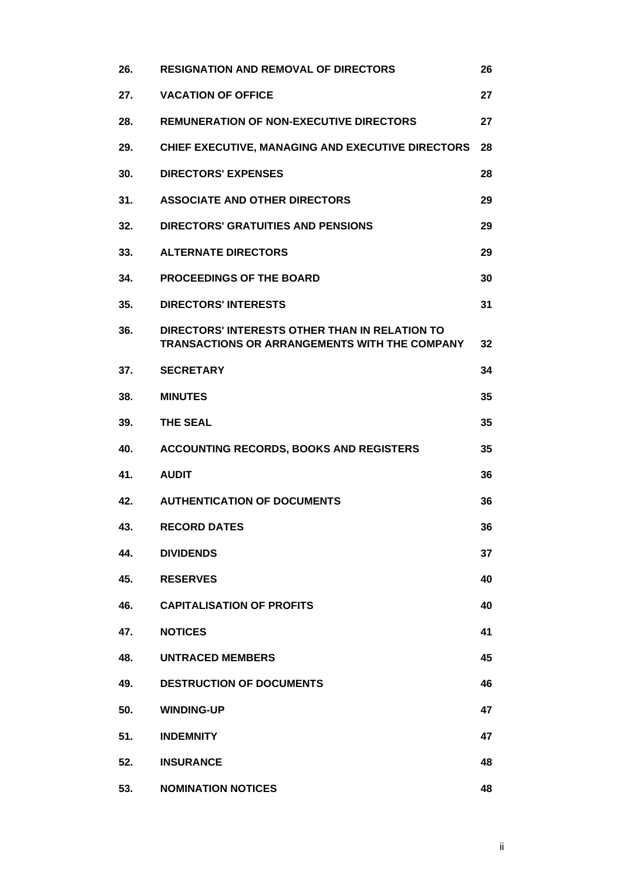| | | |
|---|---|---|
| 26. | **RESIGNATION AND REMOVAL OF DIRECTORS** | 26 |
| 27. | **VACATION OF OFFICE** | 27 |
| 28. | **REMUNERATION OF NON-EXECUTIVE DIRECTORS** | 27 |
| 29. | **CHIEF EXECUTIVE, MANAGING AND EXECUTIVE DIRECTORS** | 28 |
| 30. | **DIRECTORS' EXPENSES** | 28 |
| 31. | **ASSOCIATE AND OTHER DIRECTORS** | 29 |
| 32. | **DIRECTORS' GRATUITIES AND PENSIONS** | 29 |
| 33. | **ALTERNATE DIRECTORS** | 29 |
| 34. | **PROCEEDINGS OF THE BOARD** | 30 |
| 35. | **DIRECTORS' INTERESTS** | 31 |
| 36. | **DIRECTORS' INTERESTS OTHER THAN IN RELATION TO TRANSACTIONS OR ARRANGEMENTS WITH THE COMPANY** | 32 |
| 37. | **SECRETARY** | 34 |
| 38. | **MINUTES** | 35 |
| 39. | **THE SEAL** | 35 |
| 40. | **ACCOUNTING RECORDS, BOOKS AND REGISTERS** | 35 |
| 41. | **AUDIT** | 36 |
| 42. | **AUTHENTICATION OF DOCUMENTS** | 36 |
| 43. | **RECORD DATES** | 36 |
| 44. | **DIVIDENDS** | 37 |
| 45. | **RESERVES** | 40 |
| 46. | **CAPITALISATION OF PROFITS** | 40 |
| 47. | **NOTICES** | 41 |
| 48. | **UNTRACED MEMBERS** | 45 |
| 49. | **DESTRUCTION OF DOCUMENTS** | 46 |
| 50. | **WINDING-UP** | 47 |
| 51. | **INDEMNITY** | 47 |
| 52. | **INSURANCE** | 48 |
| 53. | **NOMINATION NOTICES** | 48 |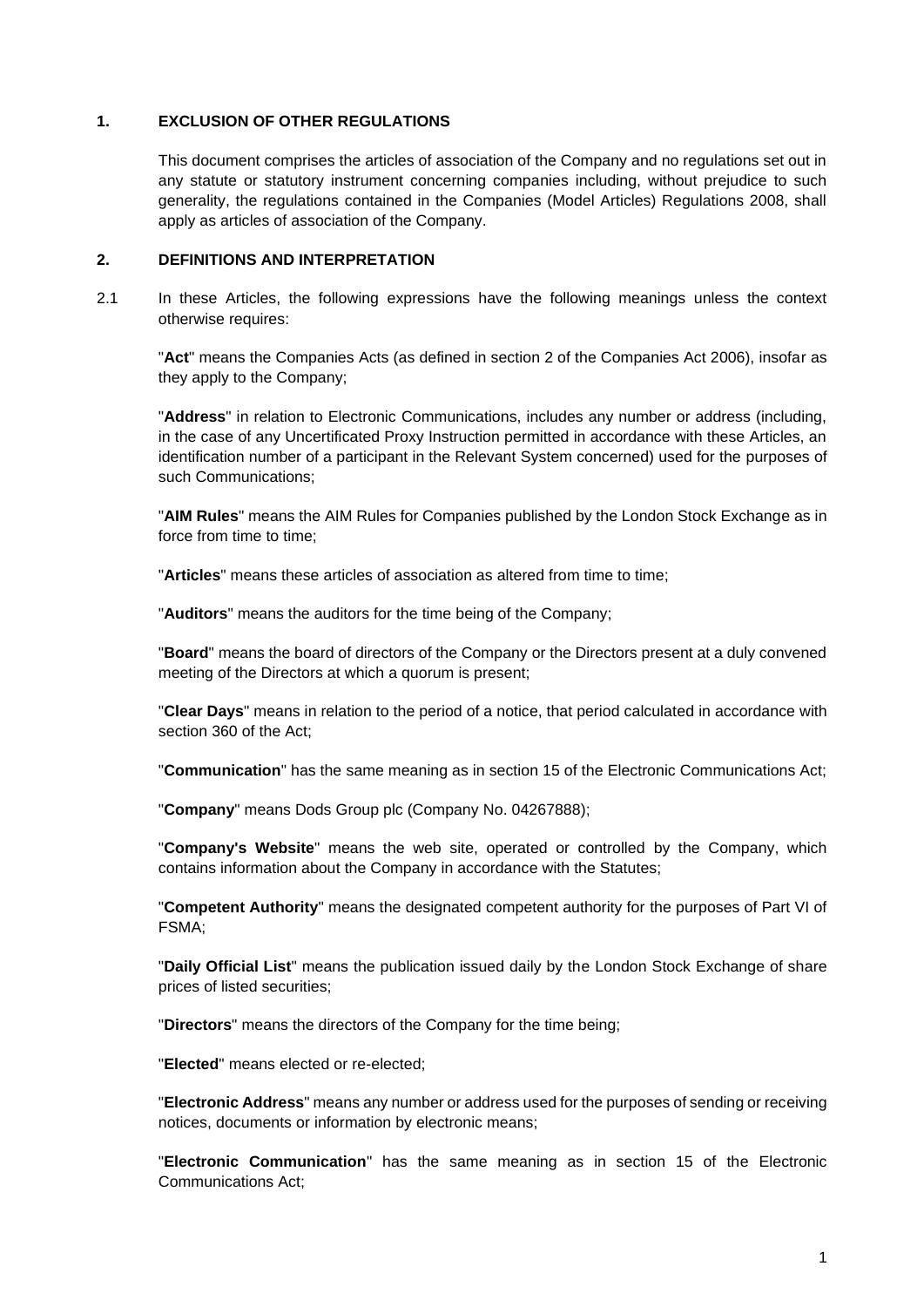## 1. EXCLUSION OF OTHER REGULATIONS

This document comprises the articles of association of the Company and no regulations set out in any statute or statutory instrument concerning companies including, without prejudice to such generality, the regulations contained in the Companies (Model Articles) Regulations 2008, shall apply as articles of association of the Company.

## 2. DEFINITIONS AND INTERPRETATION

2.1 In these Articles, the following expressions have the following meanings unless the context otherwise requires:

"**Act**" means the Companies Acts (as defined in section 2 of the Companies Act 2006), insofar as they apply to the Company;

"**Address**" in relation to Electronic Communications, includes any number or address (including, in the case of any Uncertificated Proxy Instruction permitted in accordance with these Articles, an identification number of a participant in the Relevant System concerned) used for the purposes of such Communications;

"**AIM Rules**" means the AIM Rules for Companies published by the London Stock Exchange as in force from time to time;

"**Articles**" means these articles of association as altered from time to time;

"**Auditors**" means the auditors for the time being of the Company;

"**Board**" means the board of directors of the Company or the Directors present at a duly convened meeting of the Directors at which a quorum is present;

"**Clear Days**" means in relation to the period of a notice, that period calculated in accordance with section 360 of the Act;

"**Communication**" has the same meaning as in section 15 of the Electronic Communications Act;

"**Company**" means Dods Group plc (Company No. 04267888);

"**Company's Website**" means the web site, operated or controlled by the Company, which contains information about the Company in accordance with the Statutes;

"**Competent Authority**" means the designated competent authority for the purposes of Part VI of FSMA;

"**Daily Official List**" means the publication issued daily by the London Stock Exchange of share prices of listed securities;

"**Directors**" means the directors of the Company for the time being;

"**Elected**" means elected or re-elected;

"**Electronic Address**" means any number or address used for the purposes of sending or receiving notices, documents or information by electronic means;

"**Electronic Communication**" has the same meaning as in section 15 of the Electronic Communications Act;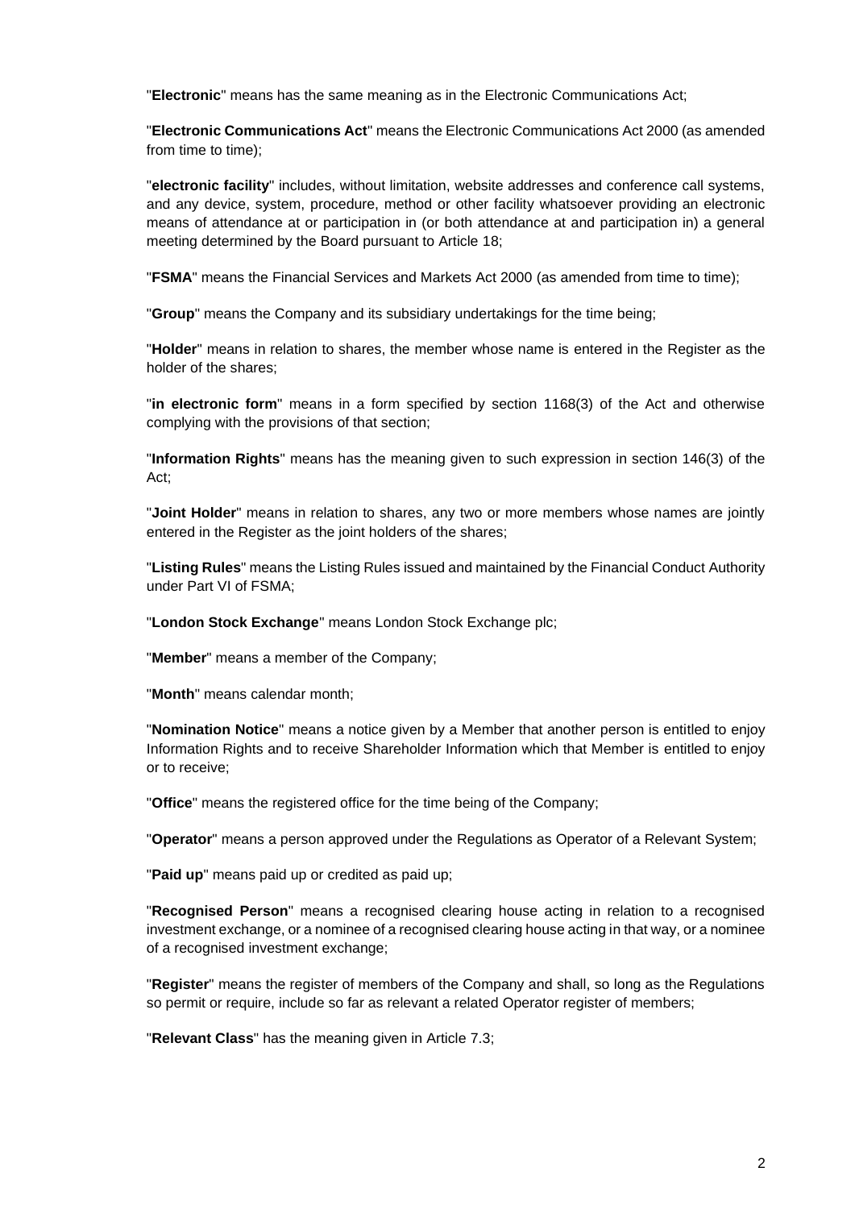"**Electronic**" means has the same meaning as in the Electronic Communications Act;

"**Electronic Communications Act**" means the Electronic Communications Act 2000 (as amended from time to time);

"**electronic facility**" includes, without limitation, website addresses and conference call systems, and any device, system, procedure, method or other facility whatsoever providing an electronic means of attendance at or participation in (or both attendance at and participation in) a general meeting determined by the Board pursuant to Article 18;

"**FSMA**" means the Financial Services and Markets Act 2000 (as amended from time to time);

"**Group**" means the Company and its subsidiary undertakings for the time being;

"**Holder**" means in relation to shares, the member whose name is entered in the Register as the holder of the shares;

"**in electronic form**" means in a form specified by section 1168(3) of the Act and otherwise complying with the provisions of that section;

"**Information Rights**" means has the meaning given to such expression in section 146(3) of the Act;

"**Joint Holder**" means in relation to shares, any two or more members whose names are jointly entered in the Register as the joint holders of the shares;

"**Listing Rules**" means the Listing Rules issued and maintained by the Financial Conduct Authority under Part VI of FSMA;

"**London Stock Exchange**" means London Stock Exchange plc;

"**Member**" means a member of the Company;

"**Month**" means calendar month;

"**Nomination Notice**" means a notice given by a Member that another person is entitled to enjoy Information Rights and to receive Shareholder Information which that Member is entitled to enjoy or to receive;

"**Office**" means the registered office for the time being of the Company;

"**Operator**" means a person approved under the Regulations as Operator of a Relevant System;

"**Paid up**" means paid up or credited as paid up;

"**Recognised Person**" means a recognised clearing house acting in relation to a recognised investment exchange, or a nominee of a recognised clearing house acting in that way, or a nominee of a recognised investment exchange;

"**Register**" means the register of members of the Company and shall, so long as the Regulations so permit or require, include so far as relevant a related Operator register of members;

"**Relevant Class**" has the meaning given in Article 7.3;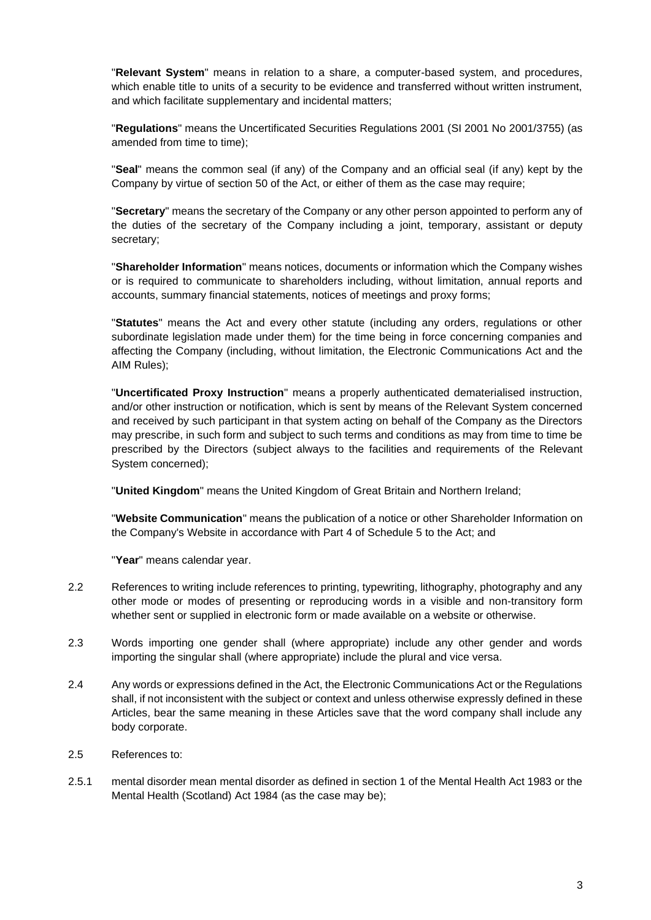"**Relevant System**" means in relation to a share, a computer-based system, and procedures, which enable title to units of a security to be evidence and transferred without written instrument, and which facilitate supplementary and incidental matters;

"**Regulations**" means the Uncertificated Securities Regulations 2001 (SI 2001 No 2001/3755) (as amended from time to time);

"**Seal**" means the common seal (if any) of the Company and an official seal (if any) kept by the Company by virtue of section 50 of the Act, or either of them as the case may require;

"**Secretary**" means the secretary of the Company or any other person appointed to perform any of the duties of the secretary of the Company including a joint, temporary, assistant or deputy secretary;

"**Shareholder Information**" means notices, documents or information which the Company wishes or is required to communicate to shareholders including, without limitation, annual reports and accounts, summary financial statements, notices of meetings and proxy forms;

"**Statutes**" means the Act and every other statute (including any orders, regulations or other subordinate legislation made under them) for the time being in force concerning companies and affecting the Company (including, without limitation, the Electronic Communications Act and the AIM Rules);

"**Uncertificated Proxy Instruction**" means a properly authenticated dematerialised instruction, and/or other instruction or notification, which is sent by means of the Relevant System concerned and received by such participant in that system acting on behalf of the Company as the Directors may prescribe, in such form and subject to such terms and conditions as may from time to time be prescribed by the Directors (subject always to the facilities and requirements of the Relevant System concerned);

"**United Kingdom**" means the United Kingdom of Great Britain and Northern Ireland;

"**Website Communication**" means the publication of a notice or other Shareholder Information on the Company's Website in accordance with Part 4 of Schedule 5 to the Act; and

"**Year**" means calendar year.

2.2 References to writing include references to printing, typewriting, lithography, photography and any other mode or modes of presenting or reproducing words in a visible and non-transitory form whether sent or supplied in electronic form or made available on a website or otherwise.

2.3 Words importing one gender shall (where appropriate) include any other gender and words importing the singular shall (where appropriate) include the plural and vice versa.

2.4 Any words or expressions defined in the Act, the Electronic Communications Act or the Regulations shall, if not inconsistent with the subject or context and unless otherwise expressly defined in these Articles, bear the same meaning in these Articles save that the word company shall include any body corporate.

2.5 References to:

2.5.1 mental disorder mean mental disorder as defined in section 1 of the Mental Health Act 1983 or the Mental Health (Scotland) Act 1984 (as the case may be);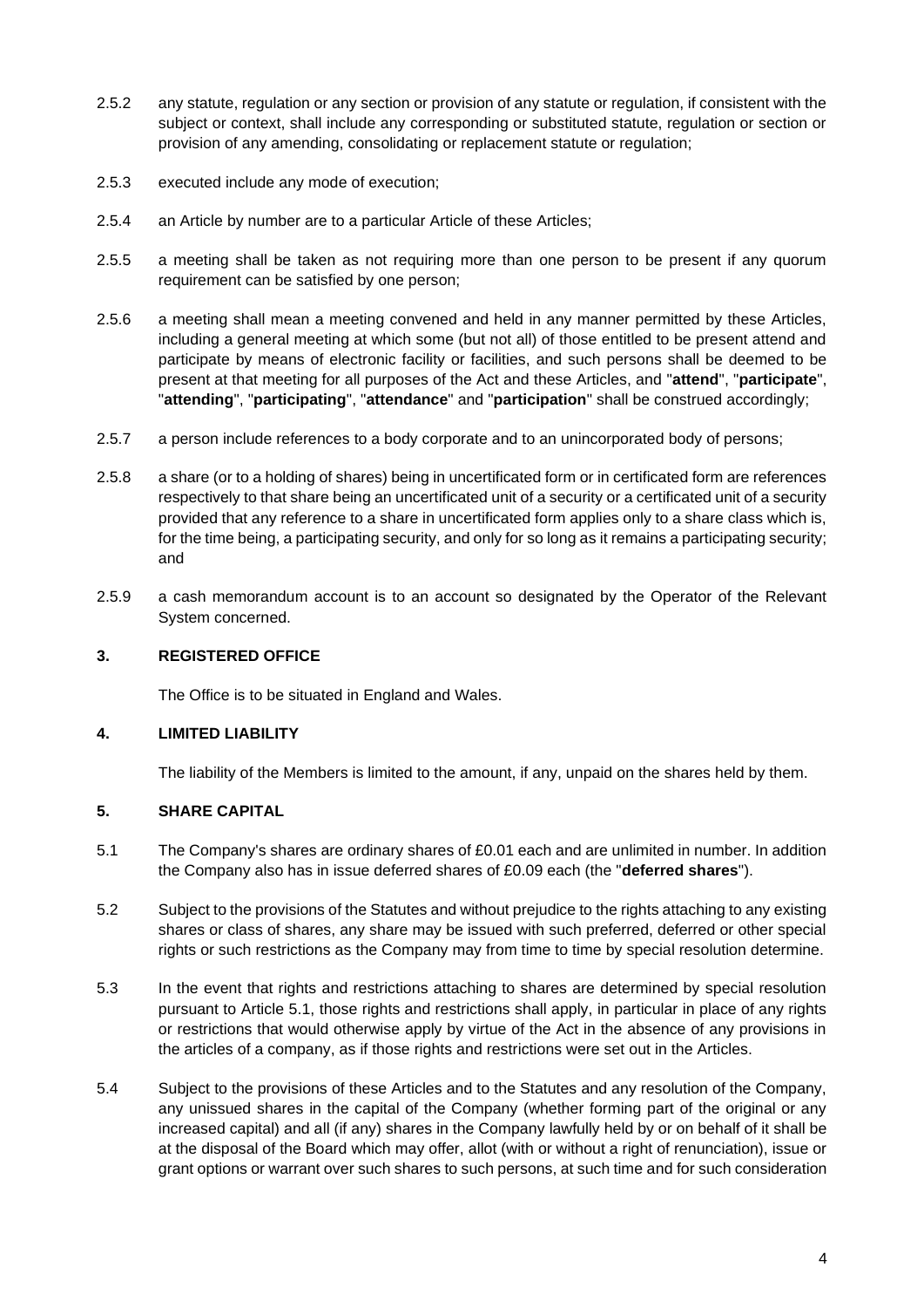2.5.2 any statute, regulation or any section or provision of any statute or regulation, if consistent with the subject or context, shall include any corresponding or substituted statute, regulation or section or provision of any amending, consolidating or replacement statute or regulation;

2.5.3 executed include any mode of execution;

2.5.4 an Article by number are to a particular Article of these Articles;

2.5.5 a meeting shall be taken as not requiring more than one person to be present if any quorum requirement can be satisfied by one person;

2.5.6 a meeting shall mean a meeting convened and held in any manner permitted by these Articles, including a general meeting at which some (but not all) of those entitled to be present attend and participate by means of electronic facility or facilities, and such persons shall be deemed to be present at that meeting for all purposes of the Act and these Articles, and "**attend**", "**participate**", "**attending**", "**participating**", "**attendance**" and "**participation**" shall be construed accordingly;

2.5.7 a person include references to a body corporate and to an unincorporated body of persons;

2.5.8 a share (or to a holding of shares) being in uncertificated form or in certificated form are references respectively to that share being an uncertificated unit of a security or a certificated unit of a security provided that any reference to a share in uncertificated form applies only to a share class which is, for the time being, a participating security, and only for so long as it remains a participating security; and

2.5.9 a cash memorandum account is to an account so designated by the Operator of the Relevant System concerned.

## 3. REGISTERED OFFICE

The Office is to be situated in England and Wales.

## 4. LIMITED LIABILITY

The liability of the Members is limited to the amount, if any, unpaid on the shares held by them.

## 5. SHARE CAPITAL

5.1 The Company's shares are ordinary shares of £0.01 each and are unlimited in number. In addition the Company also has in issue deferred shares of £0.09 each (the "**deferred shares**").

5.2 Subject to the provisions of the Statutes and without prejudice to the rights attaching to any existing shares or class of shares, any share may be issued with such preferred, deferred or other special rights or such restrictions as the Company may from time to time by special resolution determine.

5.3 In the event that rights and restrictions attaching to shares are determined by special resolution pursuant to Article 5.1, those rights and restrictions shall apply, in particular in place of any rights or restrictions that would otherwise apply by virtue of the Act in the absence of any provisions in the articles of a company, as if those rights and restrictions were set out in the Articles.

5.4 Subject to the provisions of these Articles and to the Statutes and any resolution of the Company, any unissued shares in the capital of the Company (whether forming part of the original or any increased capital) and all (if any) shares in the Company lawfully held by or on behalf of it shall be at the disposal of the Board which may offer, allot (with or without a right of renunciation), issue or grant options or warrant over such shares to such persons, at such time and for such consideration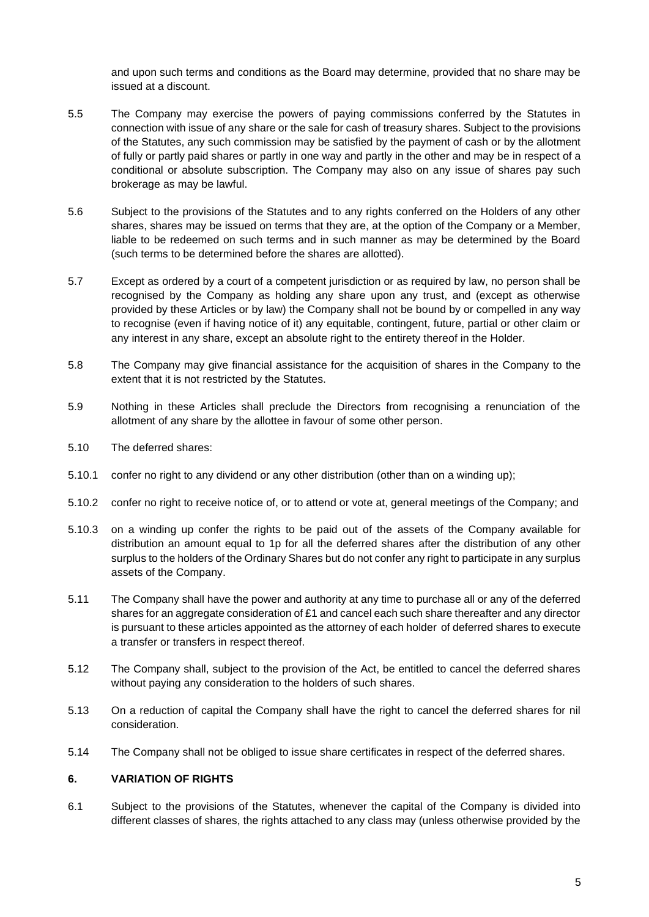and upon such terms and conditions as the Board may determine, provided that no share may be issued at a discount.

5.5 The Company may exercise the powers of paying commissions conferred by the Statutes in connection with issue of any share or the sale for cash of treasury shares. Subject to the provisions of the Statutes, any such commission may be satisfied by the payment of cash or by the allotment of fully or partly paid shares or partly in one way and partly in the other and may be in respect of a conditional or absolute subscription. The Company may also on any issue of shares pay such brokerage as may be lawful.

5.6 Subject to the provisions of the Statutes and to any rights conferred on the Holders of any other shares, shares may be issued on terms that they are, at the option of the Company or a Member, liable to be redeemed on such terms and in such manner as may be determined by the Board (such terms to be determined before the shares are allotted).

5.7 Except as ordered by a court of a competent jurisdiction or as required by law, no person shall be recognised by the Company as holding any share upon any trust, and (except as otherwise provided by these Articles or by law) the Company shall not be bound by or compelled in any way to recognise (even if having notice of it) any equitable, contingent, future, partial or other claim or any interest in any share, except an absolute right to the entirety thereof in the Holder.

5.8 The Company may give financial assistance for the acquisition of shares in the Company to the extent that it is not restricted by the Statutes.

5.9 Nothing in these Articles shall preclude the Directors from recognising a renunciation of the allotment of any share by the allottee in favour of some other person.

5.10 The deferred shares:

5.10.1 confer no right to any dividend or any other distribution (other than on a winding up);

5.10.2 confer no right to receive notice of, or to attend or vote at, general meetings of the Company; and

5.10.3 on a winding up confer the rights to be paid out of the assets of the Company available for distribution an amount equal to 1p for all the deferred shares after the distribution of any other surplus to the holders of the Ordinary Shares but do not confer any right to participate in any surplus assets of the Company.

5.11 The Company shall have the power and authority at any time to purchase all or any of the deferred shares for an aggregate consideration of £1 and cancel each such share thereafter and any director is pursuant to these articles appointed as the attorney of each holder of deferred shares to execute a transfer or transfers in respect thereof.

5.12 The Company shall, subject to the provision of the Act, be entitled to cancel the deferred shares without paying any consideration to the holders of such shares.

5.13 On a reduction of capital the Company shall have the right to cancel the deferred shares for nil consideration.

5.14 The Company shall not be obliged to issue share certificates in respect of the deferred shares.

## 6. VARIATION OF RIGHTS

6.1 Subject to the provisions of the Statutes, whenever the capital of the Company is divided into different classes of shares, the rights attached to any class may (unless otherwise provided by the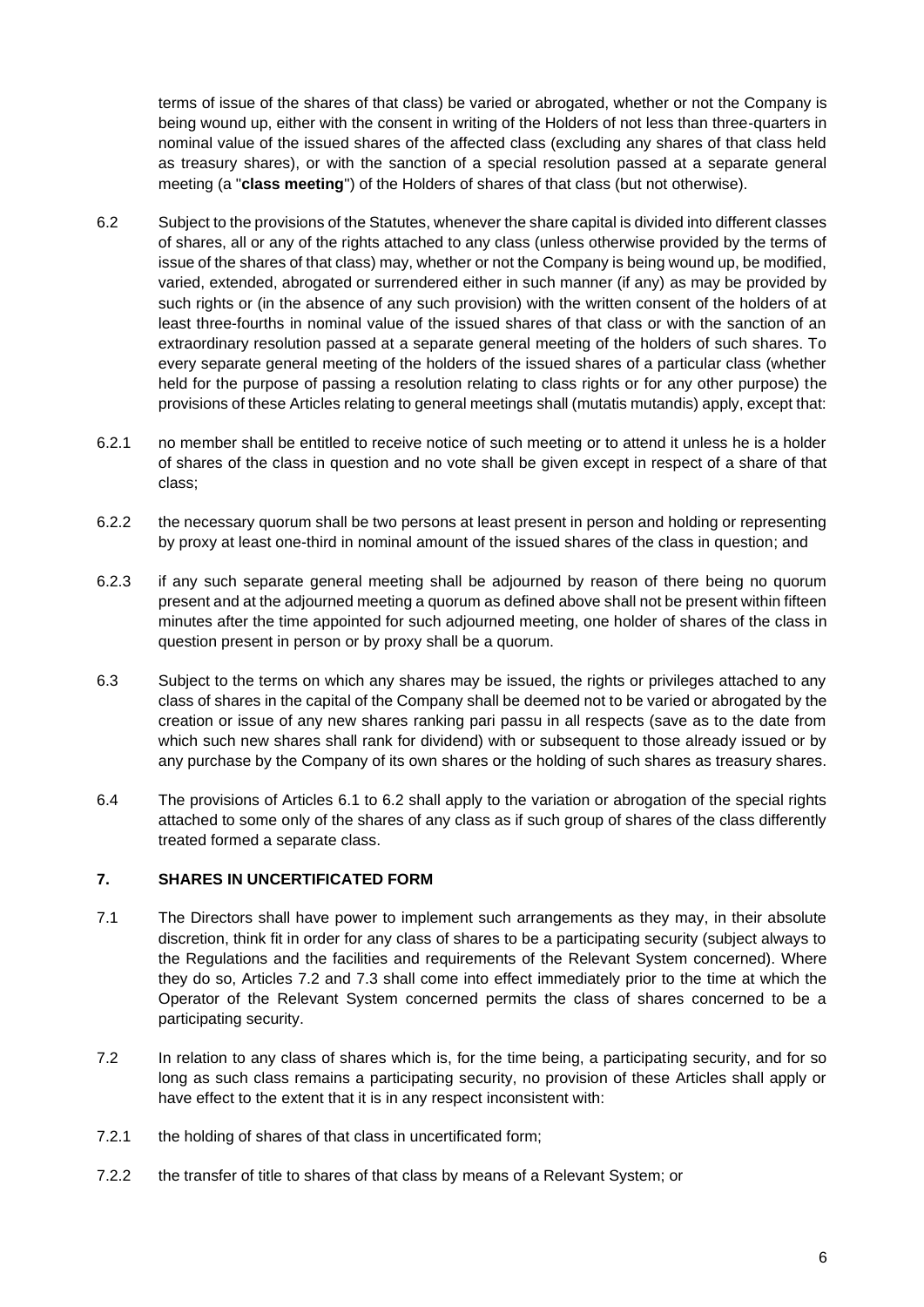terms of issue of the shares of that class) be varied or abrogated, whether or not the Company is being wound up, either with the consent in writing of the Holders of not less than three-quarters in nominal value of the issued shares of the affected class (excluding any shares of that class held as treasury shares), or with the sanction of a special resolution passed at a separate general meeting (a "**class meeting**") of the Holders of shares of that class (but not otherwise).

6.2 Subject to the provisions of the Statutes, whenever the share capital is divided into different classes of shares, all or any of the rights attached to any class (unless otherwise provided by the terms of issue of the shares of that class) may, whether or not the Company is being wound up, be modified, varied, extended, abrogated or surrendered either in such manner (if any) as may be provided by such rights or (in the absence of any such provision) with the written consent of the holders of at least three-fourths in nominal value of the issued shares of that class or with the sanction of an extraordinary resolution passed at a separate general meeting of the holders of such shares. To every separate general meeting of the holders of the issued shares of a particular class (whether held for the purpose of passing a resolution relating to class rights or for any other purpose) the provisions of these Articles relating to general meetings shall (mutatis mutandis) apply, except that:

6.2.1 no member shall be entitled to receive notice of such meeting or to attend it unless he is a holder of shares of the class in question and no vote shall be given except in respect of a share of that class;

6.2.2 the necessary quorum shall be two persons at least present in person and holding or representing by proxy at least one-third in nominal amount of the issued shares of the class in question; and

6.2.3 if any such separate general meeting shall be adjourned by reason of there being no quorum present and at the adjourned meeting a quorum as defined above shall not be present within fifteen minutes after the time appointed for such adjourned meeting, one holder of shares of the class in question present in person or by proxy shall be a quorum.

6.3 Subject to the terms on which any shares may be issued, the rights or privileges attached to any class of shares in the capital of the Company shall be deemed not to be varied or abrogated by the creation or issue of any new shares ranking pari passu in all respects (save as to the date from which such new shares shall rank for dividend) with or subsequent to those already issued or by any purchase by the Company of its own shares or the holding of such shares as treasury shares.

6.4 The provisions of Articles 6.1 to 6.2 shall apply to the variation or abrogation of the special rights attached to some only of the shares of any class as if such group of shares of the class differently treated formed a separate class.

## 7. SHARES IN UNCERTIFICATED FORM

7.1 The Directors shall have power to implement such arrangements as they may, in their absolute discretion, think fit in order for any class of shares to be a participating security (subject always to the Regulations and the facilities and requirements of the Relevant System concerned). Where they do so, Articles 7.2 and 7.3 shall come into effect immediately prior to the time at which the Operator of the Relevant System concerned permits the class of shares concerned to be a participating security.

7.2 In relation to any class of shares which is, for the time being, a participating security, and for so long as such class remains a participating security, no provision of these Articles shall apply or have effect to the extent that it is in any respect inconsistent with:

7.2.1 the holding of shares of that class in uncertificated form;

7.2.2 the transfer of title to shares of that class by means of a Relevant System; or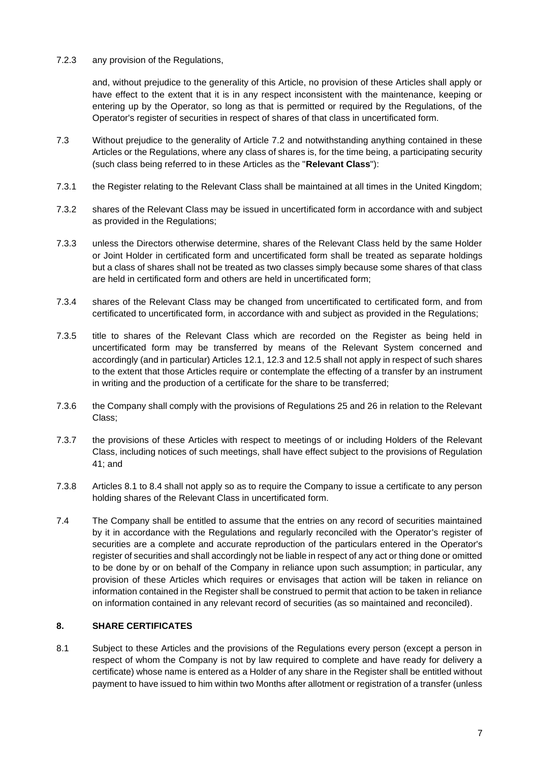7.2.3 any provision of the Regulations,

and, without prejudice to the generality of this Article, no provision of these Articles shall apply or have effect to the extent that it is in any respect inconsistent with the maintenance, keeping or entering up by the Operator, so long as that is permitted or required by the Regulations, of the Operator's register of securities in respect of shares of that class in uncertificated form.

7.3 Without prejudice to the generality of Article 7.2 and notwithstanding anything contained in these Articles or the Regulations, where any class of shares is, for the time being, a participating security (such class being referred to in these Articles as the "**Relevant Class**"):

7.3.1 the Register relating to the Relevant Class shall be maintained at all times in the United Kingdom;

7.3.2 shares of the Relevant Class may be issued in uncertificated form in accordance with and subject as provided in the Regulations;

7.3.3 unless the Directors otherwise determine, shares of the Relevant Class held by the same Holder or Joint Holder in certificated form and uncertificated form shall be treated as separate holdings but a class of shares shall not be treated as two classes simply because some shares of that class are held in certificated form and others are held in uncertificated form;

7.3.4 shares of the Relevant Class may be changed from uncertificated to certificated form, and from certificated to uncertificated form, in accordance with and subject as provided in the Regulations;

7.3.5 title to shares of the Relevant Class which are recorded on the Register as being held in uncertificated form may be transferred by means of the Relevant System concerned and accordingly (and in particular) Articles 12.1, 12.3 and 12.5 shall not apply in respect of such shares to the extent that those Articles require or contemplate the effecting of a transfer by an instrument in writing and the production of a certificate for the share to be transferred;

7.3.6 the Company shall comply with the provisions of Regulations 25 and 26 in relation to the Relevant Class;

7.3.7 the provisions of these Articles with respect to meetings of or including Holders of the Relevant Class, including notices of such meetings, shall have effect subject to the provisions of Regulation 41; and

7.3.8 Articles 8.1 to 8.4 shall not apply so as to require the Company to issue a certificate to any person holding shares of the Relevant Class in uncertificated form.

7.4 The Company shall be entitled to assume that the entries on any record of securities maintained by it in accordance with the Regulations and regularly reconciled with the Operator's register of securities are a complete and accurate reproduction of the particulars entered in the Operator's register of securities and shall accordingly not be liable in respect of any act or thing done or omitted to be done by or on behalf of the Company in reliance upon such assumption; in particular, any provision of these Articles which requires or envisages that action will be taken in reliance on information contained in the Register shall be construed to permit that action to be taken in reliance on information contained in any relevant record of securities (as so maintained and reconciled).

## 8. SHARE CERTIFICATES

8.1 Subject to these Articles and the provisions of the Regulations every person (except a person in respect of whom the Company is not by law required to complete and have ready for delivery a certificate) whose name is entered as a Holder of any share in the Register shall be entitled without payment to have issued to him within two Months after allotment or registration of a transfer (unless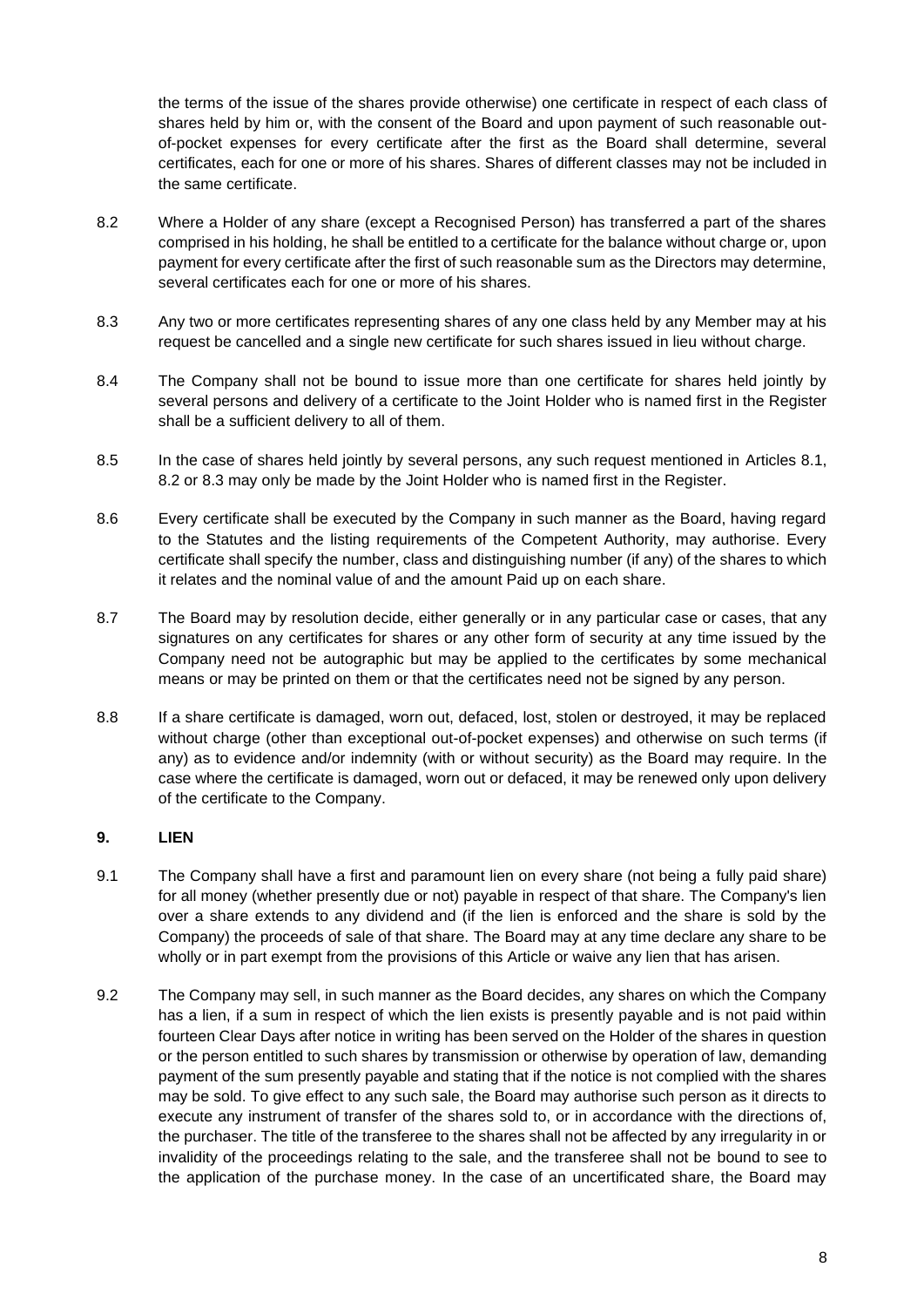the terms of the issue of the shares provide otherwise) one certificate in respect of each class of shares held by him or, with the consent of the Board and upon payment of such reasonable out-of-pocket expenses for every certificate after the first as the Board shall determine, several certificates, each for one or more of his shares. Shares of different classes may not be included in the same certificate.

8.2 Where a Holder of any share (except a Recognised Person) has transferred a part of the shares comprised in his holding, he shall be entitled to a certificate for the balance without charge or, upon payment for every certificate after the first of such reasonable sum as the Directors may determine, several certificates each for one or more of his shares.

8.3 Any two or more certificates representing shares of any one class held by any Member may at his request be cancelled and a single new certificate for such shares issued in lieu without charge.

8.4 The Company shall not be bound to issue more than one certificate for shares held jointly by several persons and delivery of a certificate to the Joint Holder who is named first in the Register shall be a sufficient delivery to all of them.

8.5 In the case of shares held jointly by several persons, any such request mentioned in Articles 8.1, 8.2 or 8.3 may only be made by the Joint Holder who is named first in the Register.

8.6 Every certificate shall be executed by the Company in such manner as the Board, having regard to the Statutes and the listing requirements of the Competent Authority, may authorise. Every certificate shall specify the number, class and distinguishing number (if any) of the shares to which it relates and the nominal value of and the amount Paid up on each share.

8.7 The Board may by resolution decide, either generally or in any particular case or cases, that any signatures on any certificates for shares or any other form of security at any time issued by the Company need not be autographic but may be applied to the certificates by some mechanical means or may be printed on them or that the certificates need not be signed by any person.

8.8 If a share certificate is damaged, worn out, defaced, lost, stolen or destroyed, it may be replaced without charge (other than exceptional out-of-pocket expenses) and otherwise on such terms (if any) as to evidence and/or indemnity (with or without security) as the Board may require. In the case where the certificate is damaged, worn out or defaced, it may be renewed only upon delivery of the certificate to the Company.

## 9. LIEN

9.1 The Company shall have a first and paramount lien on every share (not being a fully paid share) for all money (whether presently due or not) payable in respect of that share. The Company's lien over a share extends to any dividend and (if the lien is enforced and the share is sold by the Company) the proceeds of sale of that share. The Board may at any time declare any share to be wholly or in part exempt from the provisions of this Article or waive any lien that has arisen.

9.2 The Company may sell, in such manner as the Board decides, any shares on which the Company has a lien, if a sum in respect of which the lien exists is presently payable and is not paid within fourteen Clear Days after notice in writing has been served on the Holder of the shares in question or the person entitled to such shares by transmission or otherwise by operation of law, demanding payment of the sum presently payable and stating that if the notice is not complied with the shares may be sold. To give effect to any such sale, the Board may authorise such person as it directs to execute any instrument of transfer of the shares sold to, or in accordance with the directions of, the purchaser. The title of the transferee to the shares shall not be affected by any irregularity in or invalidity of the proceedings relating to the sale, and the transferee shall not be bound to see to the application of the purchase money. In the case of an uncertificated share, the Board may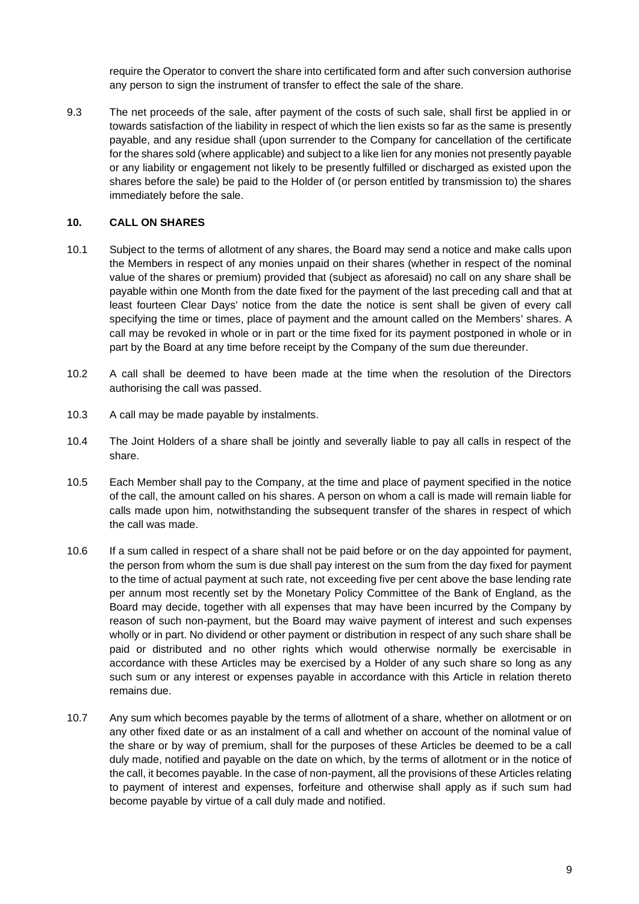require the Operator to convert the share into certificated form and after such conversion authorise any person to sign the instrument of transfer to effect the sale of the share.

9.3 The net proceeds of the sale, after payment of the costs of such sale, shall first be applied in or towards satisfaction of the liability in respect of which the lien exists so far as the same is presently payable, and any residue shall (upon surrender to the Company for cancellation of the certificate for the shares sold (where applicable) and subject to a like lien for any monies not presently payable or any liability or engagement not likely to be presently fulfilled or discharged as existed upon the shares before the sale) be paid to the Holder of (or person entitled by transmission to) the shares immediately before the sale.

## 10. CALL ON SHARES

10.1 Subject to the terms of allotment of any shares, the Board may send a notice and make calls upon the Members in respect of any monies unpaid on their shares (whether in respect of the nominal value of the shares or premium) provided that (subject as aforesaid) no call on any share shall be payable within one Month from the date fixed for the payment of the last preceding call and that at least fourteen Clear Days' notice from the date the notice is sent shall be given of every call specifying the time or times, place of payment and the amount called on the Members' shares. A call may be revoked in whole or in part or the time fixed for its payment postponed in whole or in part by the Board at any time before receipt by the Company of the sum due thereunder.

10.2 A call shall be deemed to have been made at the time when the resolution of the Directors authorising the call was passed.

10.3 A call may be made payable by instalments.

10.4 The Joint Holders of a share shall be jointly and severally liable to pay all calls in respect of the share.

10.5 Each Member shall pay to the Company, at the time and place of payment specified in the notice of the call, the amount called on his shares. A person on whom a call is made will remain liable for calls made upon him, notwithstanding the subsequent transfer of the shares in respect of which the call was made.

10.6 If a sum called in respect of a share shall not be paid before or on the day appointed for payment, the person from whom the sum is due shall pay interest on the sum from the day fixed for payment to the time of actual payment at such rate, not exceeding five per cent above the base lending rate per annum most recently set by the Monetary Policy Committee of the Bank of England, as the Board may decide, together with all expenses that may have been incurred by the Company by reason of such non-payment, but the Board may waive payment of interest and such expenses wholly or in part. No dividend or other payment or distribution in respect of any such share shall be paid or distributed and no other rights which would otherwise normally be exercisable in accordance with these Articles may be exercised by a Holder of any such share so long as any such sum or any interest or expenses payable in accordance with this Article in relation thereto remains due.

10.7 Any sum which becomes payable by the terms of allotment of a share, whether on allotment or on any other fixed date or as an instalment of a call and whether on account of the nominal value of the share or by way of premium, shall for the purposes of these Articles be deemed to be a call duly made, notified and payable on the date on which, by the terms of allotment or in the notice of the call, it becomes payable. In the case of non-payment, all the provisions of these Articles relating to payment of interest and expenses, forfeiture and otherwise shall apply as if such sum had become payable by virtue of a call duly made and notified.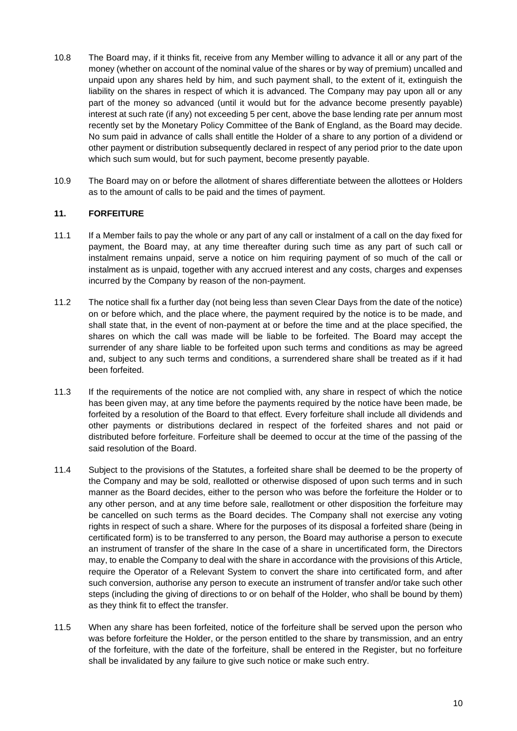10.8 The Board may, if it thinks fit, receive from any Member willing to advance it all or any part of the money (whether on account of the nominal value of the shares or by way of premium) uncalled and unpaid upon any shares held by him, and such payment shall, to the extent of it, extinguish the liability on the shares in respect of which it is advanced. The Company may pay upon all or any part of the money so advanced (until it would but for the advance become presently payable) interest at such rate (if any) not exceeding 5 per cent, above the base lending rate per annum most recently set by the Monetary Policy Committee of the Bank of England, as the Board may decide. No sum paid in advance of calls shall entitle the Holder of a share to any portion of a dividend or other payment or distribution subsequently declared in respect of any period prior to the date upon which such sum would, but for such payment, become presently payable.

10.9 The Board may on or before the allotment of shares differentiate between the allottees or Holders as to the amount of calls to be paid and the times of payment.

## 11. FORFEITURE

11.1 If a Member fails to pay the whole or any part of any call or instalment of a call on the day fixed for payment, the Board may, at any time thereafter during such time as any part of such call or instalment remains unpaid, serve a notice on him requiring payment of so much of the call or instalment as is unpaid, together with any accrued interest and any costs, charges and expenses incurred by the Company by reason of the non-payment.

11.2 The notice shall fix a further day (not being less than seven Clear Days from the date of the notice) on or before which, and the place where, the payment required by the notice is to be made, and shall state that, in the event of non-payment at or before the time and at the place specified, the shares on which the call was made will be liable to be forfeited. The Board may accept the surrender of any share liable to be forfeited upon such terms and conditions as may be agreed and, subject to any such terms and conditions, a surrendered share shall be treated as if it had been forfeited.

11.3 If the requirements of the notice are not complied with, any share in respect of which the notice has been given may, at any time before the payments required by the notice have been made, be forfeited by a resolution of the Board to that effect. Every forfeiture shall include all dividends and other payments or distributions declared in respect of the forfeited shares and not paid or distributed before forfeiture. Forfeiture shall be deemed to occur at the time of the passing of the said resolution of the Board.

11.4 Subject to the provisions of the Statutes, a forfeited share shall be deemed to be the property of the Company and may be sold, reallotted or otherwise disposed of upon such terms and in such manner as the Board decides, either to the person who was before the forfeiture the Holder or to any other person, and at any time before sale, reallotment or other disposition the forfeiture may be cancelled on such terms as the Board decides. The Company shall not exercise any voting rights in respect of such a share. Where for the purposes of its disposal a forfeited share (being in certificated form) is to be transferred to any person, the Board may authorise a person to execute an instrument of transfer of the share In the case of a share in uncertificated form, the Directors may, to enable the Company to deal with the share in accordance with the provisions of this Article, require the Operator of a Relevant System to convert the share into certificated form, and after such conversion, authorise any person to execute an instrument of transfer and/or take such other steps (including the giving of directions to or on behalf of the Holder, who shall be bound by them) as they think fit to effect the transfer.

11.5 When any share has been forfeited, notice of the forfeiture shall be served upon the person who was before forfeiture the Holder, or the person entitled to the share by transmission, and an entry of the forfeiture, with the date of the forfeiture, shall be entered in the Register, but no forfeiture shall be invalidated by any failure to give such notice or make such entry.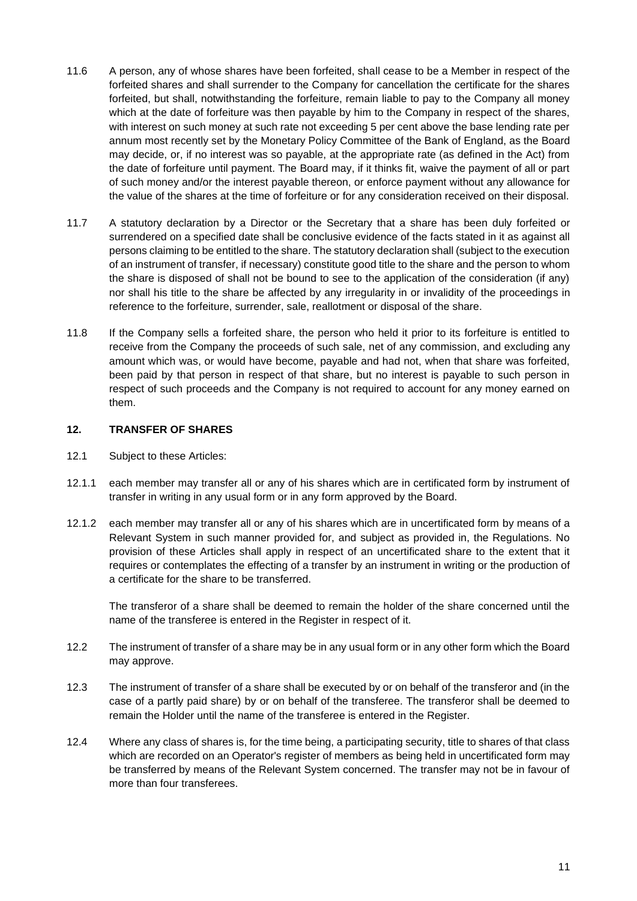11.6 A person, any of whose shares have been forfeited, shall cease to be a Member in respect of the forfeited shares and shall surrender to the Company for cancellation the certificate for the shares forfeited, but shall, notwithstanding the forfeiture, remain liable to pay to the Company all money which at the date of forfeiture was then payable by him to the Company in respect of the shares, with interest on such money at such rate not exceeding 5 per cent above the base lending rate per annum most recently set by the Monetary Policy Committee of the Bank of England, as the Board may decide, or, if no interest was so payable, at the appropriate rate (as defined in the Act) from the date of forfeiture until payment. The Board may, if it thinks fit, waive the payment of all or part of such money and/or the interest payable thereon, or enforce payment without any allowance for the value of the shares at the time of forfeiture or for any consideration received on their disposal.

11.7 A statutory declaration by a Director or the Secretary that a share has been duly forfeited or surrendered on a specified date shall be conclusive evidence of the facts stated in it as against all persons claiming to be entitled to the share. The statutory declaration shall (subject to the execution of an instrument of transfer, if necessary) constitute good title to the share and the person to whom the share is disposed of shall not be bound to see to the application of the consideration (if any) nor shall his title to the share be affected by any irregularity in or invalidity of the proceedings in reference to the forfeiture, surrender, sale, reallotment or disposal of the share.

11.8 If the Company sells a forfeited share, the person who held it prior to its forfeiture is entitled to receive from the Company the proceeds of such sale, net of any commission, and excluding any amount which was, or would have become, payable and had not, when that share was forfeited, been paid by that person in respect of that share, but no interest is payable to such person in respect of such proceeds and the Company is not required to account for any money earned on them.

## 12. TRANSFER OF SHARES

12.1 Subject to these Articles:

12.1.1 each member may transfer all or any of his shares which are in certificated form by instrument of transfer in writing in any usual form or in any form approved by the Board.

12.1.2 each member may transfer all or any of his shares which are in uncertificated form by means of a Relevant System in such manner provided for, and subject as provided in, the Regulations. No provision of these Articles shall apply in respect of an uncertificated share to the extent that it requires or contemplates the effecting of a transfer by an instrument in writing or the production of a certificate for the share to be transferred.

The transferor of a share shall be deemed to remain the holder of the share concerned until the name of the transferee is entered in the Register in respect of it.

12.2 The instrument of transfer of a share may be in any usual form or in any other form which the Board may approve.

12.3 The instrument of transfer of a share shall be executed by or on behalf of the transferor and (in the case of a partly paid share) by or on behalf of the transferee. The transferor shall be deemed to remain the Holder until the name of the transferee is entered in the Register.

12.4 Where any class of shares is, for the time being, a participating security, title to shares of that class which are recorded on an Operator's register of members as being held in uncertificated form may be transferred by means of the Relevant System concerned. The transfer may not be in favour of more than four transferees.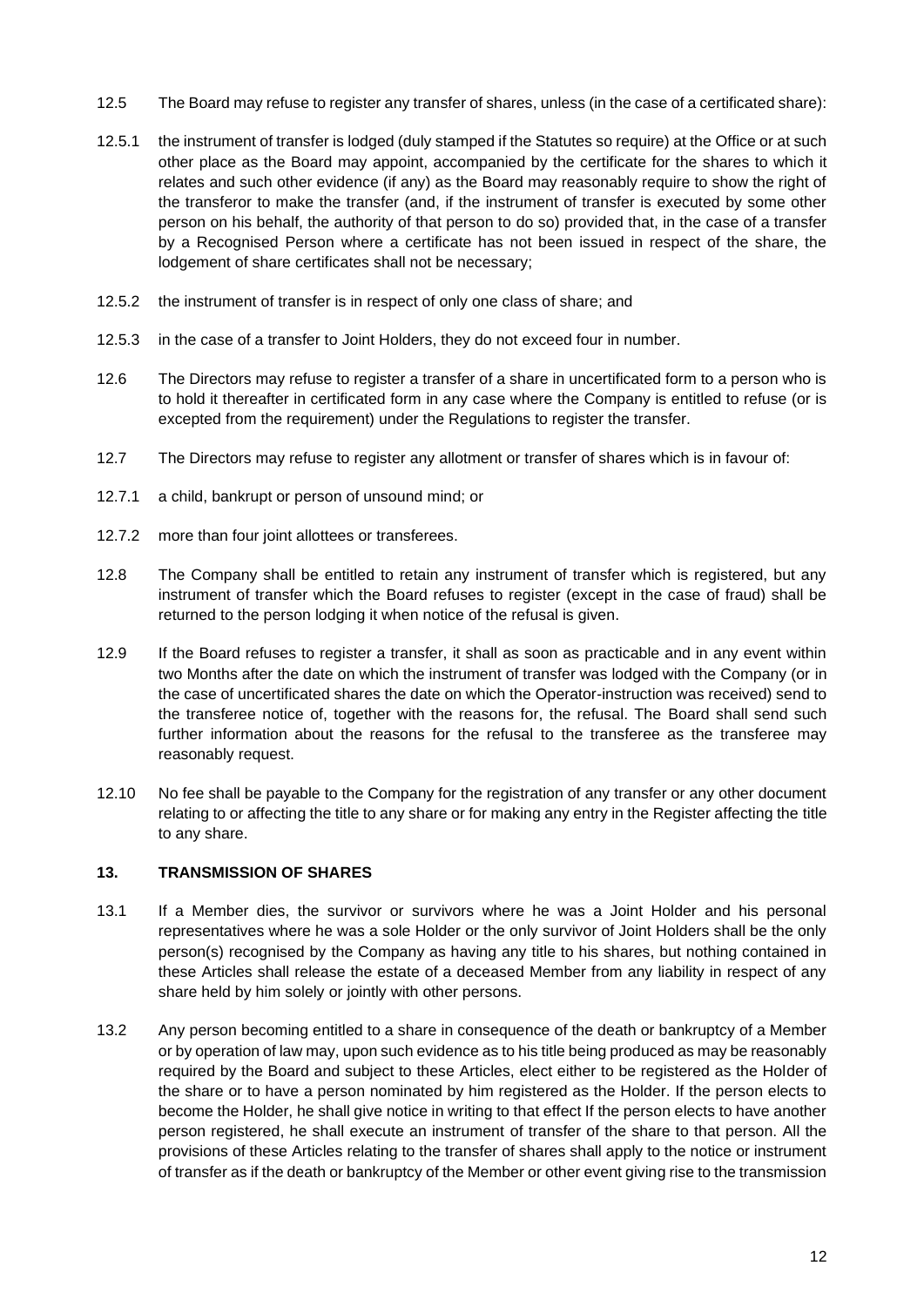12.5 The Board may refuse to register any transfer of shares, unless (in the case of a certificated share):

12.5.1 the instrument of transfer is lodged (duly stamped if the Statutes so require) at the Office or at such other place as the Board may appoint, accompanied by the certificate for the shares to which it relates and such other evidence (if any) as the Board may reasonably require to show the right of the transferor to make the transfer (and, if the instrument of transfer is executed by some other person on his behalf, the authority of that person to do so) provided that, in the case of a transfer by a Recognised Person where a certificate has not been issued in respect of the share, the lodgement of share certificates shall not be necessary;

12.5.2 the instrument of transfer is in respect of only one class of share; and

12.5.3 in the case of a transfer to Joint Holders, they do not exceed four in number.

12.6 The Directors may refuse to register a transfer of a share in uncertificated form to a person who is to hold it thereafter in certificated form in any case where the Company is entitled to refuse (or is excepted from the requirement) under the Regulations to register the transfer.

12.7 The Directors may refuse to register any allotment or transfer of shares which is in favour of:

12.7.1 a child, bankrupt or person of unsound mind; or

12.7.2 more than four joint allottees or transferees.

12.8 The Company shall be entitled to retain any instrument of transfer which is registered, but any instrument of transfer which the Board refuses to register (except in the case of fraud) shall be returned to the person lodging it when notice of the refusal is given.

12.9 If the Board refuses to register a transfer, it shall as soon as practicable and in any event within two Months after the date on which the instrument of transfer was lodged with the Company (or in the case of uncertificated shares the date on which the Operator-instruction was received) send to the transferee notice of, together with the reasons for, the refusal. The Board shall send such further information about the reasons for the refusal to the transferee as the transferee may reasonably request.

12.10 No fee shall be payable to the Company for the registration of any transfer or any other document relating to or affecting the title to any share or for making any entry in the Register affecting the title to any share.

## 13. TRANSMISSION OF SHARES

13.1 If a Member dies, the survivor or survivors where he was a Joint Holder and his personal representatives where he was a sole Holder or the only survivor of Joint Holders shall be the only person(s) recognised by the Company as having any title to his shares, but nothing contained in these Articles shall release the estate of a deceased Member from any liability in respect of any share held by him solely or jointly with other persons.

13.2 Any person becoming entitled to a share in consequence of the death or bankruptcy of a Member or by operation of law may, upon such evidence as to his title being produced as may be reasonably required by the Board and subject to these Articles, elect either to be registered as the Holder of the share or to have a person nominated by him registered as the Holder. If the person elects to become the Holder, he shall give notice in writing to that effect If the person elects to have another person registered, he shall execute an instrument of transfer of the share to that person. All the provisions of these Articles relating to the transfer of shares shall apply to the notice or instrument of transfer as if the death or bankruptcy of the Member or other event giving rise to the transmission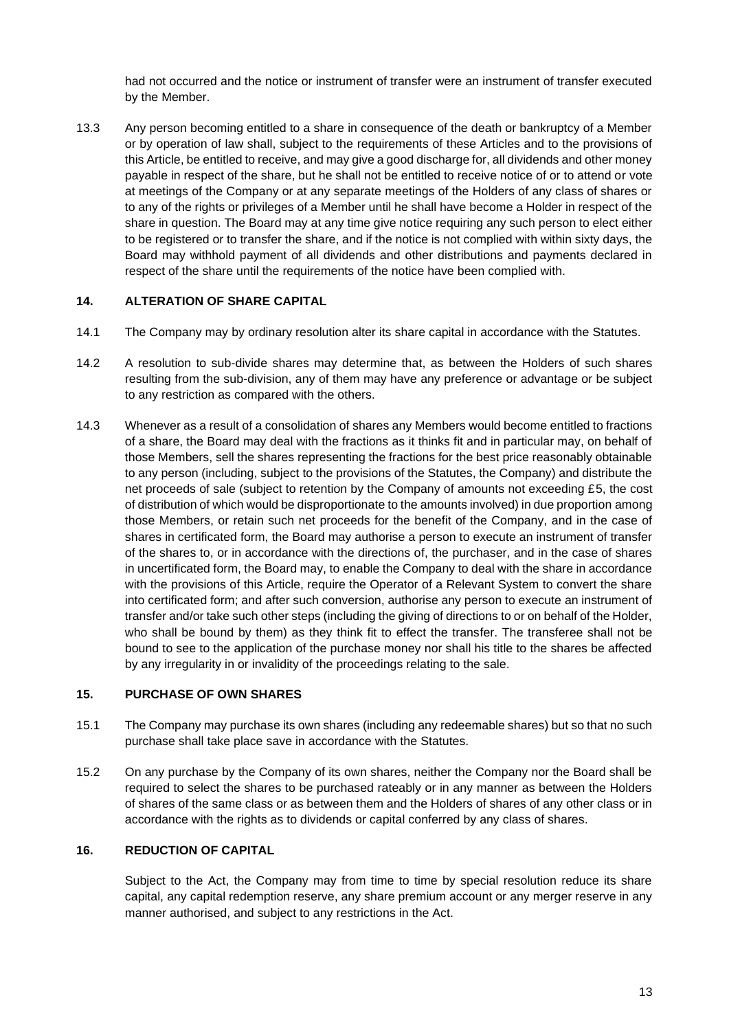had not occurred and the notice or instrument of transfer were an instrument of transfer executed by the Member.

13.3 Any person becoming entitled to a share in consequence of the death or bankruptcy of a Member or by operation of law shall, subject to the requirements of these Articles and to the provisions of this Article, be entitled to receive, and may give a good discharge for, all dividends and other money payable in respect of the share, but he shall not be entitled to receive notice of or to attend or vote at meetings of the Company or at any separate meetings of the Holders of any class of shares or to any of the rights or privileges of a Member until he shall have become a Holder in respect of the share in question. The Board may at any time give notice requiring any such person to elect either to be registered or to transfer the share, and if the notice is not complied with within sixty days, the Board may withhold payment of all dividends and other distributions and payments declared in respect of the share until the requirements of the notice have been complied with.

## 14. ALTERATION OF SHARE CAPITAL

14.1 The Company may by ordinary resolution alter its share capital in accordance with the Statutes.

14.2 A resolution to sub-divide shares may determine that, as between the Holders of such shares resulting from the sub-division, any of them may have any preference or advantage or be subject to any restriction as compared with the others.

14.3 Whenever as a result of a consolidation of shares any Members would become entitled to fractions of a share, the Board may deal with the fractions as it thinks fit and in particular may, on behalf of those Members, sell the shares representing the fractions for the best price reasonably obtainable to any person (including, subject to the provisions of the Statutes, the Company) and distribute the net proceeds of sale (subject to retention by the Company of amounts not exceeding £5, the cost of distribution of which would be disproportionate to the amounts involved) in due proportion among those Members, or retain such net proceeds for the benefit of the Company, and in the case of shares in certificated form, the Board may authorise a person to execute an instrument of transfer of the shares to, or in accordance with the directions of, the purchaser, and in the case of shares in uncertificated form, the Board may, to enable the Company to deal with the share in accordance with the provisions of this Article, require the Operator of a Relevant System to convert the share into certificated form; and after such conversion, authorise any person to execute an instrument of transfer and/or take such other steps (including the giving of directions to or on behalf of the Holder, who shall be bound by them) as they think fit to effect the transfer. The transferee shall not be bound to see to the application of the purchase money nor shall his title to the shares be affected by any irregularity in or invalidity of the proceedings relating to the sale.

## 15. PURCHASE OF OWN SHARES

15.1 The Company may purchase its own shares (including any redeemable shares) but so that no such purchase shall take place save in accordance with the Statutes.

15.2 On any purchase by the Company of its own shares, neither the Company nor the Board shall be required to select the shares to be purchased rateably or in any manner as between the Holders of shares of the same class or as between them and the Holders of shares of any other class or in accordance with the rights as to dividends or capital conferred by any class of shares.

## 16. REDUCTION OF CAPITAL

Subject to the Act, the Company may from time to time by special resolution reduce its share capital, any capital redemption reserve, any share premium account or any merger reserve in any manner authorised, and subject to any restrictions in the Act.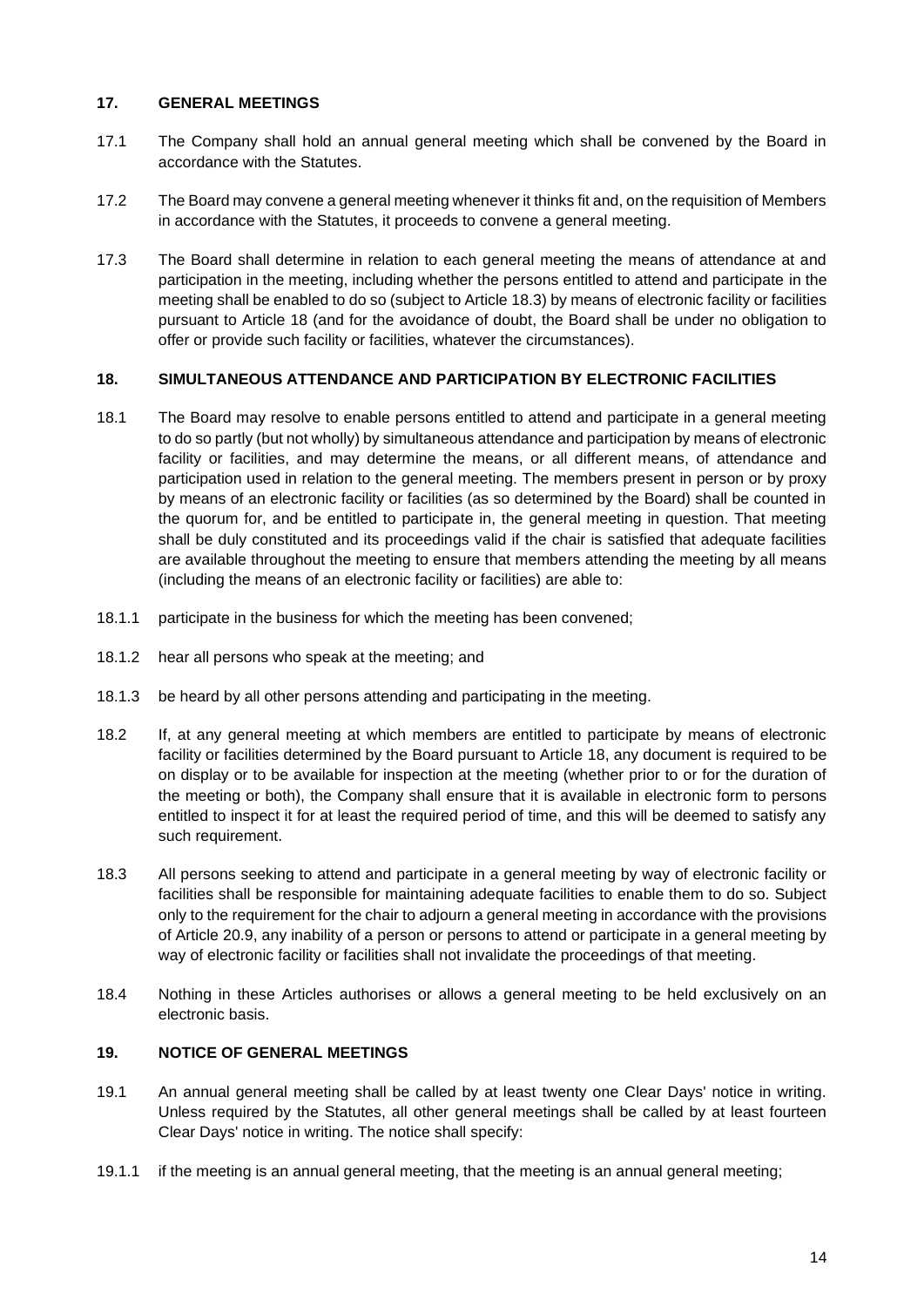## 17. GENERAL MEETINGS

17.1 The Company shall hold an annual general meeting which shall be convened by the Board in accordance with the Statutes.

17.2 The Board may convene a general meeting whenever it thinks fit and, on the requisition of Members in accordance with the Statutes, it proceeds to convene a general meeting.

17.3 The Board shall determine in relation to each general meeting the means of attendance at and participation in the meeting, including whether the persons entitled to attend and participate in the meeting shall be enabled to do so (subject to Article 18.3) by means of electronic facility or facilities pursuant to Article 18 (and for the avoidance of doubt, the Board shall be under no obligation to offer or provide such facility or facilities, whatever the circumstances).

## 18. SIMULTANEOUS ATTENDANCE AND PARTICIPATION BY ELECTRONIC FACILITIES

18.1 The Board may resolve to enable persons entitled to attend and participate in a general meeting to do so partly (but not wholly) by simultaneous attendance and participation by means of electronic facility or facilities, and may determine the means, or all different means, of attendance and participation used in relation to the general meeting. The members present in person or by proxy by means of an electronic facility or facilities (as so determined by the Board) shall be counted in the quorum for, and be entitled to participate in, the general meeting in question. That meeting shall be duly constituted and its proceedings valid if the chair is satisfied that adequate facilities are available throughout the meeting to ensure that members attending the meeting by all means (including the means of an electronic facility or facilities) are able to:

18.1.1 participate in the business for which the meeting has been convened;

18.1.2 hear all persons who speak at the meeting; and

18.1.3 be heard by all other persons attending and participating in the meeting.

18.2 If, at any general meeting at which members are entitled to participate by means of electronic facility or facilities determined by the Board pursuant to Article 18, any document is required to be on display or to be available for inspection at the meeting (whether prior to or for the duration of the meeting or both), the Company shall ensure that it is available in electronic form to persons entitled to inspect it for at least the required period of time, and this will be deemed to satisfy any such requirement.

18.3 All persons seeking to attend and participate in a general meeting by way of electronic facility or facilities shall be responsible for maintaining adequate facilities to enable them to do so. Subject only to the requirement for the chair to adjourn a general meeting in accordance with the provisions of Article 20.9, any inability of a person or persons to attend or participate in a general meeting by way of electronic facility or facilities shall not invalidate the proceedings of that meeting.

18.4 Nothing in these Articles authorises or allows a general meeting to be held exclusively on an electronic basis.

## 19. NOTICE OF GENERAL MEETINGS

19.1 An annual general meeting shall be called by at least twenty one Clear Days' notice in writing. Unless required by the Statutes, all other general meetings shall be called by at least fourteen Clear Days' notice in writing. The notice shall specify:

19.1.1 if the meeting is an annual general meeting, that the meeting is an annual general meeting;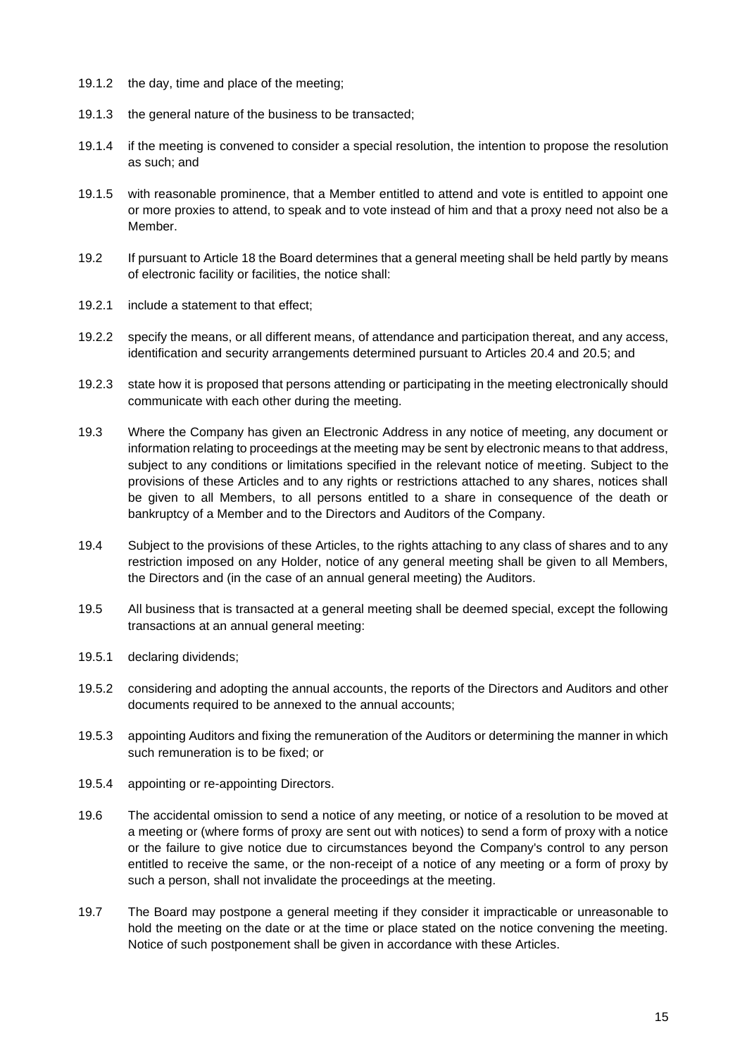19.1.2 the day, time and place of the meeting;

19.1.3 the general nature of the business to be transacted;

19.1.4 if the meeting is convened to consider a special resolution, the intention to propose the resolution as such; and

19.1.5 with reasonable prominence, that a Member entitled to attend and vote is entitled to appoint one or more proxies to attend, to speak and to vote instead of him and that a proxy need not also be a Member.

19.2 If pursuant to Article 18 the Board determines that a general meeting shall be held partly by means of electronic facility or facilities, the notice shall:

19.2.1 include a statement to that effect;

19.2.2 specify the means, or all different means, of attendance and participation thereat, and any access, identification and security arrangements determined pursuant to Articles 20.4 and 20.5; and

19.2.3 state how it is proposed that persons attending or participating in the meeting electronically should communicate with each other during the meeting.

19.3 Where the Company has given an Electronic Address in any notice of meeting, any document or information relating to proceedings at the meeting may be sent by electronic means to that address, subject to any conditions or limitations specified in the relevant notice of meeting. Subject to the provisions of these Articles and to any rights or restrictions attached to any shares, notices shall be given to all Members, to all persons entitled to a share in consequence of the death or bankruptcy of a Member and to the Directors and Auditors of the Company.

19.4 Subject to the provisions of these Articles, to the rights attaching to any class of shares and to any restriction imposed on any Holder, notice of any general meeting shall be given to all Members, the Directors and (in the case of an annual general meeting) the Auditors.

19.5 All business that is transacted at a general meeting shall be deemed special, except the following transactions at an annual general meeting:

19.5.1 declaring dividends;

19.5.2 considering and adopting the annual accounts, the reports of the Directors and Auditors and other documents required to be annexed to the annual accounts;

19.5.3 appointing Auditors and fixing the remuneration of the Auditors or determining the manner in which such remuneration is to be fixed; or

19.5.4 appointing or re-appointing Directors.

19.6 The accidental omission to send a notice of any meeting, or notice of a resolution to be moved at a meeting or (where forms of proxy are sent out with notices) to send a form of proxy with a notice or the failure to give notice due to circumstances beyond the Company's control to any person entitled to receive the same, or the non-receipt of a notice of any meeting or a form of proxy by such a person, shall not invalidate the proceedings at the meeting.

19.7 The Board may postpone a general meeting if they consider it impracticable or unreasonable to hold the meeting on the date or at the time or place stated on the notice convening the meeting. Notice of such postponement shall be given in accordance with these Articles.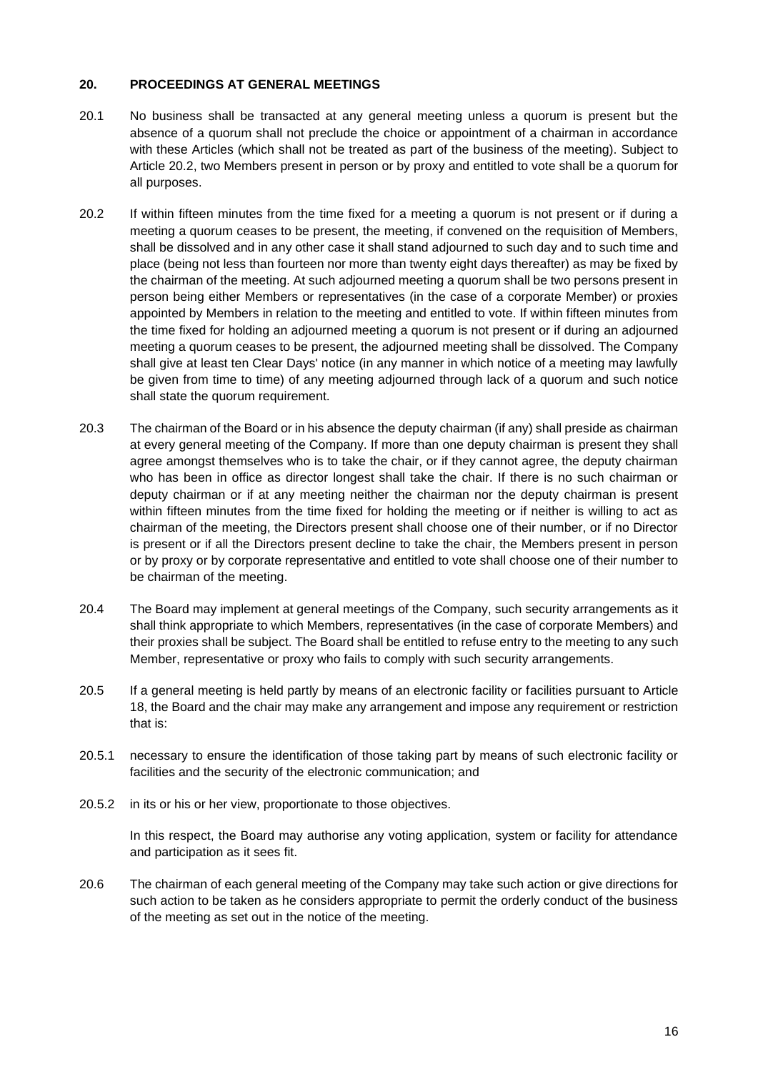## 20. PROCEEDINGS AT GENERAL MEETINGS

20.1 No business shall be transacted at any general meeting unless a quorum is present but the absence of a quorum shall not preclude the choice or appointment of a chairman in accordance with these Articles (which shall not be treated as part of the business of the meeting). Subject to Article 20.2, two Members present in person or by proxy and entitled to vote shall be a quorum for all purposes.

20.2 If within fifteen minutes from the time fixed for a meeting a quorum is not present or if during a meeting a quorum ceases to be present, the meeting, if convened on the requisition of Members, shall be dissolved and in any other case it shall stand adjourned to such day and to such time and place (being not less than fourteen nor more than twenty eight days thereafter) as may be fixed by the chairman of the meeting. At such adjourned meeting a quorum shall be two persons present in person being either Members or representatives (in the case of a corporate Member) or proxies appointed by Members in relation to the meeting and entitled to vote. If within fifteen minutes from the time fixed for holding an adjourned meeting a quorum is not present or if during an adjourned meeting a quorum ceases to be present, the adjourned meeting shall be dissolved. The Company shall give at least ten Clear Days' notice (in any manner in which notice of a meeting may lawfully be given from time to time) of any meeting adjourned through lack of a quorum and such notice shall state the quorum requirement.

20.3 The chairman of the Board or in his absence the deputy chairman (if any) shall preside as chairman at every general meeting of the Company. If more than one deputy chairman is present they shall agree amongst themselves who is to take the chair, or if they cannot agree, the deputy chairman who has been in office as director longest shall take the chair. If there is no such chairman or deputy chairman or if at any meeting neither the chairman nor the deputy chairman is present within fifteen minutes from the time fixed for holding the meeting or if neither is willing to act as chairman of the meeting, the Directors present shall choose one of their number, or if no Director is present or if all the Directors present decline to take the chair, the Members present in person or by proxy or by corporate representative and entitled to vote shall choose one of their number to be chairman of the meeting.

20.4 The Board may implement at general meetings of the Company, such security arrangements as it shall think appropriate to which Members, representatives (in the case of corporate Members) and their proxies shall be subject. The Board shall be entitled to refuse entry to the meeting to any such Member, representative or proxy who fails to comply with such security arrangements.

20.5 If a general meeting is held partly by means of an electronic facility or facilities pursuant to Article 18, the Board and the chair may make any arrangement and impose any requirement or restriction that is:

20.5.1 necessary to ensure the identification of those taking part by means of such electronic facility or facilities and the security of the electronic communication; and

20.5.2 in its or his or her view, proportionate to those objectives.

In this respect, the Board may authorise any voting application, system or facility for attendance and participation as it sees fit.

20.6 The chairman of each general meeting of the Company may take such action or give directions for such action to be taken as he considers appropriate to permit the orderly conduct of the business of the meeting as set out in the notice of the meeting.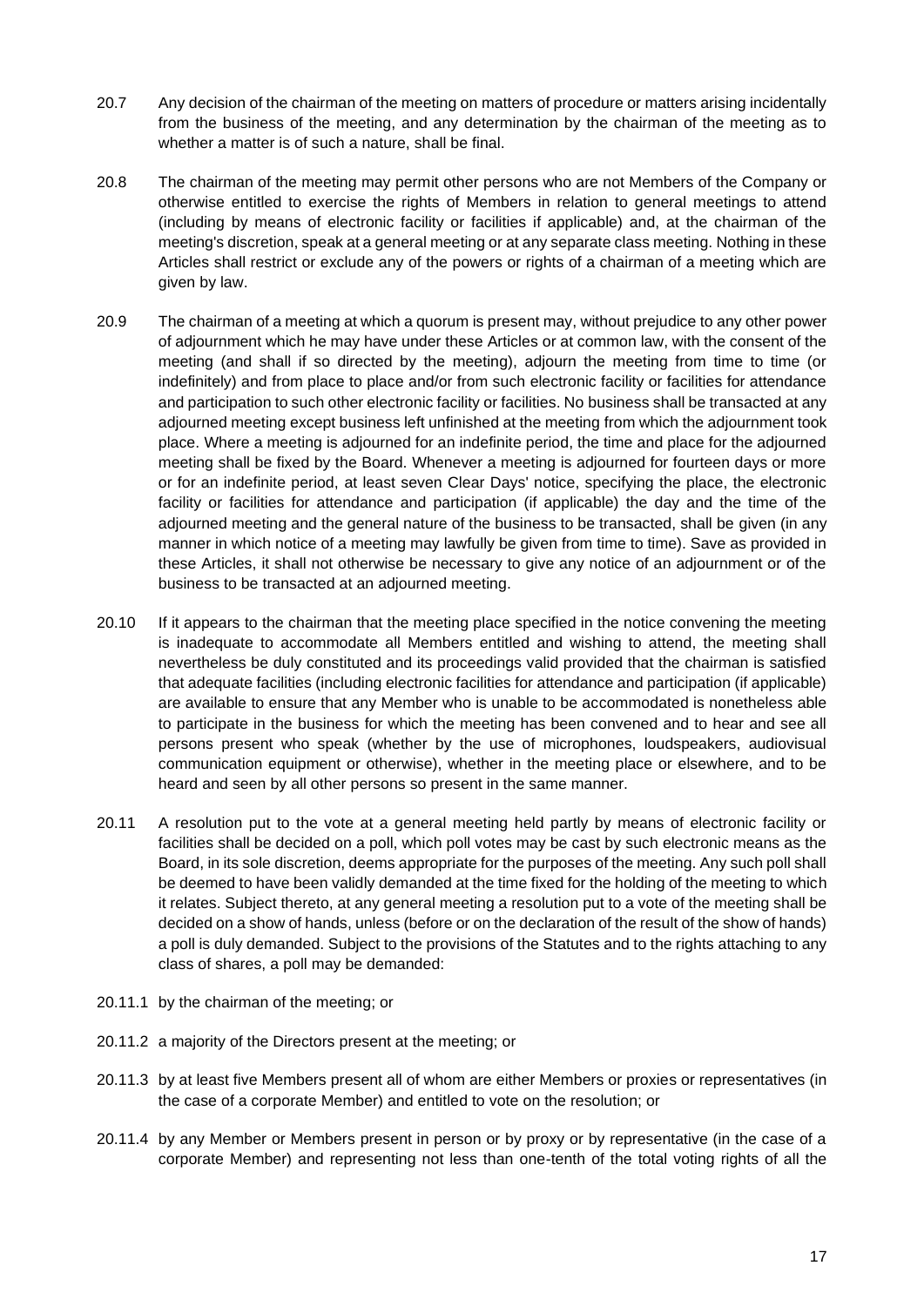20.7 Any decision of the chairman of the meeting on matters of procedure or matters arising incidentally from the business of the meeting, and any determination by the chairman of the meeting as to whether a matter is of such a nature, shall be final.

20.8 The chairman of the meeting may permit other persons who are not Members of the Company or otherwise entitled to exercise the rights of Members in relation to general meetings to attend (including by means of electronic facility or facilities if applicable) and, at the chairman of the meeting's discretion, speak at a general meeting or at any separate class meeting. Nothing in these Articles shall restrict or exclude any of the powers or rights of a chairman of a meeting which are given by law.

20.9 The chairman of a meeting at which a quorum is present may, without prejudice to any other power of adjournment which he may have under these Articles or at common law, with the consent of the meeting (and shall if so directed by the meeting), adjourn the meeting from time to time (or indefinitely) and from place to place and/or from such electronic facility or facilities for attendance and participation to such other electronic facility or facilities. No business shall be transacted at any adjourned meeting except business left unfinished at the meeting from which the adjournment took place. Where a meeting is adjourned for an indefinite period, the time and place for the adjourned meeting shall be fixed by the Board. Whenever a meeting is adjourned for fourteen days or more or for an indefinite period, at least seven Clear Days' notice, specifying the place, the electronic facility or facilities for attendance and participation (if applicable) the day and the time of the adjourned meeting and the general nature of the business to be transacted, shall be given (in any manner in which notice of a meeting may lawfully be given from time to time). Save as provided in these Articles, it shall not otherwise be necessary to give any notice of an adjournment or of the business to be transacted at an adjourned meeting.

20.10 If it appears to the chairman that the meeting place specified in the notice convening the meeting is inadequate to accommodate all Members entitled and wishing to attend, the meeting shall nevertheless be duly constituted and its proceedings valid provided that the chairman is satisfied that adequate facilities (including electronic facilities for attendance and participation (if applicable) are available to ensure that any Member who is unable to be accommodated is nonetheless able to participate in the business for which the meeting has been convened and to hear and see all persons present who speak (whether by the use of microphones, loudspeakers, audiovisual communication equipment or otherwise), whether in the meeting place or elsewhere, and to be heard and seen by all other persons so present in the same manner.

20.11 A resolution put to the vote at a general meeting held partly by means of electronic facility or facilities shall be decided on a poll, which poll votes may be cast by such electronic means as the Board, in its sole discretion, deems appropriate for the purposes of the meeting. Any such poll shall be deemed to have been validly demanded at the time fixed for the holding of the meeting to which it relates. Subject thereto, at any general meeting a resolution put to a vote of the meeting shall be decided on a show of hands, unless (before or on the declaration of the result of the show of hands) a poll is duly demanded. Subject to the provisions of the Statutes and to the rights attaching to any class of shares, a poll may be demanded:

20.11.1 by the chairman of the meeting; or

20.11.2 a majority of the Directors present at the meeting; or

20.11.3 by at least five Members present all of whom are either Members or proxies or representatives (in the case of a corporate Member) and entitled to vote on the resolution; or

20.11.4 by any Member or Members present in person or by proxy or by representative (in the case of a corporate Member) and representing not less than one-tenth of the total voting rights of all the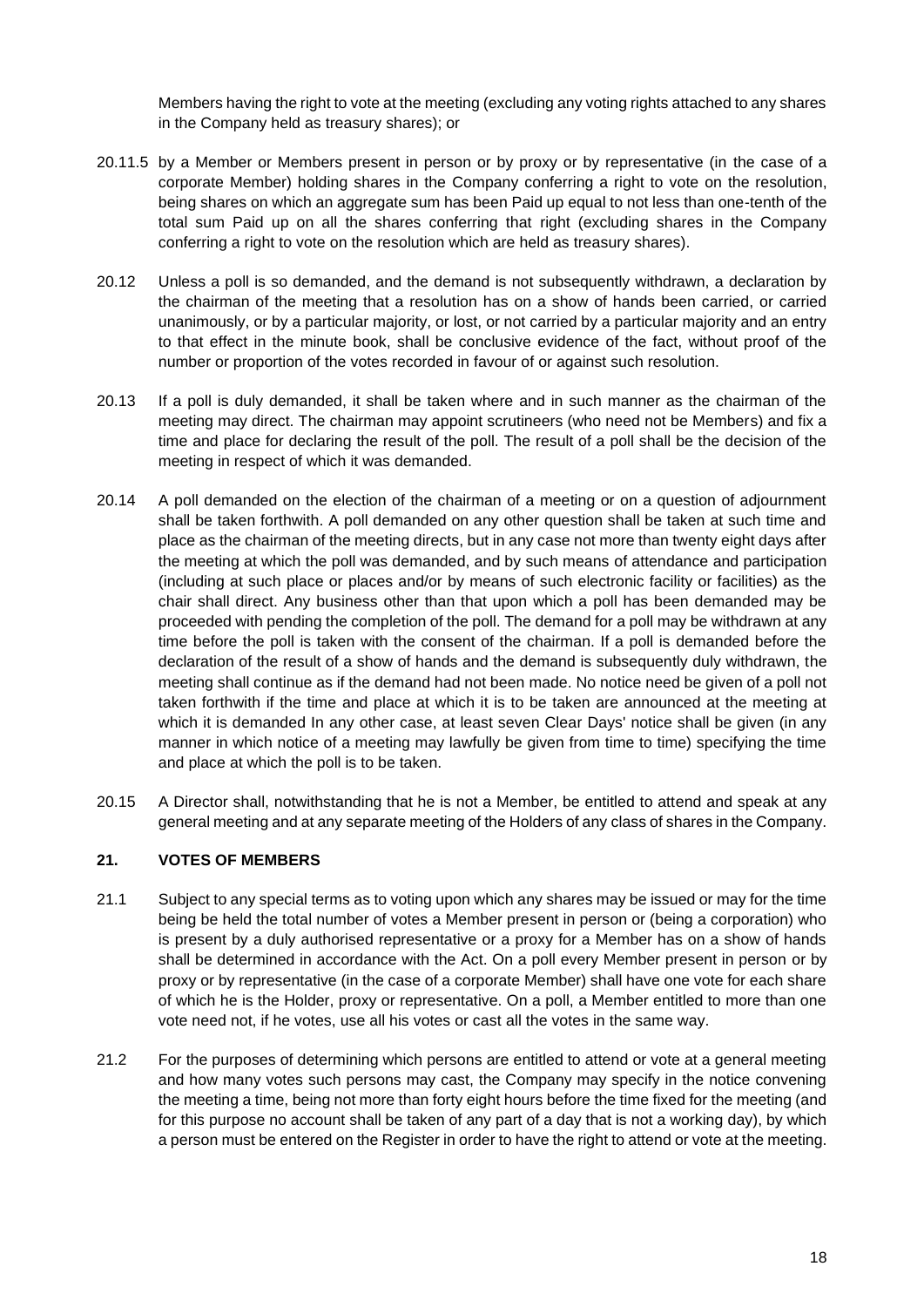Members having the right to vote at the meeting (excluding any voting rights attached to any shares in the Company held as treasury shares); or

20.11.5 by a Member or Members present in person or by proxy or by representative (in the case of a corporate Member) holding shares in the Company conferring a right to vote on the resolution, being shares on which an aggregate sum has been Paid up equal to not less than one-tenth of the total sum Paid up on all the shares conferring that right (excluding shares in the Company conferring a right to vote on the resolution which are held as treasury shares).

20.12 Unless a poll is so demanded, and the demand is not subsequently withdrawn, a declaration by the chairman of the meeting that a resolution has on a show of hands been carried, or carried unanimously, or by a particular majority, or lost, or not carried by a particular majority and an entry to that effect in the minute book, shall be conclusive evidence of the fact, without proof of the number or proportion of the votes recorded in favour of or against such resolution.

20.13 If a poll is duly demanded, it shall be taken where and in such manner as the chairman of the meeting may direct. The chairman may appoint scrutineers (who need not be Members) and fix a time and place for declaring the result of the poll. The result of a poll shall be the decision of the meeting in respect of which it was demanded.

20.14 A poll demanded on the election of the chairman of a meeting or on a question of adjournment shall be taken forthwith. A poll demanded on any other question shall be taken at such time and place as the chairman of the meeting directs, but in any case not more than twenty eight days after the meeting at which the poll was demanded, and by such means of attendance and participation (including at such place or places and/or by means of such electronic facility or facilities) as the chair shall direct. Any business other than that upon which a poll has been demanded may be proceeded with pending the completion of the poll. The demand for a poll may be withdrawn at any time before the poll is taken with the consent of the chairman. If a poll is demanded before the declaration of the result of a show of hands and the demand is subsequently duly withdrawn, the meeting shall continue as if the demand had not been made. No notice need be given of a poll not taken forthwith if the time and place at which it is to be taken are announced at the meeting at which it is demanded In any other case, at least seven Clear Days' notice shall be given (in any manner in which notice of a meeting may lawfully be given from time to time) specifying the time and place at which the poll is to be taken.

20.15 A Director shall, notwithstanding that he is not a Member, be entitled to attend and speak at any general meeting and at any separate meeting of the Holders of any class of shares in the Company.

## 21. VOTES OF MEMBERS

21.1 Subject to any special terms as to voting upon which any shares may be issued or may for the time being be held the total number of votes a Member present in person or (being a corporation) who is present by a duly authorised representative or a proxy for a Member has on a show of hands shall be determined in accordance with the Act. On a poll every Member present in person or by proxy or by representative (in the case of a corporate Member) shall have one vote for each share of which he is the Holder, proxy or representative. On a poll, a Member entitled to more than one vote need not, if he votes, use all his votes or cast all the votes in the same way.

21.2 For the purposes of determining which persons are entitled to attend or vote at a general meeting and how many votes such persons may cast, the Company may specify in the notice convening the meeting a time, being not more than forty eight hours before the time fixed for the meeting (and for this purpose no account shall be taken of any part of a day that is not a working day), by which a person must be entered on the Register in order to have the right to attend or vote at the meeting.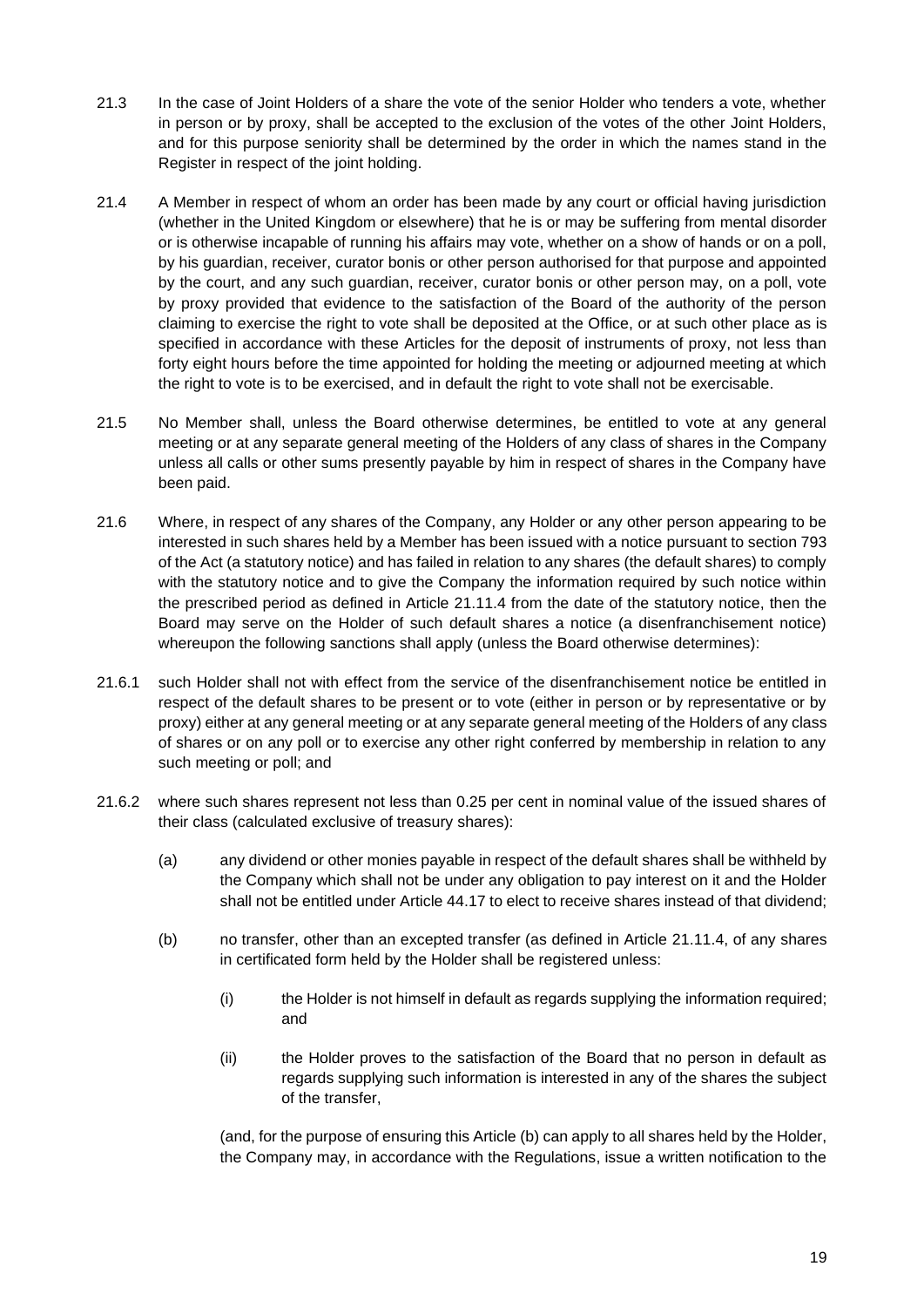21.3 In the case of Joint Holders of a share the vote of the senior Holder who tenders a vote, whether in person or by proxy, shall be accepted to the exclusion of the votes of the other Joint Holders, and for this purpose seniority shall be determined by the order in which the names stand in the Register in respect of the joint holding.

21.4 A Member in respect of whom an order has been made by any court or official having jurisdiction (whether in the United Kingdom or elsewhere) that he is or may be suffering from mental disorder or is otherwise incapable of running his affairs may vote, whether on a show of hands or on a poll, by his guardian, receiver, curator bonis or other person authorised for that purpose and appointed by the court, and any such guardian, receiver, curator bonis or other person may, on a poll, vote by proxy provided that evidence to the satisfaction of the Board of the authority of the person claiming to exercise the right to vote shall be deposited at the Office, or at such other place as is specified in accordance with these Articles for the deposit of instruments of proxy, not less than forty eight hours before the time appointed for holding the meeting or adjourned meeting at which the right to vote is to be exercised, and in default the right to vote shall not be exercisable.

21.5 No Member shall, unless the Board otherwise determines, be entitled to vote at any general meeting or at any separate general meeting of the Holders of any class of shares in the Company unless all calls or other sums presently payable by him in respect of shares in the Company have been paid.

21.6 Where, in respect of any shares of the Company, any Holder or any other person appearing to be interested in such shares held by a Member has been issued with a notice pursuant to section 793 of the Act (a statutory notice) and has failed in relation to any shares (the default shares) to comply with the statutory notice and to give the Company the information required by such notice within the prescribed period as defined in Article 21.11.4 from the date of the statutory notice, then the Board may serve on the Holder of such default shares a notice (a disenfranchisement notice) whereupon the following sanctions shall apply (unless the Board otherwise determines):

21.6.1 such Holder shall not with effect from the service of the disenfranchisement notice be entitled in respect of the default shares to be present or to vote (either in person or by representative or by proxy) either at any general meeting or at any separate general meeting of the Holders of any class of shares or on any poll or to exercise any other right conferred by membership in relation to any such meeting or poll; and

21.6.2 where such shares represent not less than 0.25 per cent in nominal value of the issued shares of their class (calculated exclusive of treasury shares):

(a) any dividend or other monies payable in respect of the default shares shall be withheld by the Company which shall not be under any obligation to pay interest on it and the Holder shall not be entitled under Article 44.17 to elect to receive shares instead of that dividend;

(b) no transfer, other than an excepted transfer (as defined in Article 21.11.4, of any shares in certificated form held by the Holder shall be registered unless:

(i) the Holder is not himself in default as regards supplying the information required; and

(ii) the Holder proves to the satisfaction of the Board that no person in default as regards supplying such information is interested in any of the shares the subject of the transfer,

(and, for the purpose of ensuring this Article (b) can apply to all shares held by the Holder, the Company may, in accordance with the Regulations, issue a written notification to the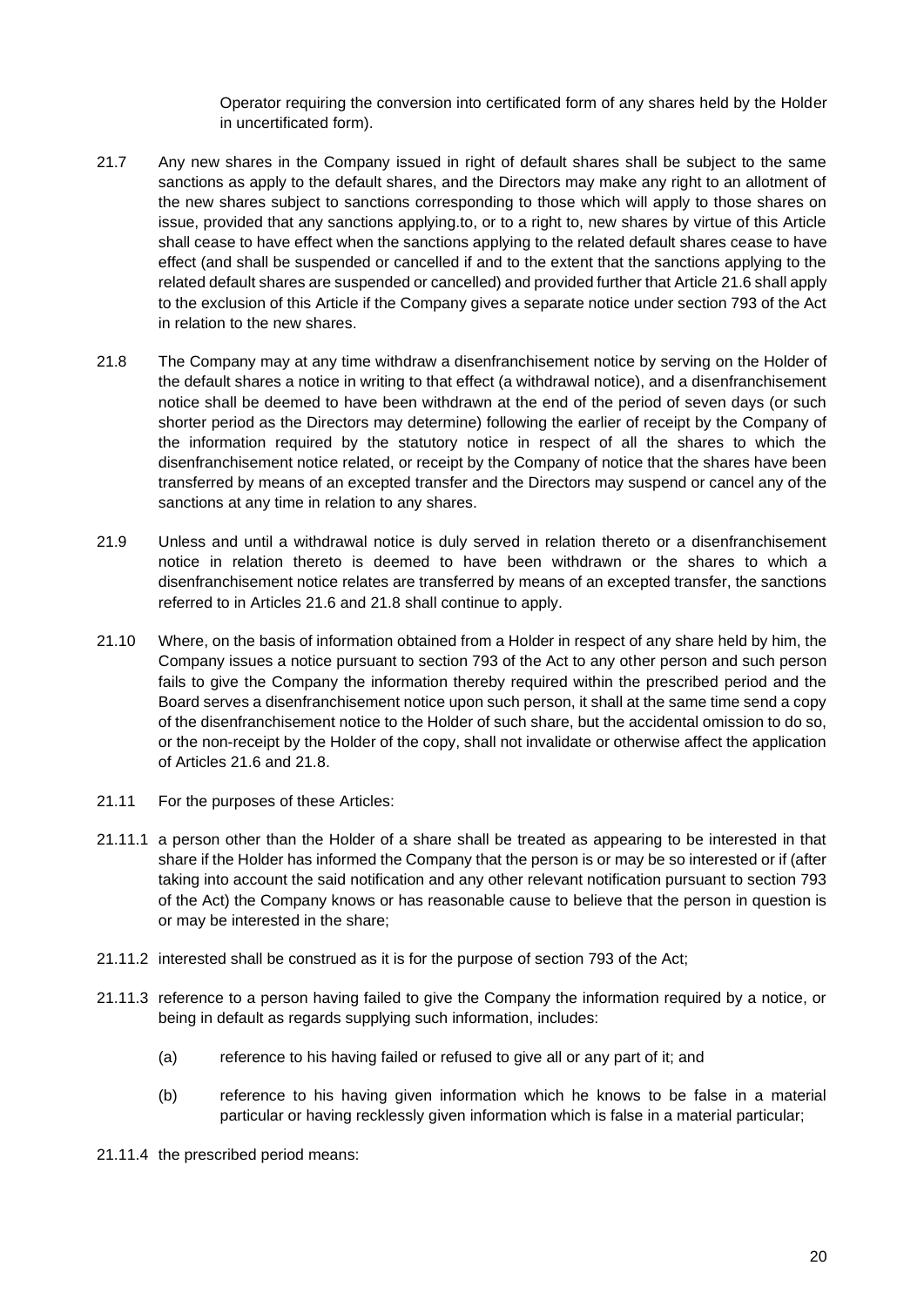Operator requiring the conversion into certificated form of any shares held by the Holder in uncertificated form).

21.7 Any new shares in the Company issued in right of default shares shall be subject to the same sanctions as apply to the default shares, and the Directors may make any right to an allotment of the new shares subject to sanctions corresponding to those which will apply to those shares on issue, provided that any sanctions applying.to, or to a right to, new shares by virtue of this Article shall cease to have effect when the sanctions applying to the related default shares cease to have effect (and shall be suspended or cancelled if and to the extent that the sanctions applying to the related default shares are suspended or cancelled) and provided further that Article 21.6 shall apply to the exclusion of this Article if the Company gives a separate notice under section 793 of the Act in relation to the new shares.

21.8 The Company may at any time withdraw a disenfranchisement notice by serving on the Holder of the default shares a notice in writing to that effect (a withdrawal notice), and a disenfranchisement notice shall be deemed to have been withdrawn at the end of the period of seven days (or such shorter period as the Directors may determine) following the earlier of receipt by the Company of the information required by the statutory notice in respect of all the shares to which the disenfranchisement notice related, or receipt by the Company of notice that the shares have been transferred by means of an excepted transfer and the Directors may suspend or cancel any of the sanctions at any time in relation to any shares.

21.9 Unless and until a withdrawal notice is duly served in relation thereto or a disenfranchisement notice in relation thereto is deemed to have been withdrawn or the shares to which a disenfranchisement notice relates are transferred by means of an excepted transfer, the sanctions referred to in Articles 21.6 and 21.8 shall continue to apply.

21.10 Where, on the basis of information obtained from a Holder in respect of any share held by him, the Company issues a notice pursuant to section 793 of the Act to any other person and such person fails to give the Company the information thereby required within the prescribed period and the Board serves a disenfranchisement notice upon such person, it shall at the same time send a copy of the disenfranchisement notice to the Holder of such share, but the accidental omission to do so, or the non-receipt by the Holder of the copy, shall not invalidate or otherwise affect the application of Articles 21.6 and 21.8.

21.11 For the purposes of these Articles:

21.11.1 a person other than the Holder of a share shall be treated as appearing to be interested in that share if the Holder has informed the Company that the person is or may be so interested or if (after taking into account the said notification and any other relevant notification pursuant to section 793 of the Act) the Company knows or has reasonable cause to believe that the person in question is or may be interested in the share;

21.11.2 interested shall be construed as it is for the purpose of section 793 of the Act;

21.11.3 reference to a person having failed to give the Company the information required by a notice, or being in default as regards supplying such information, includes:

(a) reference to his having failed or refused to give all or any part of it; and

(b) reference to his having given information which he knows to be false in a material particular or having recklessly given information which is false in a material particular;

21.11.4 the prescribed period means: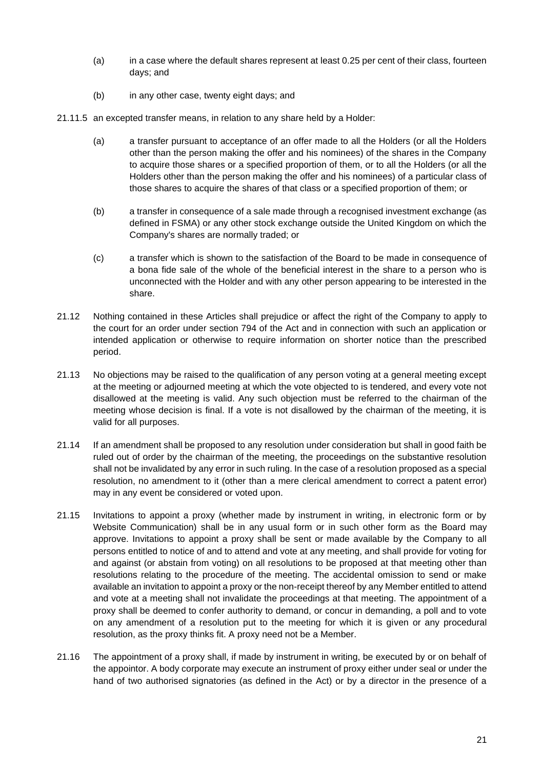(a) in a case where the default shares represent at least 0.25 per cent of their class, fourteen days; and

(b) in any other case, twenty eight days; and

21.11.5 an excepted transfer means, in relation to any share held by a Holder:

(a) a transfer pursuant to acceptance of an offer made to all the Holders (or all the Holders other than the person making the offer and his nominees) of the shares in the Company to acquire those shares or a specified proportion of them, or to all the Holders (or all the Holders other than the person making the offer and his nominees) of a particular class of those shares to acquire the shares of that class or a specified proportion of them; or

(b) a transfer in consequence of a sale made through a recognised investment exchange (as defined in FSMA) or any other stock exchange outside the United Kingdom on which the Company's shares are normally traded; or

(c) a transfer which is shown to the satisfaction of the Board to be made in consequence of a bona fide sale of the whole of the beneficial interest in the share to a person who is unconnected with the Holder and with any other person appearing to be interested in the share.

21.12 Nothing contained in these Articles shall prejudice or affect the right of the Company to apply to the court for an order under section 794 of the Act and in connection with such an application or intended application or otherwise to require information on shorter notice than the prescribed period.

21.13 No objections may be raised to the qualification of any person voting at a general meeting except at the meeting or adjourned meeting at which the vote objected to is tendered, and every vote not disallowed at the meeting is valid. Any such objection must be referred to the chairman of the meeting whose decision is final. If a vote is not disallowed by the chairman of the meeting, it is valid for all purposes.

21.14 If an amendment shall be proposed to any resolution under consideration but shall in good faith be ruled out of order by the chairman of the meeting, the proceedings on the substantive resolution shall not be invalidated by any error in such ruling. In the case of a resolution proposed as a special resolution, no amendment to it (other than a mere clerical amendment to correct a patent error) may in any event be considered or voted upon.

21.15 Invitations to appoint a proxy (whether made by instrument in writing, in electronic form or by Website Communication) shall be in any usual form or in such other form as the Board may approve. Invitations to appoint a proxy shall be sent or made available by the Company to all persons entitled to notice of and to attend and vote at any meeting, and shall provide for voting for and against (or abstain from voting) on all resolutions to be proposed at that meeting other than resolutions relating to the procedure of the meeting. The accidental omission to send or make available an invitation to appoint a proxy or the non-receipt thereof by any Member entitled to attend and vote at a meeting shall not invalidate the proceedings at that meeting. The appointment of a proxy shall be deemed to confer authority to demand, or concur in demanding, a poll and to vote on any amendment of a resolution put to the meeting for which it is given or any procedural resolution, as the proxy thinks fit. A proxy need not be a Member.

21.16 The appointment of a proxy shall, if made by instrument in writing, be executed by or on behalf of the appointor. A body corporate may execute an instrument of proxy either under seal or under the hand of two authorised signatories (as defined in the Act) or by a director in the presence of a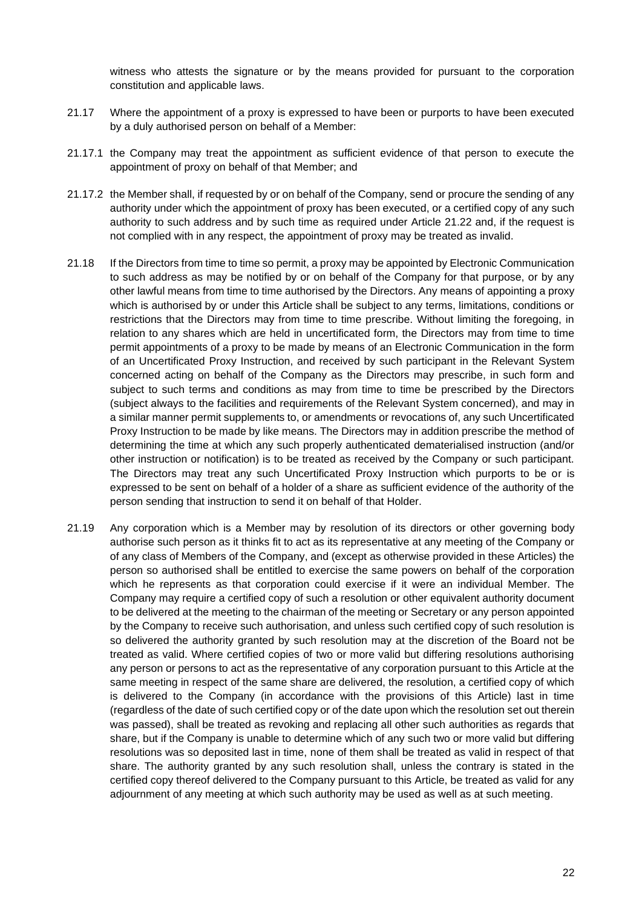witness who attests the signature or by the means provided for pursuant to the corporation constitution and applicable laws.

21.17 Where the appointment of a proxy is expressed to have been or purports to have been executed by a duly authorised person on behalf of a Member:

21.17.1 the Company may treat the appointment as sufficient evidence of that person to execute the appointment of proxy on behalf of that Member; and

21.17.2 the Member shall, if requested by or on behalf of the Company, send or procure the sending of any authority under which the appointment of proxy has been executed, or a certified copy of any such authority to such address and by such time as required under Article 21.22 and, if the request is not complied with in any respect, the appointment of proxy may be treated as invalid.

21.18 If the Directors from time to time so permit, a proxy may be appointed by Electronic Communication to such address as may be notified by or on behalf of the Company for that purpose, or by any other lawful means from time to time authorised by the Directors. Any means of appointing a proxy which is authorised by or under this Article shall be subject to any terms, limitations, conditions or restrictions that the Directors may from time to time prescribe. Without limiting the foregoing, in relation to any shares which are held in uncertificated form, the Directors may from time to time permit appointments of a proxy to be made by means of an Electronic Communication in the form of an Uncertificated Proxy Instruction, and received by such participant in the Relevant System concerned acting on behalf of the Company as the Directors may prescribe, in such form and subject to such terms and conditions as may from time to time be prescribed by the Directors (subject always to the facilities and requirements of the Relevant System concerned), and may in a similar manner permit supplements to, or amendments or revocations of, any such Uncertificated Proxy Instruction to be made by like means. The Directors may in addition prescribe the method of determining the time at which any such properly authenticated dematerialised instruction (and/or other instruction or notification) is to be treated as received by the Company or such participant. The Directors may treat any such Uncertificated Proxy Instruction which purports to be or is expressed to be sent on behalf of a holder of a share as sufficient evidence of the authority of the person sending that instruction to send it on behalf of that Holder.

21.19 Any corporation which is a Member may by resolution of its directors or other governing body authorise such person as it thinks fit to act as its representative at any meeting of the Company or of any class of Members of the Company, and (except as otherwise provided in these Articles) the person so authorised shall be entitled to exercise the same powers on behalf of the corporation which he represents as that corporation could exercise if it were an individual Member. The Company may require a certified copy of such a resolution or other equivalent authority document to be delivered at the meeting to the chairman of the meeting or Secretary or any person appointed by the Company to receive such authorisation, and unless such certified copy of such resolution is so delivered the authority granted by such resolution may at the discretion of the Board not be treated as valid. Where certified copies of two or more valid but differing resolutions authorising any person or persons to act as the representative of any corporation pursuant to this Article at the same meeting in respect of the same share are delivered, the resolution, a certified copy of which is delivered to the Company (in accordance with the provisions of this Article) last in time (regardless of the date of such certified copy or of the date upon which the resolution set out therein was passed), shall be treated as revoking and replacing all other such authorities as regards that share, but if the Company is unable to determine which of any such two or more valid but differing resolutions was so deposited last in time, none of them shall be treated as valid in respect of that share. The authority granted by any such resolution shall, unless the contrary is stated in the certified copy thereof delivered to the Company pursuant to this Article, be treated as valid for any adjournment of any meeting at which such authority may be used as well as at such meeting.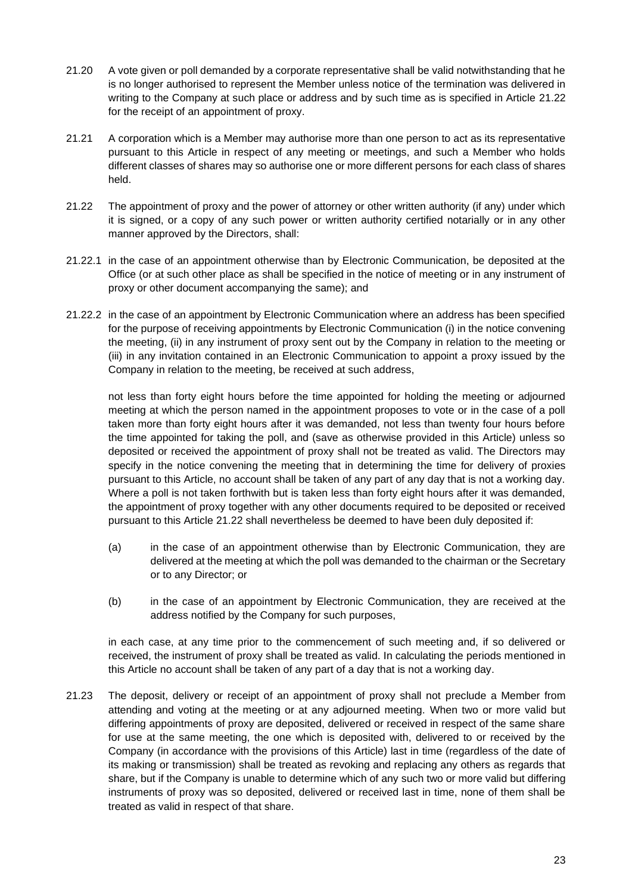21.20 A vote given or poll demanded by a corporate representative shall be valid notwithstanding that he is no longer authorised to represent the Member unless notice of the termination was delivered in writing to the Company at such place or address and by such time as is specified in Article 21.22 for the receipt of an appointment of proxy.

21.21 A corporation which is a Member may authorise more than one person to act as its representative pursuant to this Article in respect of any meeting or meetings, and such a Member who holds different classes of shares may so authorise one or more different persons for each class of shares held.

21.22 The appointment of proxy and the power of attorney or other written authority (if any) under which it is signed, or a copy of any such power or written authority certified notarially or in any other manner approved by the Directors, shall:

21.22.1 in the case of an appointment otherwise than by Electronic Communication, be deposited at the Office (or at such other place as shall be specified in the notice of meeting or in any instrument of proxy or other document accompanying the same); and

21.22.2 in the case of an appointment by Electronic Communication where an address has been specified for the purpose of receiving appointments by Electronic Communication (i) in the notice convening the meeting, (ii) in any instrument of proxy sent out by the Company in relation to the meeting or (iii) in any invitation contained in an Electronic Communication to appoint a proxy issued by the Company in relation to the meeting, be received at such address,

not less than forty eight hours before the time appointed for holding the meeting or adjourned meeting at which the person named in the appointment proposes to vote or in the case of a poll taken more than forty eight hours after it was demanded, not less than twenty four hours before the time appointed for taking the poll, and (save as otherwise provided in this Article) unless so deposited or received the appointment of proxy shall not be treated as valid. The Directors may specify in the notice convening the meeting that in determining the time for delivery of proxies pursuant to this Article, no account shall be taken of any part of any day that is not a working day. Where a poll is not taken forthwith but is taken less than forty eight hours after it was demanded, the appointment of proxy together with any other documents required to be deposited or received pursuant to this Article 21.22 shall nevertheless be deemed to have been duly deposited if:

(a) in the case of an appointment otherwise than by Electronic Communication, they are delivered at the meeting at which the poll was demanded to the chairman or the Secretary or to any Director; or

(b) in the case of an appointment by Electronic Communication, they are received at the address notified by the Company for such purposes,

in each case, at any time prior to the commencement of such meeting and, if so delivered or received, the instrument of proxy shall be treated as valid. In calculating the periods mentioned in this Article no account shall be taken of any part of a day that is not a working day.

21.23 The deposit, delivery or receipt of an appointment of proxy shall not preclude a Member from attending and voting at the meeting or at any adjourned meeting. When two or more valid but differing appointments of proxy are deposited, delivered or received in respect of the same share for use at the same meeting, the one which is deposited with, delivered to or received by the Company (in accordance with the provisions of this Article) last in time (regardless of the date of its making or transmission) shall be treated as revoking and replacing any others as regards that share, but if the Company is unable to determine which of any such two or more valid but differing instruments of proxy was so deposited, delivered or received last in time, none of them shall be treated as valid in respect of that share.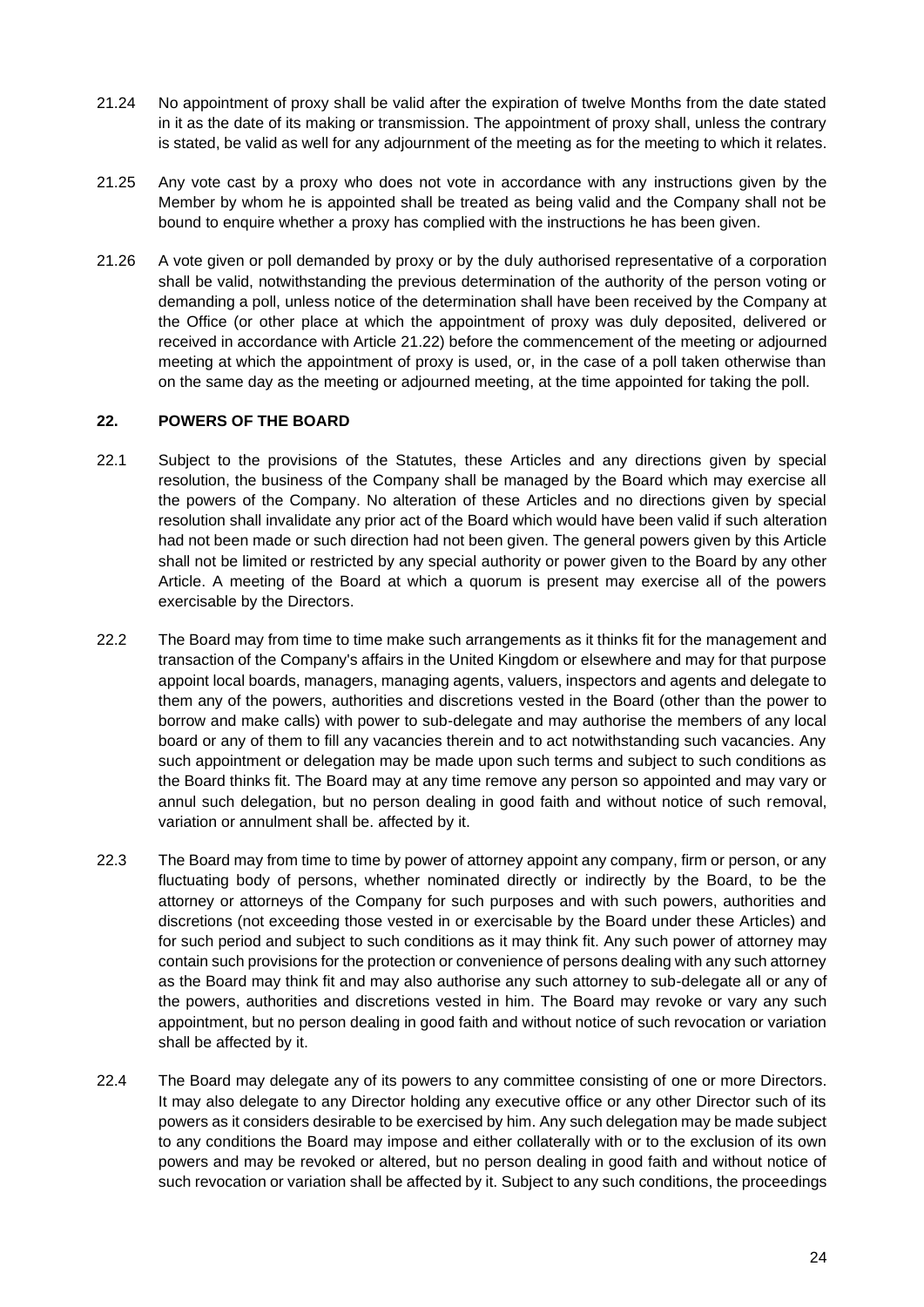21.24 No appointment of proxy shall be valid after the expiration of twelve Months from the date stated in it as the date of its making or transmission. The appointment of proxy shall, unless the contrary is stated, be valid as well for any adjournment of the meeting as for the meeting to which it relates.

21.25 Any vote cast by a proxy who does not vote in accordance with any instructions given by the Member by whom he is appointed shall be treated as being valid and the Company shall not be bound to enquire whether a proxy has complied with the instructions he has been given.

21.26 A vote given or poll demanded by proxy or by the duly authorised representative of a corporation shall be valid, notwithstanding the previous determination of the authority of the person voting or demanding a poll, unless notice of the determination shall have been received by the Company at the Office (or other place at which the appointment of proxy was duly deposited, delivered or received in accordance with Article 21.22) before the commencement of the meeting or adjourned meeting at which the appointment of proxy is used, or, in the case of a poll taken otherwise than on the same day as the meeting or adjourned meeting, at the time appointed for taking the poll.

## 22. POWERS OF THE BOARD

22.1 Subject to the provisions of the Statutes, these Articles and any directions given by special resolution, the business of the Company shall be managed by the Board which may exercise all the powers of the Company. No alteration of these Articles and no directions given by special resolution shall invalidate any prior act of the Board which would have been valid if such alteration had not been made or such direction had not been given. The general powers given by this Article shall not be limited or restricted by any special authority or power given to the Board by any other Article. A meeting of the Board at which a quorum is present may exercise all of the powers exercisable by the Directors.

22.2 The Board may from time to time make such arrangements as it thinks fit for the management and transaction of the Company's affairs in the United Kingdom or elsewhere and may for that purpose appoint local boards, managers, managing agents, valuers, inspectors and agents and delegate to them any of the powers, authorities and discretions vested in the Board (other than the power to borrow and make calls) with power to sub-delegate and may authorise the members of any local board or any of them to fill any vacancies therein and to act notwithstanding such vacancies. Any such appointment or delegation may be made upon such terms and subject to such conditions as the Board thinks fit. The Board may at any time remove any person so appointed and may vary or annul such delegation, but no person dealing in good faith and without notice of such removal, variation or annulment shall be. affected by it.

22.3 The Board may from time to time by power of attorney appoint any company, firm or person, or any fluctuating body of persons, whether nominated directly or indirectly by the Board, to be the attorney or attorneys of the Company for such purposes and with such powers, authorities and discretions (not exceeding those vested in or exercisable by the Board under these Articles) and for such period and subject to such conditions as it may think fit. Any such power of attorney may contain such provisions for the protection or convenience of persons dealing with any such attorney as the Board may think fit and may also authorise any such attorney to sub-delegate all or any of the powers, authorities and discretions vested in him. The Board may revoke or vary any such appointment, but no person dealing in good faith and without notice of such revocation or variation shall be affected by it.

22.4 The Board may delegate any of its powers to any committee consisting of one or more Directors. It may also delegate to any Director holding any executive office or any other Director such of its powers as it considers desirable to be exercised by him. Any such delegation may be made subject to any conditions the Board may impose and either collaterally with or to the exclusion of its own powers and may be revoked or altered, but no person dealing in good faith and without notice of such revocation or variation shall be affected by it. Subject to any such conditions, the proceedings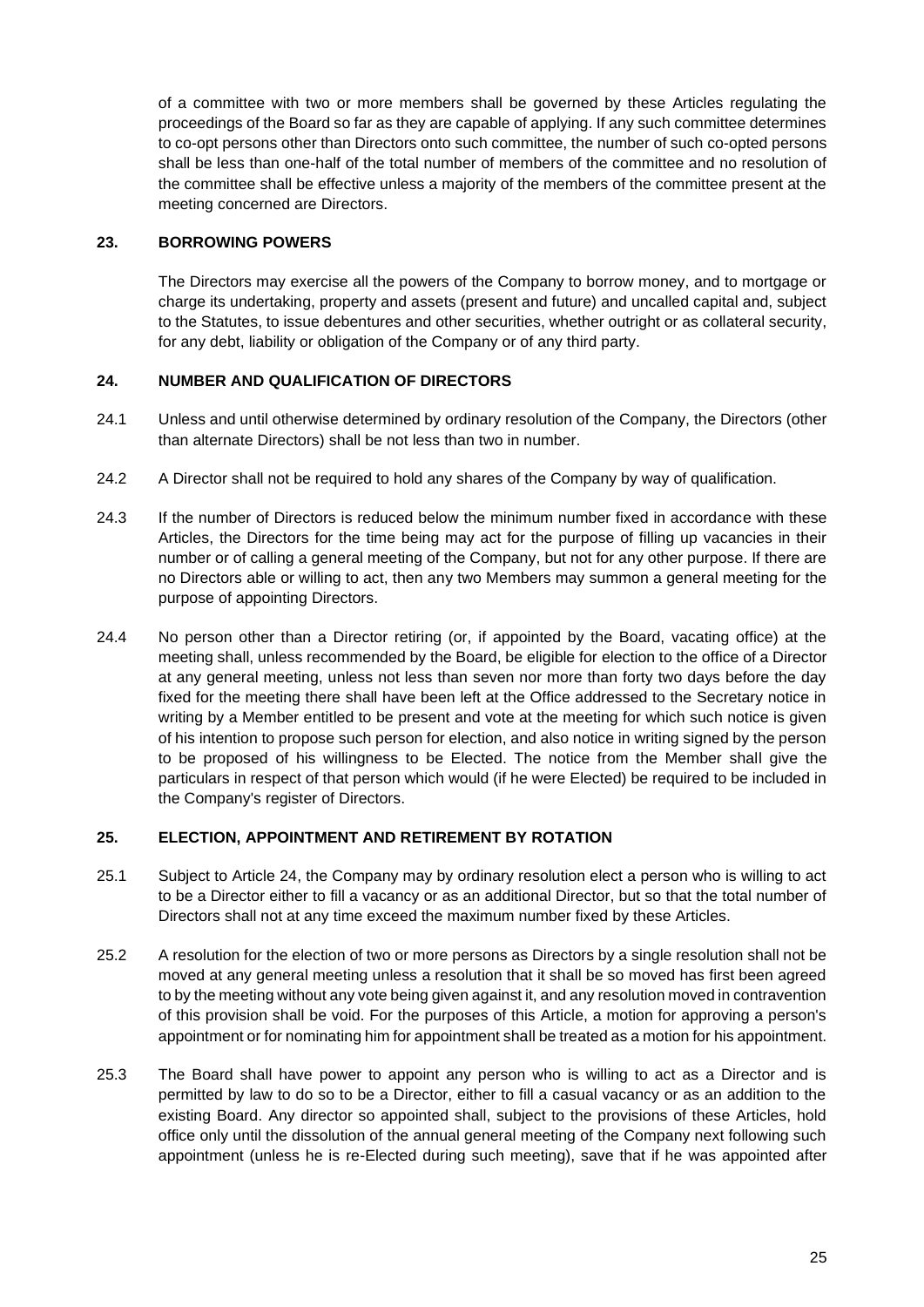of a committee with two or more members shall be governed by these Articles regulating the proceedings of the Board so far as they are capable of applying. If any such committee determines to co-opt persons other than Directors onto such committee, the number of such co-opted persons shall be less than one-half of the total number of members of the committee and no resolution of the committee shall be effective unless a majority of the members of the committee present at the meeting concerned are Directors.

## 23. BORROWING POWERS

The Directors may exercise all the powers of the Company to borrow money, and to mortgage or charge its undertaking, property and assets (present and future) and uncalled capital and, subject to the Statutes, to issue debentures and other securities, whether outright or as collateral security, for any debt, liability or obligation of the Company or of any third party.

## 24. NUMBER AND QUALIFICATION OF DIRECTORS

24.1 Unless and until otherwise determined by ordinary resolution of the Company, the Directors (other than alternate Directors) shall be not less than two in number.

24.2 A Director shall not be required to hold any shares of the Company by way of qualification.

24.3 If the number of Directors is reduced below the minimum number fixed in accordance with these Articles, the Directors for the time being may act for the purpose of filling up vacancies in their number or of calling a general meeting of the Company, but not for any other purpose. If there are no Directors able or willing to act, then any two Members may summon a general meeting for the purpose of appointing Directors.

24.4 No person other than a Director retiring (or, if appointed by the Board, vacating office) at the meeting shall, unless recommended by the Board, be eligible for election to the office of a Director at any general meeting, unless not less than seven nor more than forty two days before the day fixed for the meeting there shall have been left at the Office addressed to the Secretary notice in writing by a Member entitled to be present and vote at the meeting for which such notice is given of his intention to propose such person for election, and also notice in writing signed by the person to be proposed of his willingness to be Elected. The notice from the Member shall give the particulars in respect of that person which would (if he were Elected) be required to be included in the Company's register of Directors.

## 25. ELECTION, APPOINTMENT AND RETIREMENT BY ROTATION

25.1 Subject to Article 24, the Company may by ordinary resolution elect a person who is willing to act to be a Director either to fill a vacancy or as an additional Director, but so that the total number of Directors shall not at any time exceed the maximum number fixed by these Articles.

25.2 A resolution for the election of two or more persons as Directors by a single resolution shall not be moved at any general meeting unless a resolution that it shall be so moved has first been agreed to by the meeting without any vote being given against it, and any resolution moved in contravention of this provision shall be void. For the purposes of this Article, a motion for approving a person's appointment or for nominating him for appointment shall be treated as a motion for his appointment.

25.3 The Board shall have power to appoint any person who is willing to act as a Director and is permitted by law to do so to be a Director, either to fill a casual vacancy or as an addition to the existing Board. Any director so appointed shall, subject to the provisions of these Articles, hold office only until the dissolution of the annual general meeting of the Company next following such appointment (unless he is re-Elected during such meeting), save that if he was appointed after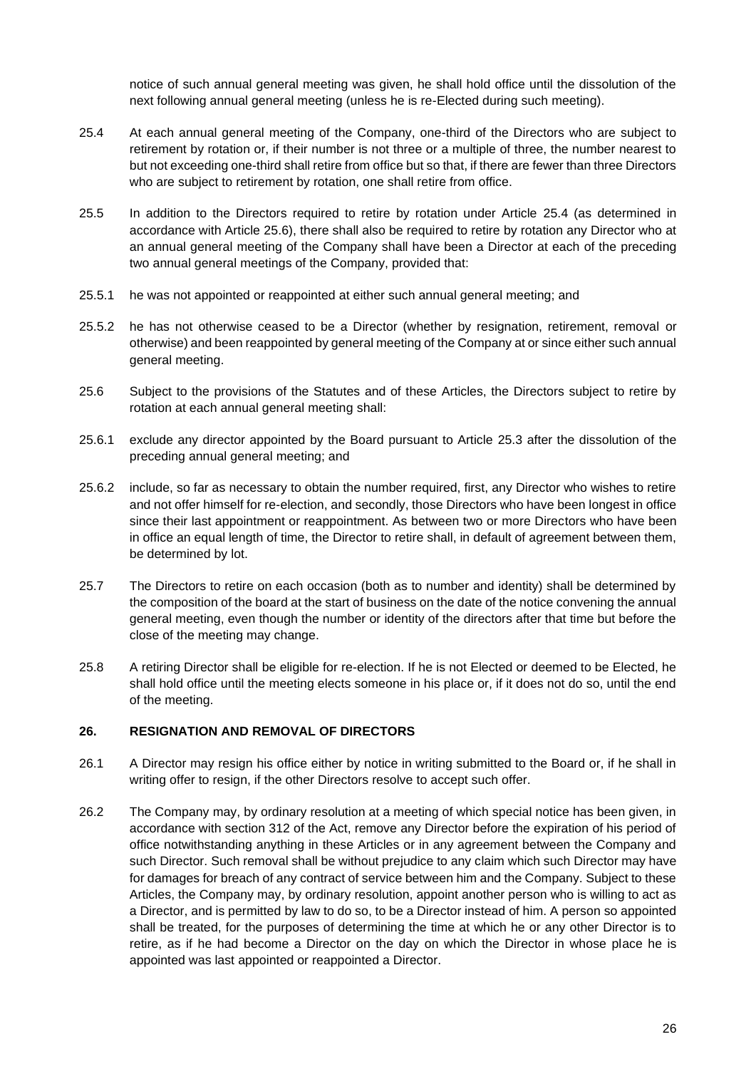notice of such annual general meeting was given, he shall hold office until the dissolution of the next following annual general meeting (unless he is re-Elected during such meeting).

25.4 At each annual general meeting of the Company, one-third of the Directors who are subject to retirement by rotation or, if their number is not three or a multiple of three, the number nearest to but not exceeding one-third shall retire from office but so that, if there are fewer than three Directors who are subject to retirement by rotation, one shall retire from office.

25.5 In addition to the Directors required to retire by rotation under Article 25.4 (as determined in accordance with Article 25.6), there shall also be required to retire by rotation any Director who at an annual general meeting of the Company shall have been a Director at each of the preceding two annual general meetings of the Company, provided that:

25.5.1 he was not appointed or reappointed at either such annual general meeting; and

25.5.2 he has not otherwise ceased to be a Director (whether by resignation, retirement, removal or otherwise) and been reappointed by general meeting of the Company at or since either such annual general meeting.

25.6 Subject to the provisions of the Statutes and of these Articles, the Directors subject to retire by rotation at each annual general meeting shall:

25.6.1 exclude any director appointed by the Board pursuant to Article 25.3 after the dissolution of the preceding annual general meeting; and

25.6.2 include, so far as necessary to obtain the number required, first, any Director who wishes to retire and not offer himself for re-election, and secondly, those Directors who have been longest in office since their last appointment or reappointment. As between two or more Directors who have been in office an equal length of time, the Director to retire shall, in default of agreement between them, be determined by lot.

25.7 The Directors to retire on each occasion (both as to number and identity) shall be determined by the composition of the board at the start of business on the date of the notice convening the annual general meeting, even though the number or identity of the directors after that time but before the close of the meeting may change.

25.8 A retiring Director shall be eligible for re-election. If he is not Elected or deemed to be Elected, he shall hold office until the meeting elects someone in his place or, if it does not do so, until the end of the meeting.

## 26. RESIGNATION AND REMOVAL OF DIRECTORS

26.1 A Director may resign his office either by notice in writing submitted to the Board or, if he shall in writing offer to resign, if the other Directors resolve to accept such offer.

26.2 The Company may, by ordinary resolution at a meeting of which special notice has been given, in accordance with section 312 of the Act, remove any Director before the expiration of his period of office notwithstanding anything in these Articles or in any agreement between the Company and such Director. Such removal shall be without prejudice to any claim which such Director may have for damages for breach of any contract of service between him and the Company. Subject to these Articles, the Company may, by ordinary resolution, appoint another person who is willing to act as a Director, and is permitted by law to do so, to be a Director instead of him. A person so appointed shall be treated, for the purposes of determining the time at which he or any other Director is to retire, as if he had become a Director on the day on which the Director in whose place he is appointed was last appointed or reappointed a Director.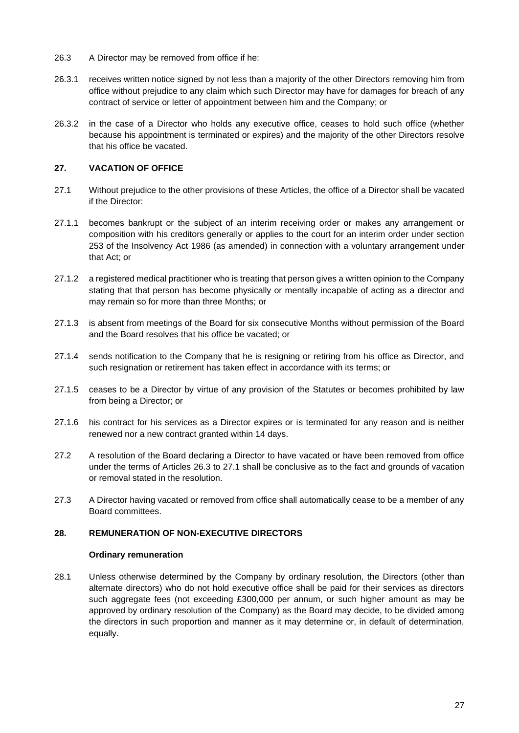26.3 A Director may be removed from office if he:

26.3.1 receives written notice signed by not less than a majority of the other Directors removing him from office without prejudice to any claim which such Director may have for damages for breach of any contract of service or letter of appointment between him and the Company; or

26.3.2 in the case of a Director who holds any executive office, ceases to hold such office (whether because his appointment is terminated or expires) and the majority of the other Directors resolve that his office be vacated.

## 27. VACATION OF OFFICE

27.1 Without prejudice to the other provisions of these Articles, the office of a Director shall be vacated if the Director:

27.1.1 becomes bankrupt or the subject of an interim receiving order or makes any arrangement or composition with his creditors generally or applies to the court for an interim order under section 253 of the Insolvency Act 1986 (as amended) in connection with a voluntary arrangement under that Act; or

27.1.2 a registered medical practitioner who is treating that person gives a written opinion to the Company stating that that person has become physically or mentally incapable of acting as a director and may remain so for more than three Months; or

27.1.3 is absent from meetings of the Board for six consecutive Months without permission of the Board and the Board resolves that his office be vacated; or

27.1.4 sends notification to the Company that he is resigning or retiring from his office as Director, and such resignation or retirement has taken effect in accordance with its terms; or

27.1.5 ceases to be a Director by virtue of any provision of the Statutes or becomes prohibited by law from being a Director; or

27.1.6 his contract for his services as a Director expires or is terminated for any reason and is neither renewed nor a new contract granted within 14 days.

27.2 A resolution of the Board declaring a Director to have vacated or have been removed from office under the terms of Articles 26.3 to 27.1 shall be conclusive as to the fact and grounds of vacation or removal stated in the resolution.

27.3 A Director having vacated or removed from office shall automatically cease to be a member of any Board committees.

## 28. REMUNERATION OF NON-EXECUTIVE DIRECTORS

**Ordinary remuneration**

28.1 Unless otherwise determined by the Company by ordinary resolution, the Directors (other than alternate directors) who do not hold executive office shall be paid for their services as directors such aggregate fees (not exceeding £300,000 per annum, or such higher amount as may be approved by ordinary resolution of the Company) as the Board may decide, to be divided among the directors in such proportion and manner as it may determine or, in default of determination, equally.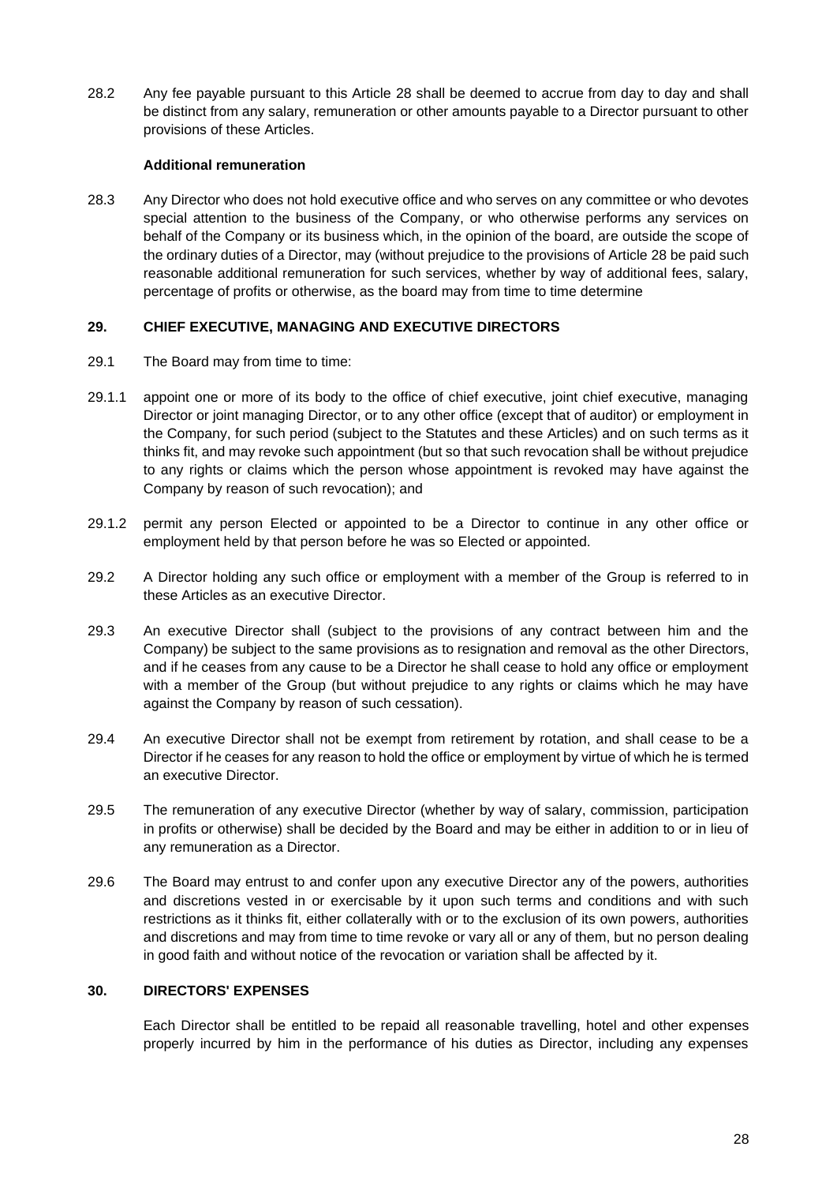28.2 Any fee payable pursuant to this Article 28 shall be deemed to accrue from day to day and shall be distinct from any salary, remuneration or other amounts payable to a Director pursuant to other provisions of these Articles.

**Additional remuneration**

28.3 Any Director who does not hold executive office and who serves on any committee or who devotes special attention to the business of the Company, or who otherwise performs any services on behalf of the Company or its business which, in the opinion of the board, are outside the scope of the ordinary duties of a Director, may (without prejudice to the provisions of Article 28 be paid such reasonable additional remuneration for such services, whether by way of additional fees, salary, percentage of profits or otherwise, as the board may from time to time determine

## 29. CHIEF EXECUTIVE, MANAGING AND EXECUTIVE DIRECTORS

29.1 The Board may from time to time:

29.1.1 appoint one or more of its body to the office of chief executive, joint chief executive, managing Director or joint managing Director, or to any other office (except that of auditor) or employment in the Company, for such period (subject to the Statutes and these Articles) and on such terms as it thinks fit, and may revoke such appointment (but so that such revocation shall be without prejudice to any rights or claims which the person whose appointment is revoked may have against the Company by reason of such revocation); and

29.1.2 permit any person Elected or appointed to be a Director to continue in any other office or employment held by that person before he was so Elected or appointed.

29.2 A Director holding any such office or employment with a member of the Group is referred to in these Articles as an executive Director.

29.3 An executive Director shall (subject to the provisions of any contract between him and the Company) be subject to the same provisions as to resignation and removal as the other Directors, and if he ceases from any cause to be a Director he shall cease to hold any office or employment with a member of the Group (but without prejudice to any rights or claims which he may have against the Company by reason of such cessation).

29.4 An executive Director shall not be exempt from retirement by rotation, and shall cease to be a Director if he ceases for any reason to hold the office or employment by virtue of which he is termed an executive Director.

29.5 The remuneration of any executive Director (whether by way of salary, commission, participation in profits or otherwise) shall be decided by the Board and may be either in addition to or in lieu of any remuneration as a Director.

29.6 The Board may entrust to and confer upon any executive Director any of the powers, authorities and discretions vested in or exercisable by it upon such terms and conditions and with such restrictions as it thinks fit, either collaterally with or to the exclusion of its own powers, authorities and discretions and may from time to time revoke or vary all or any of them, but no person dealing in good faith and without notice of the revocation or variation shall be affected by it.

## 30. DIRECTORS' EXPENSES

Each Director shall be entitled to be repaid all reasonable travelling, hotel and other expenses properly incurred by him in the performance of his duties as Director, including any expenses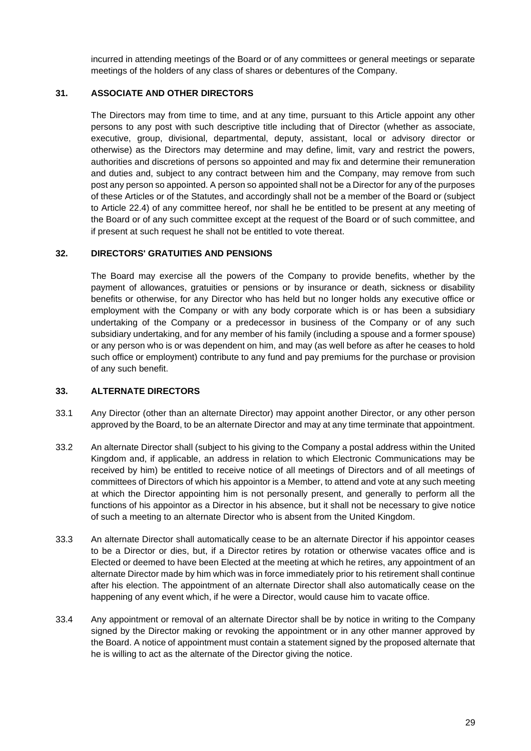incurred in attending meetings of the Board or of any committees or general meetings or separate meetings of the holders of any class of shares or debentures of the Company.

## 31. ASSOCIATE AND OTHER DIRECTORS

The Directors may from time to time, and at any time, pursuant to this Article appoint any other persons to any post with such descriptive title including that of Director (whether as associate, executive, group, divisional, departmental, deputy, assistant, local or advisory director or otherwise) as the Directors may determine and may define, limit, vary and restrict the powers, authorities and discretions of persons so appointed and may fix and determine their remuneration and duties and, subject to any contract between him and the Company, may remove from such post any person so appointed. A person so appointed shall not be a Director for any of the purposes of these Articles or of the Statutes, and accordingly shall not be a member of the Board or (subject to Article 22.4) of any committee hereof, nor shall he be entitled to be present at any meeting of the Board or of any such committee except at the request of the Board or of such committee, and if present at such request he shall not be entitled to vote thereat.

## 32. DIRECTORS' GRATUITIES AND PENSIONS

The Board may exercise all the powers of the Company to provide benefits, whether by the payment of allowances, gratuities or pensions or by insurance or death, sickness or disability benefits or otherwise, for any Director who has held but no longer holds any executive office or employment with the Company or with any body corporate which is or has been a subsidiary undertaking of the Company or a predecessor in business of the Company or of any such subsidiary undertaking, and for any member of his family (including a spouse and a former spouse) or any person who is or was dependent on him, and may (as well before as after he ceases to hold such office or employment) contribute to any fund and pay premiums for the purchase or provision of any such benefit.

## 33. ALTERNATE DIRECTORS

33.1 Any Director (other than an alternate Director) may appoint another Director, or any other person approved by the Board, to be an alternate Director and may at any time terminate that appointment.

33.2 An alternate Director shall (subject to his giving to the Company a postal address within the United Kingdom and, if applicable, an address in relation to which Electronic Communications may be received by him) be entitled to receive notice of all meetings of Directors and of all meetings of committees of Directors of which his appointor is a Member, to attend and vote at any such meeting at which the Director appointing him is not personally present, and generally to perform all the functions of his appointor as a Director in his absence, but it shall not be necessary to give notice of such a meeting to an alternate Director who is absent from the United Kingdom.

33.3 An alternate Director shall automatically cease to be an alternate Director if his appointor ceases to be a Director or dies, but, if a Director retires by rotation or otherwise vacates office and is Elected or deemed to have been Elected at the meeting at which he retires, any appointment of an alternate Director made by him which was in force immediately prior to his retirement shall continue after his election. The appointment of an alternate Director shall also automatically cease on the happening of any event which, if he were a Director, would cause him to vacate office.

33.4 Any appointment or removal of an alternate Director shall be by notice in writing to the Company signed by the Director making or revoking the appointment or in any other manner approved by the Board. A notice of appointment must contain a statement signed by the proposed alternate that he is willing to act as the alternate of the Director giving the notice.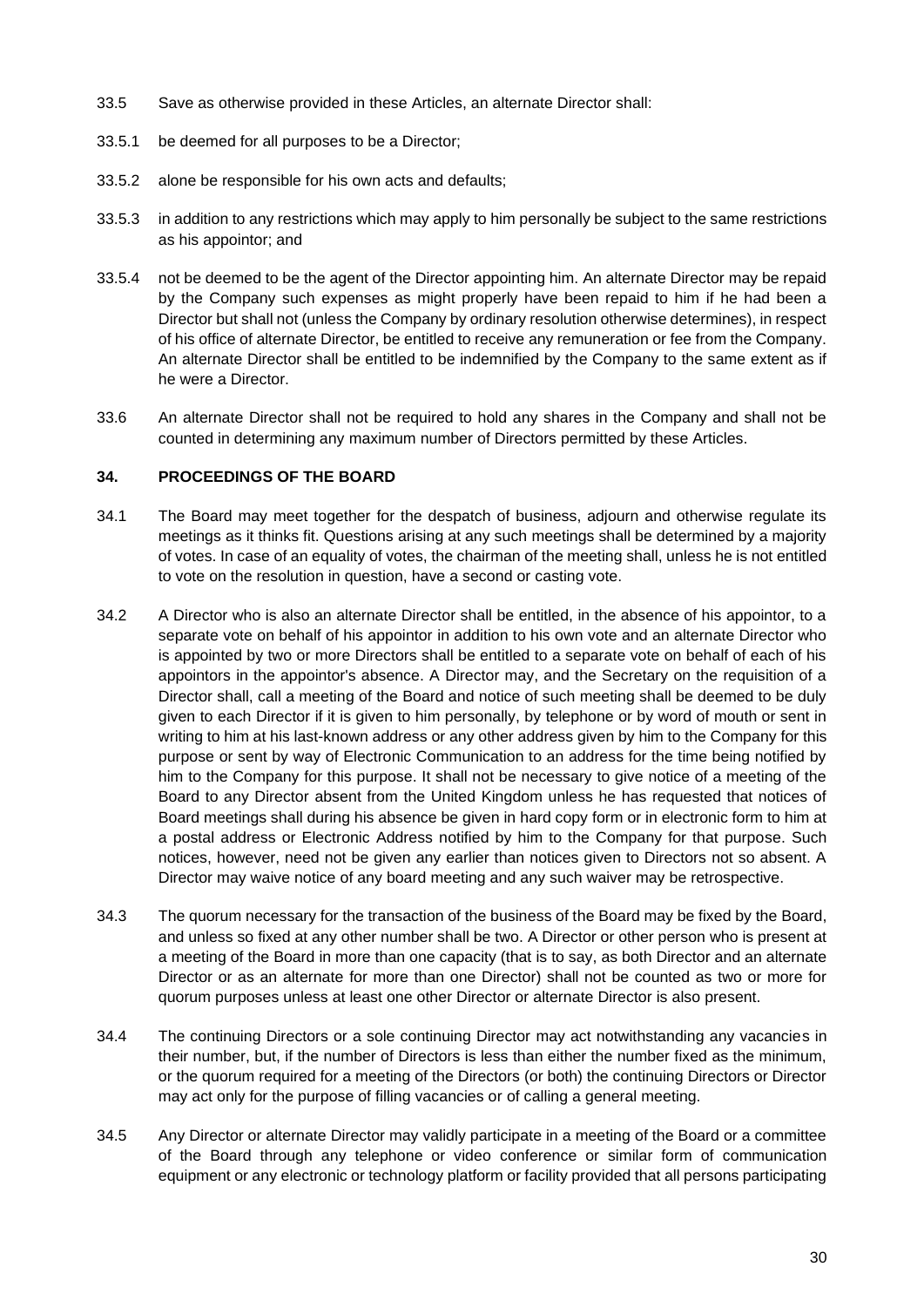33.5 Save as otherwise provided in these Articles, an alternate Director shall:

33.5.1 be deemed for all purposes to be a Director;

33.5.2 alone be responsible for his own acts and defaults;

33.5.3 in addition to any restrictions which may apply to him personally be subject to the same restrictions as his appointor; and

33.5.4 not be deemed to be the agent of the Director appointing him. An alternate Director may be repaid by the Company such expenses as might properly have been repaid to him if he had been a Director but shall not (unless the Company by ordinary resolution otherwise determines), in respect of his office of alternate Director, be entitled to receive any remuneration or fee from the Company. An alternate Director shall be entitled to be indemnified by the Company to the same extent as if he were a Director.

33.6 An alternate Director shall not be required to hold any shares in the Company and shall not be counted in determining any maximum number of Directors permitted by these Articles.

## 34. PROCEEDINGS OF THE BOARD

34.1 The Board may meet together for the despatch of business, adjourn and otherwise regulate its meetings as it thinks fit. Questions arising at any such meetings shall be determined by a majority of votes. In case of an equality of votes, the chairman of the meeting shall, unless he is not entitled to vote on the resolution in question, have a second or casting vote.

34.2 A Director who is also an alternate Director shall be entitled, in the absence of his appointor, to a separate vote on behalf of his appointor in addition to his own vote and an alternate Director who is appointed by two or more Directors shall be entitled to a separate vote on behalf of each of his appointors in the appointor's absence. A Director may, and the Secretary on the requisition of a Director shall, call a meeting of the Board and notice of such meeting shall be deemed to be duly given to each Director if it is given to him personally, by telephone or by word of mouth or sent in writing to him at his last-known address or any other address given by him to the Company for this purpose or sent by way of Electronic Communication to an address for the time being notified by him to the Company for this purpose. It shall not be necessary to give notice of a meeting of the Board to any Director absent from the United Kingdom unless he has requested that notices of Board meetings shall during his absence be given in hard copy form or in electronic form to him at a postal address or Electronic Address notified by him to the Company for that purpose. Such notices, however, need not be given any earlier than notices given to Directors not so absent. A Director may waive notice of any board meeting and any such waiver may be retrospective.

34.3 The quorum necessary for the transaction of the business of the Board may be fixed by the Board, and unless so fixed at any other number shall be two. A Director or other person who is present at a meeting of the Board in more than one capacity (that is to say, as both Director and an alternate Director or as an alternate for more than one Director) shall not be counted as two or more for quorum purposes unless at least one other Director or alternate Director is also present.

34.4 The continuing Directors or a sole continuing Director may act notwithstanding any vacancies in their number, but, if the number of Directors is less than either the number fixed as the minimum, or the quorum required for a meeting of the Directors (or both) the continuing Directors or Director may act only for the purpose of filling vacancies or of calling a general meeting.

34.5 Any Director or alternate Director may validly participate in a meeting of the Board or a committee of the Board through any telephone or video conference or similar form of communication equipment or any electronic or technology platform or facility provided that all persons participating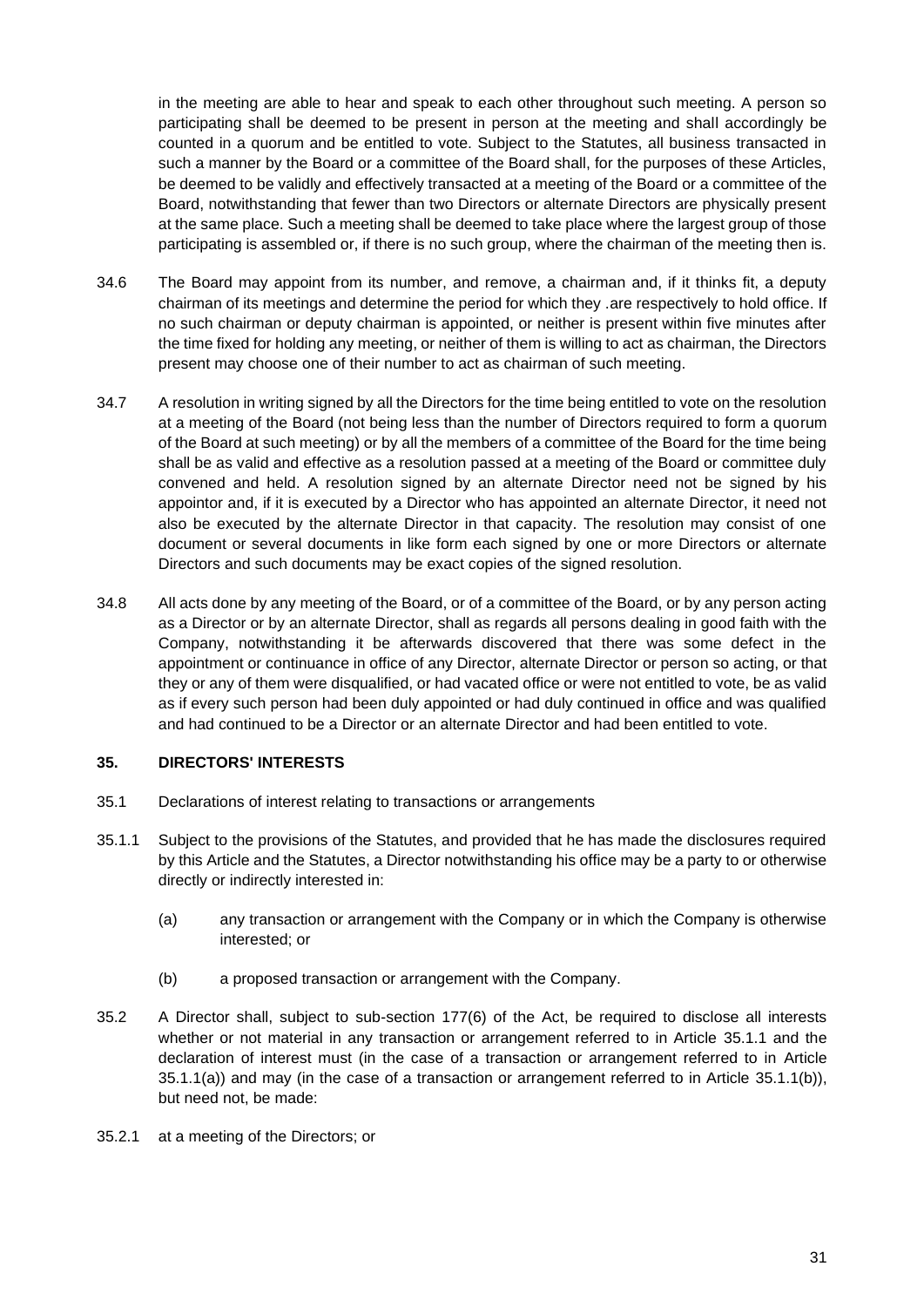in the meeting are able to hear and speak to each other throughout such meeting. A person so participating shall be deemed to be present in person at the meeting and shall accordingly be counted in a quorum and be entitled to vote. Subject to the Statutes, all business transacted in such a manner by the Board or a committee of the Board shall, for the purposes of these Articles, be deemed to be validly and effectively transacted at a meeting of the Board or a committee of the Board, notwithstanding that fewer than two Directors or alternate Directors are physically present at the same place. Such a meeting shall be deemed to take place where the largest group of those participating is assembled or, if there is no such group, where the chairman of the meeting then is.

34.6 The Board may appoint from its number, and remove, a chairman and, if it thinks fit, a deputy chairman of its meetings and determine the period for which they .are respectively to hold office. If no such chairman or deputy chairman is appointed, or neither is present within five minutes after the time fixed for holding any meeting, or neither of them is willing to act as chairman, the Directors present may choose one of their number to act as chairman of such meeting.

34.7 A resolution in writing signed by all the Directors for the time being entitled to vote on the resolution at a meeting of the Board (not being less than the number of Directors required to form a quorum of the Board at such meeting) or by all the members of a committee of the Board for the time being shall be as valid and effective as a resolution passed at a meeting of the Board or committee duly convened and held. A resolution signed by an alternate Director need not be signed by his appointor and, if it is executed by a Director who has appointed an alternate Director, it need not also be executed by the alternate Director in that capacity. The resolution may consist of one document or several documents in like form each signed by one or more Directors or alternate Directors and such documents may be exact copies of the signed resolution.

34.8 All acts done by any meeting of the Board, or of a committee of the Board, or by any person acting as a Director or by an alternate Director, shall as regards all persons dealing in good faith with the Company, notwithstanding it be afterwards discovered that there was some defect in the appointment or continuance in office of any Director, alternate Director or person so acting, or that they or any of them were disqualified, or had vacated office or were not entitled to vote, be as valid as if every such person had been duly appointed or had duly continued in office and was qualified and had continued to be a Director or an alternate Director and had been entitled to vote.

## 35. DIRECTORS' INTERESTS

35.1 Declarations of interest relating to transactions or arrangements

35.1.1 Subject to the provisions of the Statutes, and provided that he has made the disclosures required by this Article and the Statutes, a Director notwithstanding his office may be a party to or otherwise directly or indirectly interested in:

(a) any transaction or arrangement with the Company or in which the Company is otherwise interested; or

(b) a proposed transaction or arrangement with the Company.

35.2 A Director shall, subject to sub-section 177(6) of the Act, be required to disclose all interests whether or not material in any transaction or arrangement referred to in Article 35.1.1 and the declaration of interest must (in the case of a transaction or arrangement referred to in Article 35.1.1(a)) and may (in the case of a transaction or arrangement referred to in Article 35.1.1(b)), but need not, be made:

35.2.1 at a meeting of the Directors; or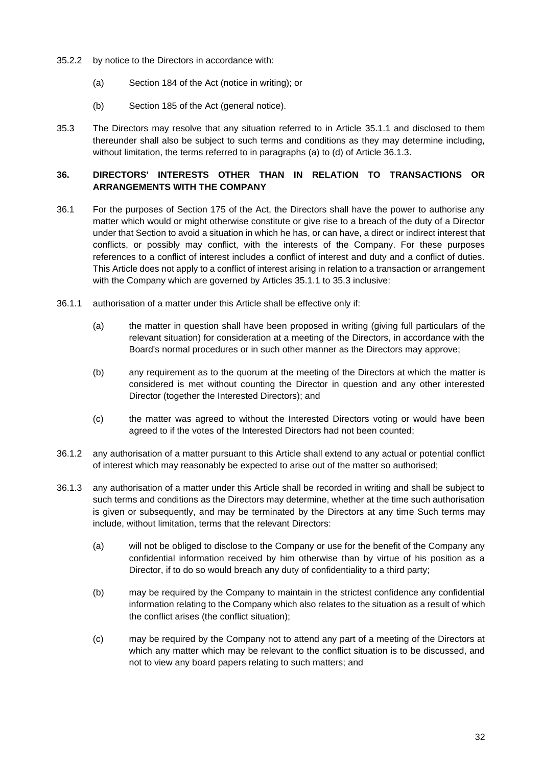35.2.2 by notice to the Directors in accordance with:

(a) Section 184 of the Act (notice in writing); or

(b) Section 185 of the Act (general notice).

35.3 The Directors may resolve that any situation referred to in Article 35.1.1 and disclosed to them thereunder shall also be subject to such terms and conditions as they may determine including, without limitation, the terms referred to in paragraphs (a) to (d) of Article 36.1.3.

## 36. DIRECTORS' INTERESTS OTHER THAN IN RELATION TO TRANSACTIONS OR ARRANGEMENTS WITH THE COMPANY

36.1 For the purposes of Section 175 of the Act, the Directors shall have the power to authorise any matter which would or might otherwise constitute or give rise to a breach of the duty of a Director under that Section to avoid a situation in which he has, or can have, a direct or indirect interest that conflicts, or possibly may conflict, with the interests of the Company. For these purposes references to a conflict of interest includes a conflict of interest and duty and a conflict of duties. This Article does not apply to a conflict of interest arising in relation to a transaction or arrangement with the Company which are governed by Articles 35.1.1 to 35.3 inclusive:

36.1.1 authorisation of a matter under this Article shall be effective only if:

(a) the matter in question shall have been proposed in writing (giving full particulars of the relevant situation) for consideration at a meeting of the Directors, in accordance with the Board's normal procedures or in such other manner as the Directors may approve;

(b) any requirement as to the quorum at the meeting of the Directors at which the matter is considered is met without counting the Director in question and any other interested Director (together the Interested Directors); and

(c) the matter was agreed to without the Interested Directors voting or would have been agreed to if the votes of the Interested Directors had not been counted;

36.1.2 any authorisation of a matter pursuant to this Article shall extend to any actual or potential conflict of interest which may reasonably be expected to arise out of the matter so authorised;

36.1.3 any authorisation of a matter under this Article shall be recorded in writing and shall be subject to such terms and conditions as the Directors may determine, whether at the time such authorisation is given or subsequently, and may be terminated by the Directors at any time Such terms may include, without limitation, terms that the relevant Directors:

(a) will not be obliged to disclose to the Company or use for the benefit of the Company any confidential information received by him otherwise than by virtue of his position as a Director, if to do so would breach any duty of confidentiality to a third party;

(b) may be required by the Company to maintain in the strictest confidence any confidential information relating to the Company which also relates to the situation as a result of which the conflict arises (the conflict situation);

(c) may be required by the Company not to attend any part of a meeting of the Directors at which any matter which may be relevant to the conflict situation is to be discussed, and not to view any board papers relating to such matters; and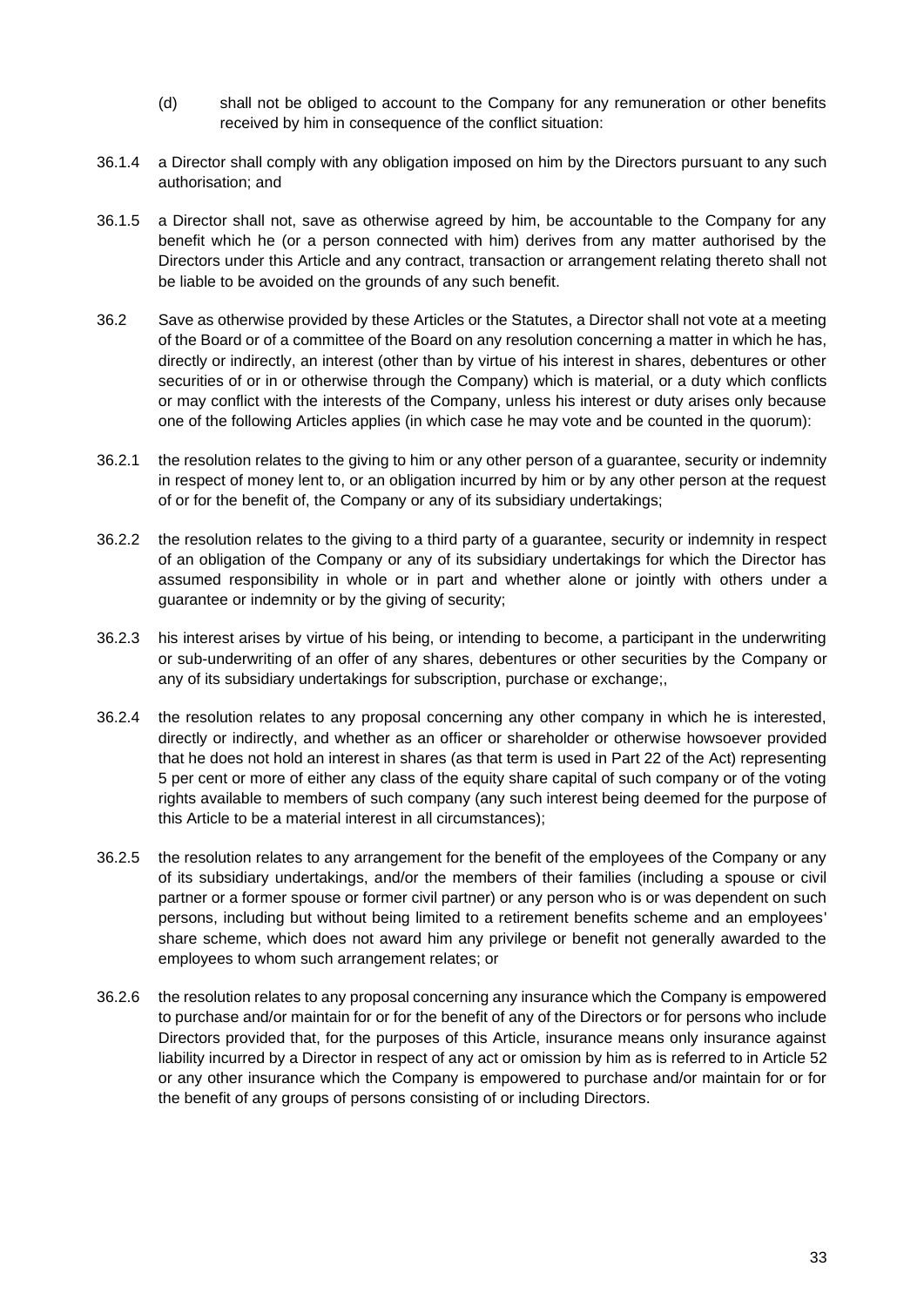(d) shall not be obliged to account to the Company for any remuneration or other benefits received by him in consequence of the conflict situation:

36.1.4 a Director shall comply with any obligation imposed on him by the Directors pursuant to any such authorisation; and

36.1.5 a Director shall not, save as otherwise agreed by him, be accountable to the Company for any benefit which he (or a person connected with him) derives from any matter authorised by the Directors under this Article and any contract, transaction or arrangement relating thereto shall not be liable to be avoided on the grounds of any such benefit.

36.2 Save as otherwise provided by these Articles or the Statutes, a Director shall not vote at a meeting of the Board or of a committee of the Board on any resolution concerning a matter in which he has, directly or indirectly, an interest (other than by virtue of his interest in shares, debentures or other securities of or in or otherwise through the Company) which is material, or a duty which conflicts or may conflict with the interests of the Company, unless his interest or duty arises only because one of the following Articles applies (in which case he may vote and be counted in the quorum):

36.2.1 the resolution relates to the giving to him or any other person of a guarantee, security or indemnity in respect of money lent to, or an obligation incurred by him or by any other person at the request of or for the benefit of, the Company or any of its subsidiary undertakings;

36.2.2 the resolution relates to the giving to a third party of a guarantee, security or indemnity in respect of an obligation of the Company or any of its subsidiary undertakings for which the Director has assumed responsibility in whole or in part and whether alone or jointly with others under a guarantee or indemnity or by the giving of security;

36.2.3 his interest arises by virtue of his being, or intending to become, a participant in the underwriting or sub-underwriting of an offer of any shares, debentures or other securities by the Company or any of its subsidiary undertakings for subscription, purchase or exchange;,

36.2.4 the resolution relates to any proposal concerning any other company in which he is interested, directly or indirectly, and whether as an officer or shareholder or otherwise howsoever provided that he does not hold an interest in shares (as that term is used in Part 22 of the Act) representing 5 per cent or more of either any class of the equity share capital of such company or of the voting rights available to members of such company (any such interest being deemed for the purpose of this Article to be a material interest in all circumstances);

36.2.5 the resolution relates to any arrangement for the benefit of the employees of the Company or any of its subsidiary undertakings, and/or the members of their families (including a spouse or civil partner or a former spouse or former civil partner) or any person who is or was dependent on such persons, including but without being limited to a retirement benefits scheme and an employees' share scheme, which does not award him any privilege or benefit not generally awarded to the employees to whom such arrangement relates; or

36.2.6 the resolution relates to any proposal concerning any insurance which the Company is empowered to purchase and/or maintain for or for the benefit of any of the Directors or for persons who include Directors provided that, for the purposes of this Article, insurance means only insurance against liability incurred by a Director in respect of any act or omission by him as is referred to in Article 52 or any other insurance which the Company is empowered to purchase and/or maintain for or for the benefit of any groups of persons consisting of or including Directors.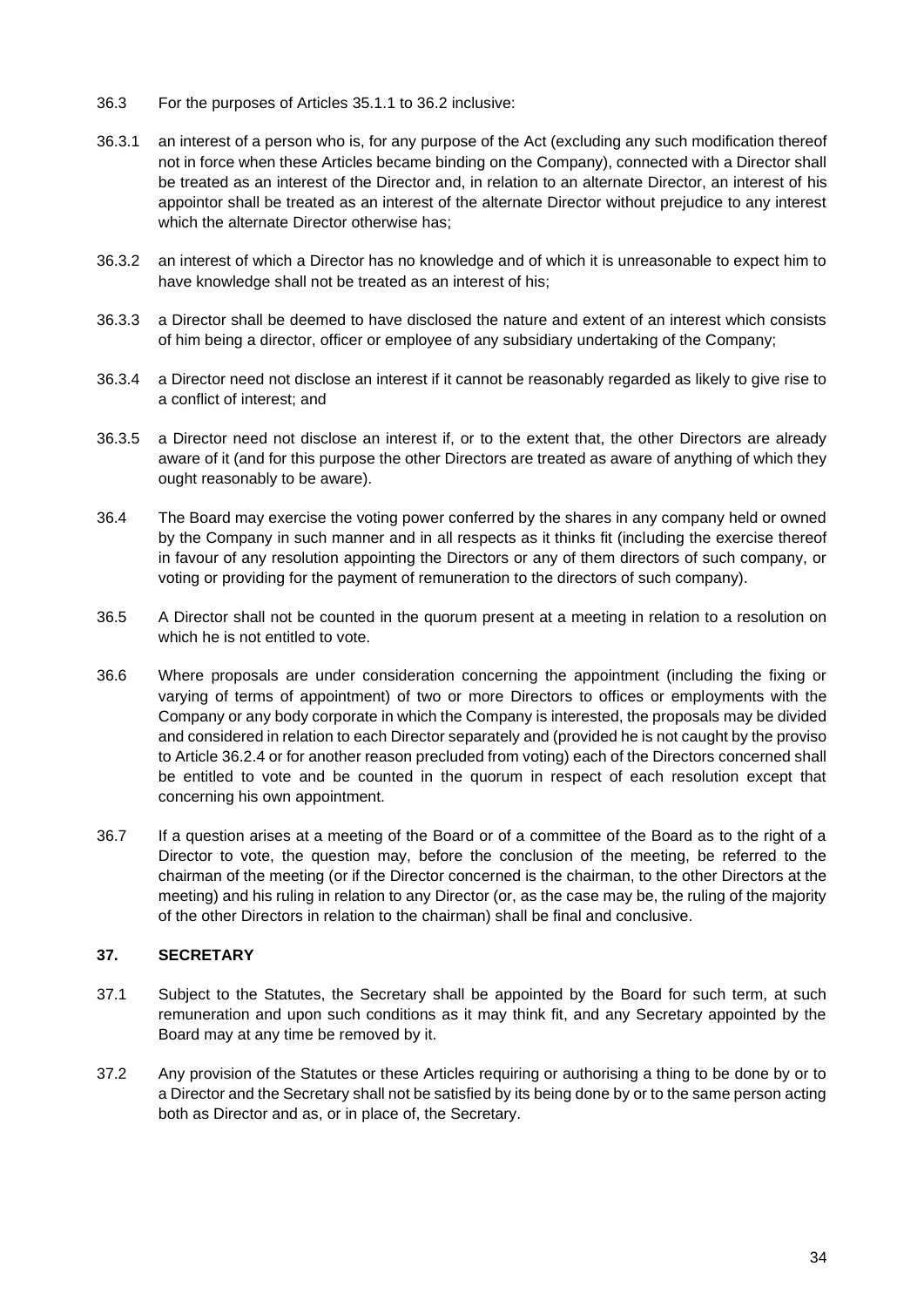36.3 For the purposes of Articles 35.1.1 to 36.2 inclusive:

36.3.1 an interest of a person who is, for any purpose of the Act (excluding any such modification thereof not in force when these Articles became binding on the Company), connected with a Director shall be treated as an interest of the Director and, in relation to an alternate Director, an interest of his appointor shall be treated as an interest of the alternate Director without prejudice to any interest which the alternate Director otherwise has;

36.3.2 an interest of which a Director has no knowledge and of which it is unreasonable to expect him to have knowledge shall not be treated as an interest of his;

36.3.3 a Director shall be deemed to have disclosed the nature and extent of an interest which consists of him being a director, officer or employee of any subsidiary undertaking of the Company;

36.3.4 a Director need not disclose an interest if it cannot be reasonably regarded as likely to give rise to a conflict of interest; and

36.3.5 a Director need not disclose an interest if, or to the extent that, the other Directors are already aware of it (and for this purpose the other Directors are treated as aware of anything of which they ought reasonably to be aware).

36.4 The Board may exercise the voting power conferred by the shares in any company held or owned by the Company in such manner and in all respects as it thinks fit (including the exercise thereof in favour of any resolution appointing the Directors or any of them directors of such company, or voting or providing for the payment of remuneration to the directors of such company).

36.5 A Director shall not be counted in the quorum present at a meeting in relation to a resolution on which he is not entitled to vote.

36.6 Where proposals are under consideration concerning the appointment (including the fixing or varying of terms of appointment) of two or more Directors to offices or employments with the Company or any body corporate in which the Company is interested, the proposals may be divided and considered in relation to each Director separately and (provided he is not caught by the proviso to Article 36.2.4 or for another reason precluded from voting) each of the Directors concerned shall be entitled to vote and be counted in the quorum in respect of each resolution except that concerning his own appointment.

36.7 If a question arises at a meeting of the Board or of a committee of the Board as to the right of a Director to vote, the question may, before the conclusion of the meeting, be referred to the chairman of the meeting (or if the Director concerned is the chairman, to the other Directors at the meeting) and his ruling in relation to any Director (or, as the case may be, the ruling of the majority of the other Directors in relation to the chairman) shall be final and conclusive.

## 37. SECRETARY

37.1 Subject to the Statutes, the Secretary shall be appointed by the Board for such term, at such remuneration and upon such conditions as it may think fit, and any Secretary appointed by the Board may at any time be removed by it.

37.2 Any provision of the Statutes or these Articles requiring or authorising a thing to be done by or to a Director and the Secretary shall not be satisfied by its being done by or to the same person acting both as Director and as, or in place of, the Secretary.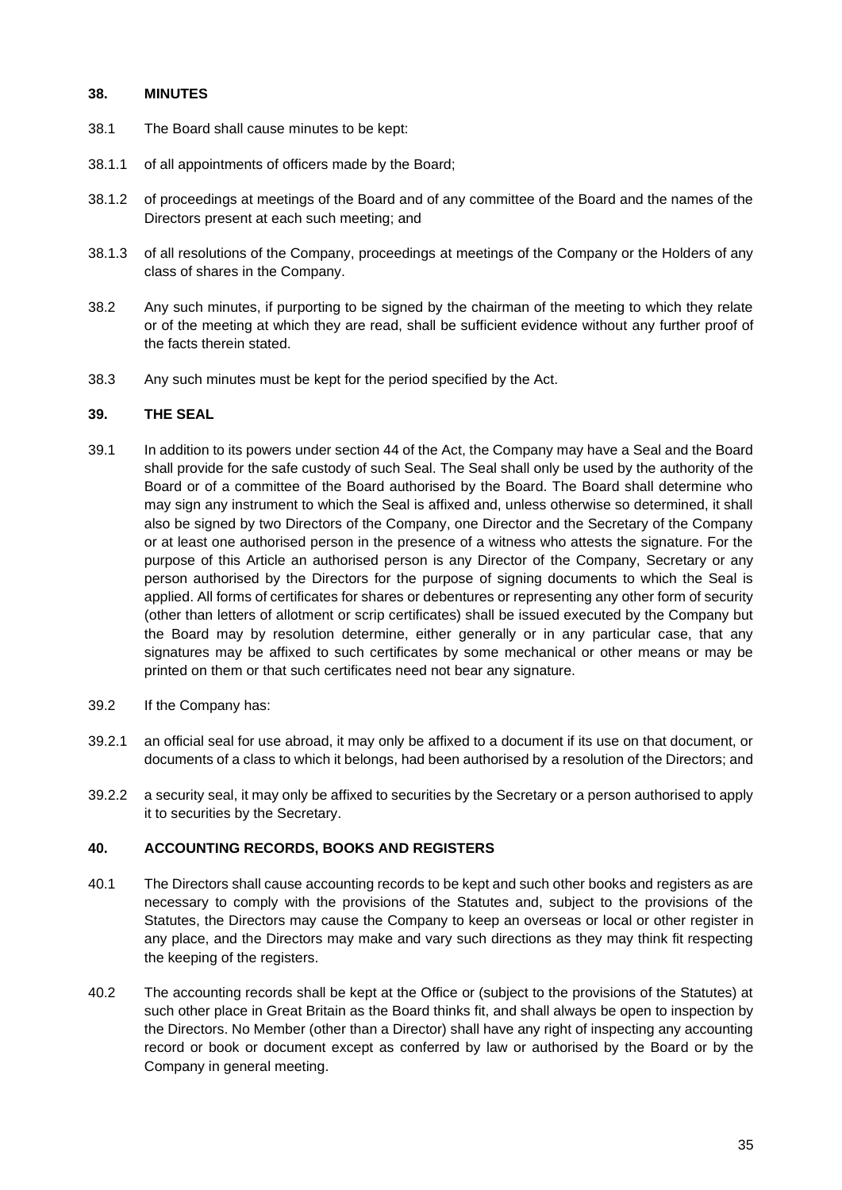## 38. MINUTES

38.1 The Board shall cause minutes to be kept:

38.1.1 of all appointments of officers made by the Board;

38.1.2 of proceedings at meetings of the Board and of any committee of the Board and the names of the Directors present at each such meeting; and

38.1.3 of all resolutions of the Company, proceedings at meetings of the Company or the Holders of any class of shares in the Company.

38.2 Any such minutes, if purporting to be signed by the chairman of the meeting to which they relate or of the meeting at which they are read, shall be sufficient evidence without any further proof of the facts therein stated.

38.3 Any such minutes must be kept for the period specified by the Act.

## 39. THE SEAL

39.1 In addition to its powers under section 44 of the Act, the Company may have a Seal and the Board shall provide for the safe custody of such Seal. The Seal shall only be used by the authority of the Board or of a committee of the Board authorised by the Board. The Board shall determine who may sign any instrument to which the Seal is affixed and, unless otherwise so determined, it shall also be signed by two Directors of the Company, one Director and the Secretary of the Company or at least one authorised person in the presence of a witness who attests the signature. For the purpose of this Article an authorised person is any Director of the Company, Secretary or any person authorised by the Directors for the purpose of signing documents to which the Seal is applied. All forms of certificates for shares or debentures or representing any other form of security (other than letters of allotment or scrip certificates) shall be issued executed by the Company but the Board may by resolution determine, either generally or in any particular case, that any signatures may be affixed to such certificates by some mechanical or other means or may be printed on them or that such certificates need not bear any signature.

39.2 If the Company has:

39.2.1 an official seal for use abroad, it may only be affixed to a document if its use on that document, or documents of a class to which it belongs, had been authorised by a resolution of the Directors; and

39.2.2 a security seal, it may only be affixed to securities by the Secretary or a person authorised to apply it to securities by the Secretary.

## 40. ACCOUNTING RECORDS, BOOKS AND REGISTERS

40.1 The Directors shall cause accounting records to be kept and such other books and registers as are necessary to comply with the provisions of the Statutes and, subject to the provisions of the Statutes, the Directors may cause the Company to keep an overseas or local or other register in any place, and the Directors may make and vary such directions as they may think fit respecting the keeping of the registers.

40.2 The accounting records shall be kept at the Office or (subject to the provisions of the Statutes) at such other place in Great Britain as the Board thinks fit, and shall always be open to inspection by the Directors. No Member (other than a Director) shall have any right of inspecting any accounting record or book or document except as conferred by law or authorised by the Board or by the Company in general meeting.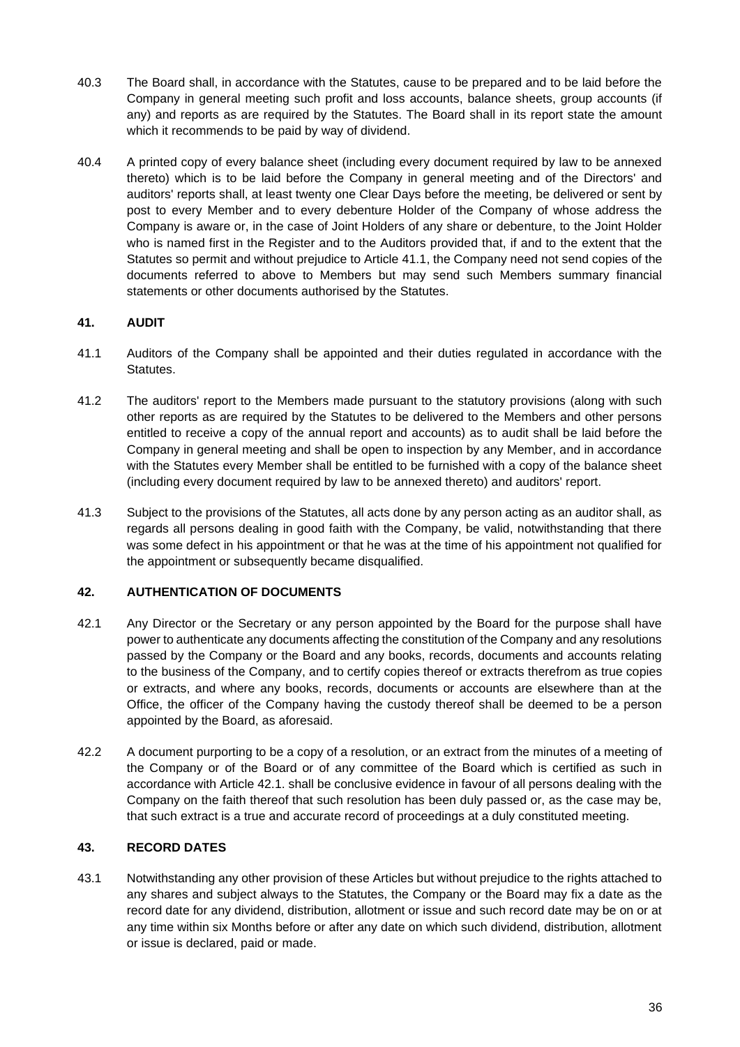40.3 The Board shall, in accordance with the Statutes, cause to be prepared and to be laid before the Company in general meeting such profit and loss accounts, balance sheets, group accounts (if any) and reports as are required by the Statutes. The Board shall in its report state the amount which it recommends to be paid by way of dividend.

40.4 A printed copy of every balance sheet (including every document required by law to be annexed thereto) which is to be laid before the Company in general meeting and of the Directors' and auditors' reports shall, at least twenty one Clear Days before the meeting, be delivered or sent by post to every Member and to every debenture Holder of the Company of whose address the Company is aware or, in the case of Joint Holders of any share or debenture, to the Joint Holder who is named first in the Register and to the Auditors provided that, if and to the extent that the Statutes so permit and without prejudice to Article 41.1, the Company need not send copies of the documents referred to above to Members but may send such Members summary financial statements or other documents authorised by the Statutes.

## 41. AUDIT

41.1 Auditors of the Company shall be appointed and their duties regulated in accordance with the Statutes.

41.2 The auditors' report to the Members made pursuant to the statutory provisions (along with such other reports as are required by the Statutes to be delivered to the Members and other persons entitled to receive a copy of the annual report and accounts) as to audit shall be laid before the Company in general meeting and shall be open to inspection by any Member, and in accordance with the Statutes every Member shall be entitled to be furnished with a copy of the balance sheet (including every document required by law to be annexed thereto) and auditors' report.

41.3 Subject to the provisions of the Statutes, all acts done by any person acting as an auditor shall, as regards all persons dealing in good faith with the Company, be valid, notwithstanding that there was some defect in his appointment or that he was at the time of his appointment not qualified for the appointment or subsequently became disqualified.

## 42. AUTHENTICATION OF DOCUMENTS

42.1 Any Director or the Secretary or any person appointed by the Board for the purpose shall have power to authenticate any documents affecting the constitution of the Company and any resolutions passed by the Company or the Board and any books, records, documents and accounts relating to the business of the Company, and to certify copies thereof or extracts therefrom as true copies or extracts, and where any books, records, documents or accounts are elsewhere than at the Office, the officer of the Company having the custody thereof shall be deemed to be a person appointed by the Board, as aforesaid.

42.2 A document purporting to be a copy of a resolution, or an extract from the minutes of a meeting of the Company or of the Board or of any committee of the Board which is certified as such in accordance with Article 42.1. shall be conclusive evidence in favour of all persons dealing with the Company on the faith thereof that such resolution has been duly passed or, as the case may be, that such extract is a true and accurate record of proceedings at a duly constituted meeting.

## 43. RECORD DATES

43.1 Notwithstanding any other provision of these Articles but without prejudice to the rights attached to any shares and subject always to the Statutes, the Company or the Board may fix a date as the record date for any dividend, distribution, allotment or issue and such record date may be on or at any time within six Months before or after any date on which such dividend, distribution, allotment or issue is declared, paid or made.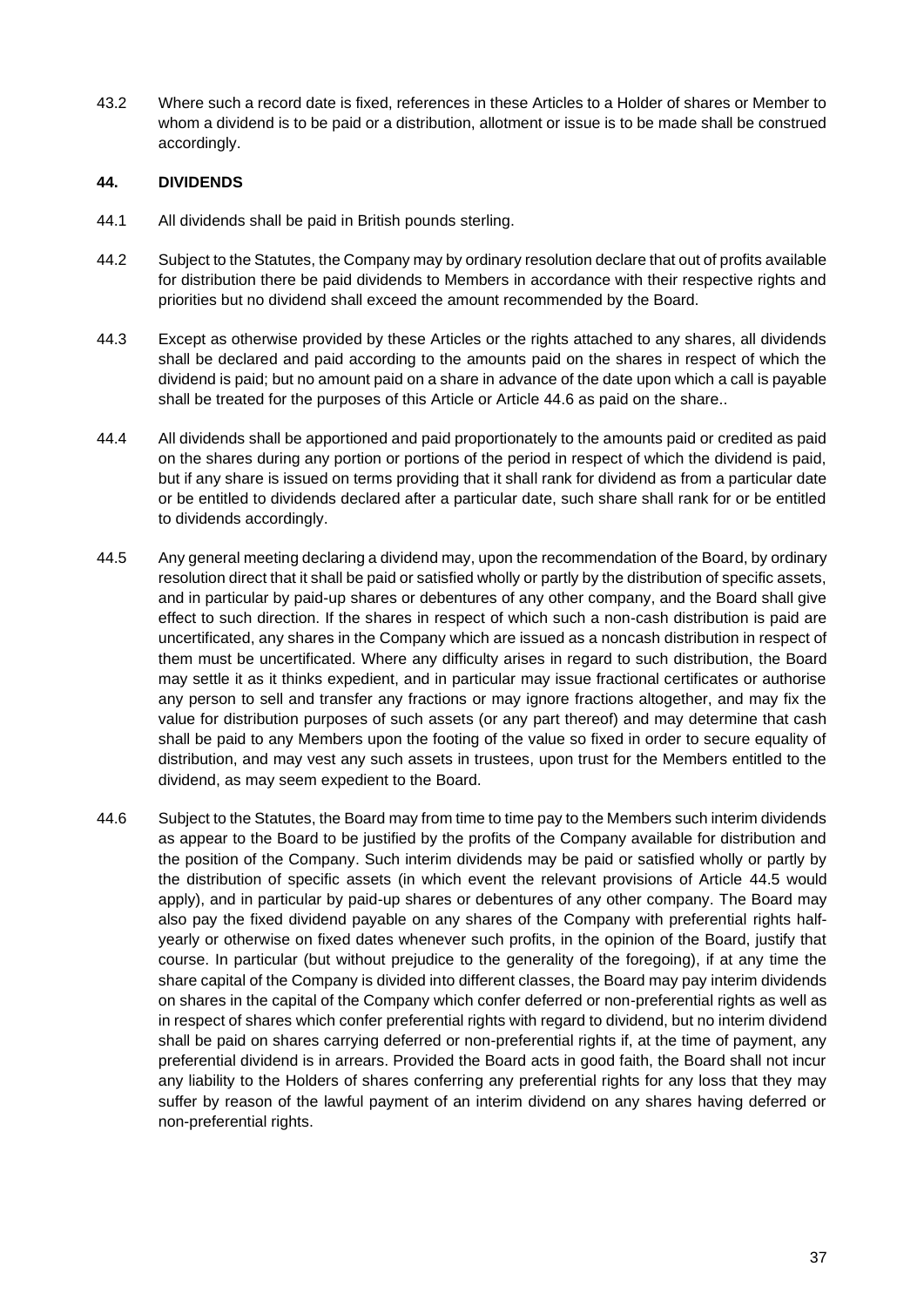43.2 Where such a record date is fixed, references in these Articles to a Holder of shares or Member to whom a dividend is to be paid or a distribution, allotment or issue is to be made shall be construed accordingly.

### 44. DIVIDENDS

44.1 All dividends shall be paid in British pounds sterling.

44.2 Subject to the Statutes, the Company may by ordinary resolution declare that out of profits available for distribution there be paid dividends to Members in accordance with their respective rights and priorities but no dividend shall exceed the amount recommended by the Board.

44.3 Except as otherwise provided by these Articles or the rights attached to any shares, all dividends shall be declared and paid according to the amounts paid on the shares in respect of which the dividend is paid; but no amount paid on a share in advance of the date upon which a call is payable shall be treated for the purposes of this Article or Article 44.6 as paid on the share..

44.4 All dividends shall be apportioned and paid proportionately to the amounts paid or credited as paid on the shares during any portion or portions of the period in respect of which the dividend is paid, but if any share is issued on terms providing that it shall rank for dividend as from a particular date or be entitled to dividends declared after a particular date, such share shall rank for or be entitled to dividends accordingly.

44.5 Any general meeting declaring a dividend may, upon the recommendation of the Board, by ordinary resolution direct that it shall be paid or satisfied wholly or partly by the distribution of specific assets, and in particular by paid-up shares or debentures of any other company, and the Board shall give effect to such direction. If the shares in respect of which such a non-cash distribution is paid are uncertificated, any shares in the Company which are issued as a noncash distribution in respect of them must be uncertificated. Where any difficulty arises in regard to such distribution, the Board may settle it as it thinks expedient, and in particular may issue fractional certificates or authorise any person to sell and transfer any fractions or may ignore fractions altogether, and may fix the value for distribution purposes of such assets (or any part thereof) and may determine that cash shall be paid to any Members upon the footing of the value so fixed in order to secure equality of distribution, and may vest any such assets in trustees, upon trust for the Members entitled to the dividend, as may seem expedient to the Board.

44.6 Subject to the Statutes, the Board may from time to time pay to the Members such interim dividends as appear to the Board to be justified by the profits of the Company available for distribution and the position of the Company. Such interim dividends may be paid or satisfied wholly or partly by the distribution of specific assets (in which event the relevant provisions of Article 44.5 would apply), and in particular by paid-up shares or debentures of any other company. The Board may also pay the fixed dividend payable on any shares of the Company with preferential rights half-yearly or otherwise on fixed dates whenever such profits, in the opinion of the Board, justify that course. In particular (but without prejudice to the generality of the foregoing), if at any time the share capital of the Company is divided into different classes, the Board may pay interim dividends on shares in the capital of the Company which confer deferred or non-preferential rights as well as in respect of shares which confer preferential rights with regard to dividend, but no interim dividend shall be paid on shares carrying deferred or non-preferential rights if, at the time of payment, any preferential dividend is in arrears. Provided the Board acts in good faith, the Board shall not incur any liability to the Holders of shares conferring any preferential rights for any loss that they may suffer by reason of the lawful payment of an interim dividend on any shares having deferred or non-preferential rights.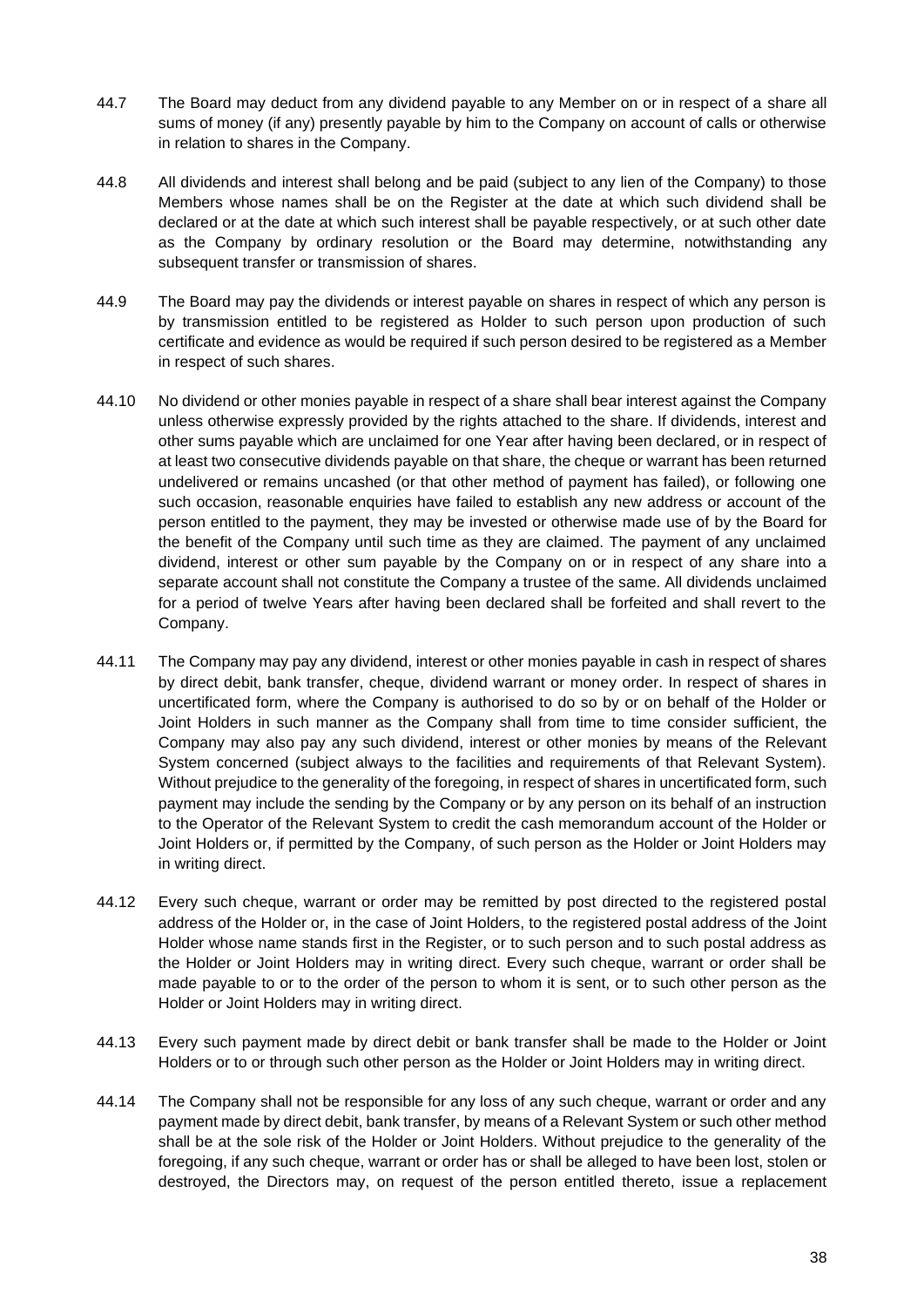44.7 The Board may deduct from any dividend payable to any Member on or in respect of a share all sums of money (if any) presently payable by him to the Company on account of calls or otherwise in relation to shares in the Company.

44.8 All dividends and interest shall belong and be paid (subject to any lien of the Company) to those Members whose names shall be on the Register at the date at which such dividend shall be declared or at the date at which such interest shall be payable respectively, or at such other date as the Company by ordinary resolution or the Board may determine, notwithstanding any subsequent transfer or transmission of shares.

44.9 The Board may pay the dividends or interest payable on shares in respect of which any person is by transmission entitled to be registered as Holder to such person upon production of such certificate and evidence as would be required if such person desired to be registered as a Member in respect of such shares.

44.10 No dividend or other monies payable in respect of a share shall bear interest against the Company unless otherwise expressly provided by the rights attached to the share. If dividends, interest and other sums payable which are unclaimed for one Year after having been declared, or in respect of at least two consecutive dividends payable on that share, the cheque or warrant has been returned undelivered or remains uncashed (or that other method of payment has failed), or following one such occasion, reasonable enquiries have failed to establish any new address or account of the person entitled to the payment, they may be invested or otherwise made use of by the Board for the benefit of the Company until such time as they are claimed. The payment of any unclaimed dividend, interest or other sum payable by the Company on or in respect of any share into a separate account shall not constitute the Company a trustee of the same. All dividends unclaimed for a period of twelve Years after having been declared shall be forfeited and shall revert to the Company.

44.11 The Company may pay any dividend, interest or other monies payable in cash in respect of shares by direct debit, bank transfer, cheque, dividend warrant or money order. In respect of shares in uncertificated form, where the Company is authorised to do so by or on behalf of the Holder or Joint Holders in such manner as the Company shall from time to time consider sufficient, the Company may also pay any such dividend, interest or other monies by means of the Relevant System concerned (subject always to the facilities and requirements of that Relevant System). Without prejudice to the generality of the foregoing, in respect of shares in uncertificated form, such payment may include the sending by the Company or by any person on its behalf of an instruction to the Operator of the Relevant System to credit the cash memorandum account of the Holder or Joint Holders or, if permitted by the Company, of such person as the Holder or Joint Holders may in writing direct.

44.12 Every such cheque, warrant or order may be remitted by post directed to the registered postal address of the Holder or, in the case of Joint Holders, to the registered postal address of the Joint Holder whose name stands first in the Register, or to such person and to such postal address as the Holder or Joint Holders may in writing direct. Every such cheque, warrant or order shall be made payable to or to the order of the person to whom it is sent, or to such other person as the Holder or Joint Holders may in writing direct.

44.13 Every such payment made by direct debit or bank transfer shall be made to the Holder or Joint Holders or to or through such other person as the Holder or Joint Holders may in writing direct.

44.14 The Company shall not be responsible for any loss of any such cheque, warrant or order and any payment made by direct debit, bank transfer, by means of a Relevant System or such other method shall be at the sole risk of the Holder or Joint Holders. Without prejudice to the generality of the foregoing, if any such cheque, warrant or order has or shall be alleged to have been lost, stolen or destroyed, the Directors may, on request of the person entitled thereto, issue a replacement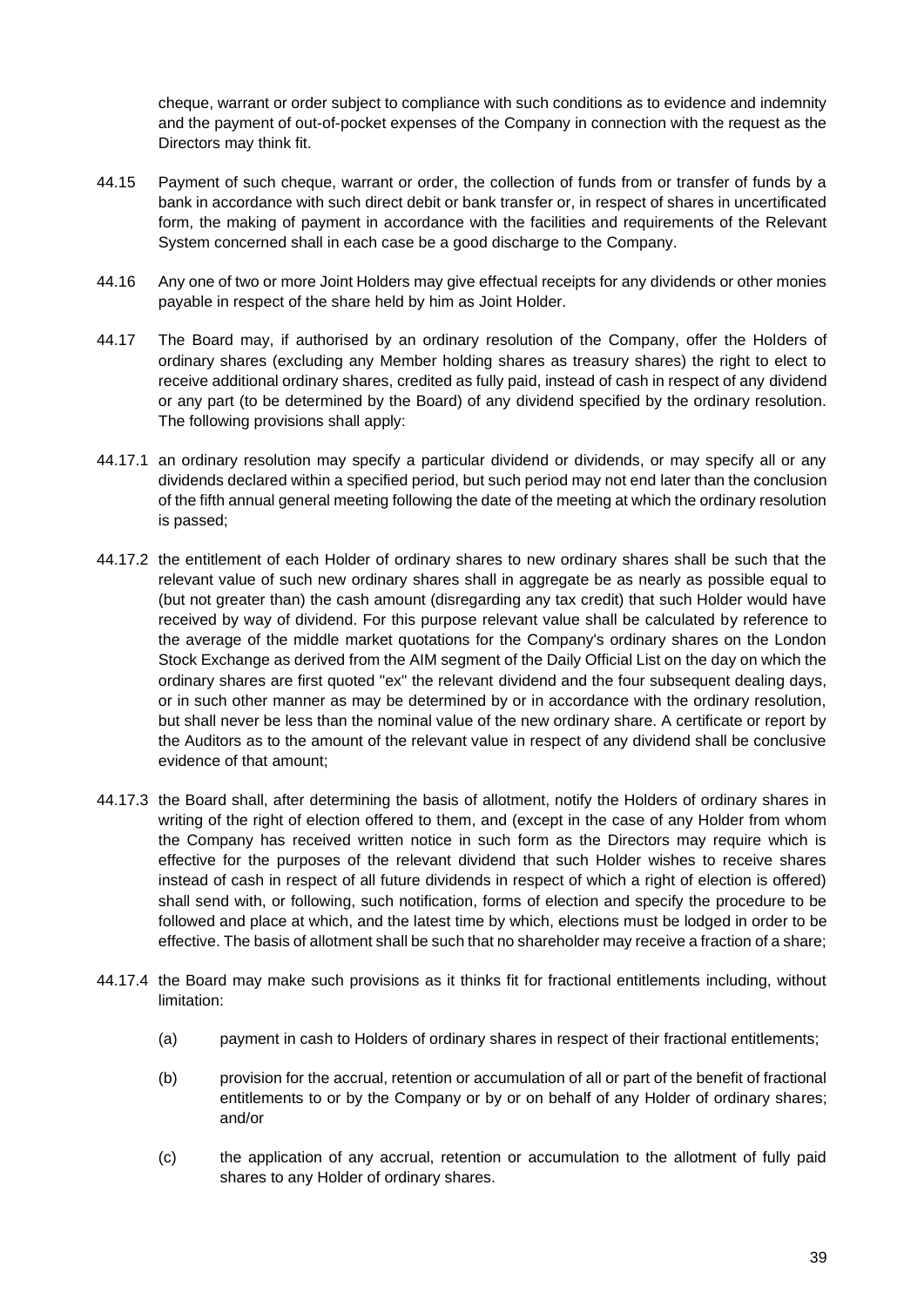cheque, warrant or order subject to compliance with such conditions as to evidence and indemnity and the payment of out-of-pocket expenses of the Company in connection with the request as the Directors may think fit.

44.15 Payment of such cheque, warrant or order, the collection of funds from or transfer of funds by a bank in accordance with such direct debit or bank transfer or, in respect of shares in uncertificated form, the making of payment in accordance with the facilities and requirements of the Relevant System concerned shall in each case be a good discharge to the Company.

44.16 Any one of two or more Joint Holders may give effectual receipts for any dividends or other monies payable in respect of the share held by him as Joint Holder.

44.17 The Board may, if authorised by an ordinary resolution of the Company, offer the Holders of ordinary shares (excluding any Member holding shares as treasury shares) the right to elect to receive additional ordinary shares, credited as fully paid, instead of cash in respect of any dividend or any part (to be determined by the Board) of any dividend specified by the ordinary resolution. The following provisions shall apply:

44.17.1 an ordinary resolution may specify a particular dividend or dividends, or may specify all or any dividends declared within a specified period, but such period may not end later than the conclusion of the fifth annual general meeting following the date of the meeting at which the ordinary resolution is passed;

44.17.2 the entitlement of each Holder of ordinary shares to new ordinary shares shall be such that the relevant value of such new ordinary shares shall in aggregate be as nearly as possible equal to (but not greater than) the cash amount (disregarding any tax credit) that such Holder would have received by way of dividend. For this purpose relevant value shall be calculated by reference to the average of the middle market quotations for the Company's ordinary shares on the London Stock Exchange as derived from the AIM segment of the Daily Official List on the day on which the ordinary shares are first quoted "ex" the relevant dividend and the four subsequent dealing days, or in such other manner as may be determined by or in accordance with the ordinary resolution, but shall never be less than the nominal value of the new ordinary share. A certificate or report by the Auditors as to the amount of the relevant value in respect of any dividend shall be conclusive evidence of that amount;

44.17.3 the Board shall, after determining the basis of allotment, notify the Holders of ordinary shares in writing of the right of election offered to them, and (except in the case of any Holder from whom the Company has received written notice in such form as the Directors may require which is effective for the purposes of the relevant dividend that such Holder wishes to receive shares instead of cash in respect of all future dividends in respect of which a right of election is offered) shall send with, or following, such notification, forms of election and specify the procedure to be followed and place at which, and the latest time by which, elections must be lodged in order to be effective. The basis of allotment shall be such that no shareholder may receive a fraction of a share;

44.17.4 the Board may make such provisions as it thinks fit for fractional entitlements including, without limitation:

(a) payment in cash to Holders of ordinary shares in respect of their fractional entitlements;

(b) provision for the accrual, retention or accumulation of all or part of the benefit of fractional entitlements to or by the Company or by or on behalf of any Holder of ordinary shares; and/or

(c) the application of any accrual, retention or accumulation to the allotment of fully paid shares to any Holder of ordinary shares.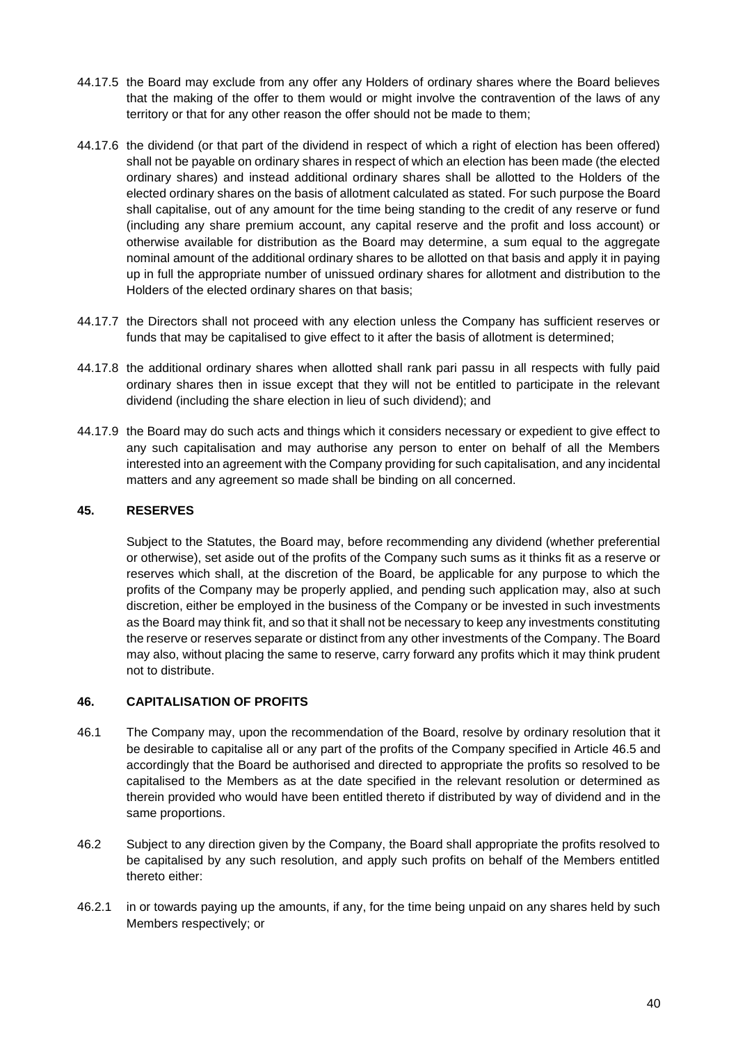44.17.5 the Board may exclude from any offer any Holders of ordinary shares where the Board believes that the making of the offer to them would or might involve the contravention of the laws of any territory or that for any other reason the offer should not be made to them;

44.17.6 the dividend (or that part of the dividend in respect of which a right of election has been offered) shall not be payable on ordinary shares in respect of which an election has been made (the elected ordinary shares) and instead additional ordinary shares shall be allotted to the Holders of the elected ordinary shares on the basis of allotment calculated as stated. For such purpose the Board shall capitalise, out of any amount for the time being standing to the credit of any reserve or fund (including any share premium account, any capital reserve and the profit and loss account) or otherwise available for distribution as the Board may determine, a sum equal to the aggregate nominal amount of the additional ordinary shares to be allotted on that basis and apply it in paying up in full the appropriate number of unissued ordinary shares for allotment and distribution to the Holders of the elected ordinary shares on that basis;

44.17.7 the Directors shall not proceed with any election unless the Company has sufficient reserves or funds that may be capitalised to give effect to it after the basis of allotment is determined;

44.17.8 the additional ordinary shares when allotted shall rank pari passu in all respects with fully paid ordinary shares then in issue except that they will not be entitled to participate in the relevant dividend (including the share election in lieu of such dividend); and

44.17.9 the Board may do such acts and things which it considers necessary or expedient to give effect to any such capitalisation and may authorise any person to enter on behalf of all the Members interested into an agreement with the Company providing for such capitalisation, and any incidental matters and any agreement so made shall be binding on all concerned.

## 45. RESERVES

Subject to the Statutes, the Board may, before recommending any dividend (whether preferential or otherwise), set aside out of the profits of the Company such sums as it thinks fit as a reserve or reserves which shall, at the discretion of the Board, be applicable for any purpose to which the profits of the Company may be properly applied, and pending such application may, also at such discretion, either be employed in the business of the Company or be invested in such investments as the Board may think fit, and so that it shall not be necessary to keep any investments constituting the reserve or reserves separate or distinct from any other investments of the Company. The Board may also, without placing the same to reserve, carry forward any profits which it may think prudent not to distribute.

## 46. CAPITALISATION OF PROFITS

46.1 The Company may, upon the recommendation of the Board, resolve by ordinary resolution that it be desirable to capitalise all or any part of the profits of the Company specified in Article 46.5 and accordingly that the Board be authorised and directed to appropriate the profits so resolved to be capitalised to the Members as at the date specified in the relevant resolution or determined as therein provided who would have been entitled thereto if distributed by way of dividend and in the same proportions.

46.2 Subject to any direction given by the Company, the Board shall appropriate the profits resolved to be capitalised by any such resolution, and apply such profits on behalf of the Members entitled thereto either:

46.2.1 in or towards paying up the amounts, if any, for the time being unpaid on any shares held by such Members respectively; or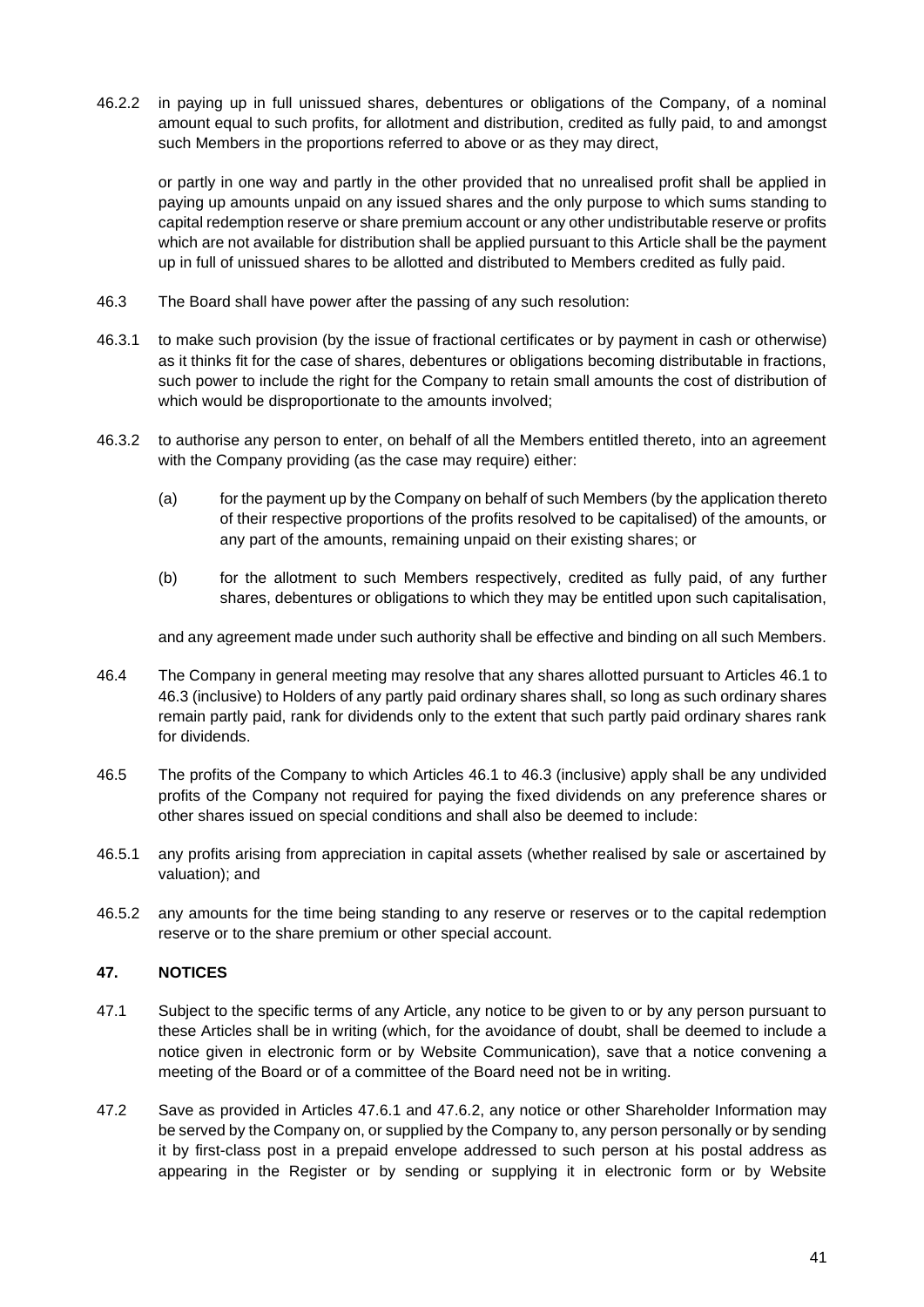46.2.2 in paying up in full unissued shares, debentures or obligations of the Company, of a nominal amount equal to such profits, for allotment and distribution, credited as fully paid, to and amongst such Members in the proportions referred to above or as they may direct,

or partly in one way and partly in the other provided that no unrealised profit shall be applied in paying up amounts unpaid on any issued shares and the only purpose to which sums standing to capital redemption reserve or share premium account or any other undistributable reserve or profits which are not available for distribution shall be applied pursuant to this Article shall be the payment up in full of unissued shares to be allotted and distributed to Members credited as fully paid.

46.3 The Board shall have power after the passing of any such resolution:

46.3.1 to make such provision (by the issue of fractional certificates or by payment in cash or otherwise) as it thinks fit for the case of shares, debentures or obligations becoming distributable in fractions, such power to include the right for the Company to retain small amounts the cost of distribution of which would be disproportionate to the amounts involved;

46.3.2 to authorise any person to enter, on behalf of all the Members entitled thereto, into an agreement with the Company providing (as the case may require) either:

(a) for the payment up by the Company on behalf of such Members (by the application thereto of their respective proportions of the profits resolved to be capitalised) of the amounts, or any part of the amounts, remaining unpaid on their existing shares; or

(b) for the allotment to such Members respectively, credited as fully paid, of any further shares, debentures or obligations to which they may be entitled upon such capitalisation,

and any agreement made under such authority shall be effective and binding on all such Members.

46.4 The Company in general meeting may resolve that any shares allotted pursuant to Articles 46.1 to 46.3 (inclusive) to Holders of any partly paid ordinary shares shall, so long as such ordinary shares remain partly paid, rank for dividends only to the extent that such partly paid ordinary shares rank for dividends.

46.5 The profits of the Company to which Articles 46.1 to 46.3 (inclusive) apply shall be any undivided profits of the Company not required for paying the fixed dividends on any preference shares or other shares issued on special conditions and shall also be deemed to include:

46.5.1 any profits arising from appreciation in capital assets (whether realised by sale or ascertained by valuation); and

46.5.2 any amounts for the time being standing to any reserve or reserves or to the capital redemption reserve or to the share premium or other special account.

## 47. NOTICES

47.1 Subject to the specific terms of any Article, any notice to be given to or by any person pursuant to these Articles shall be in writing (which, for the avoidance of doubt, shall be deemed to include a notice given in electronic form or by Website Communication), save that a notice convening a meeting of the Board or of a committee of the Board need not be in writing.

47.2 Save as provided in Articles 47.6.1 and 47.6.2, any notice or other Shareholder Information may be served by the Company on, or supplied by the Company to, any person personally or by sending it by first-class post in a prepaid envelope addressed to such person at his postal address as appearing in the Register or by sending or supplying it in electronic form or by Website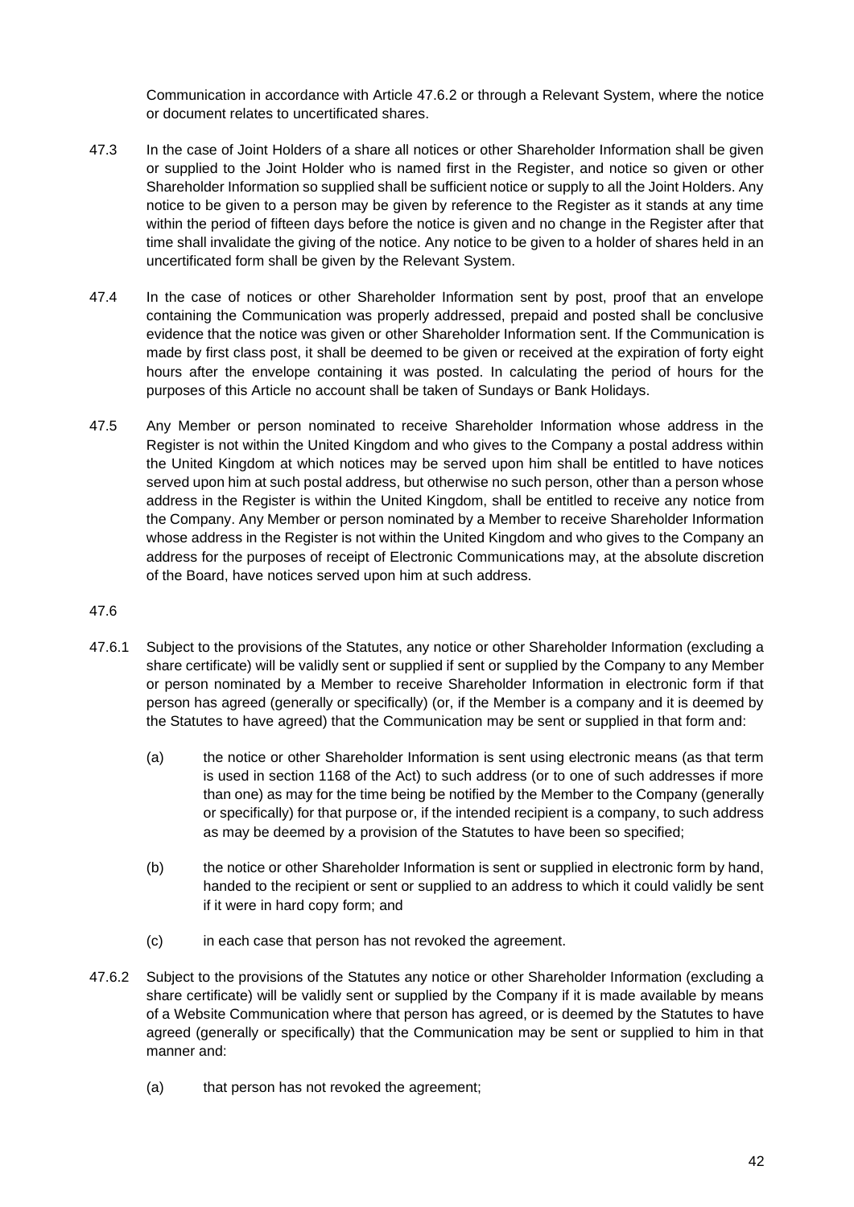Communication in accordance with Article 47.6.2 or through a Relevant System, where the notice or document relates to uncertificated shares.

47.3 In the case of Joint Holders of a share all notices or other Shareholder Information shall be given or supplied to the Joint Holder who is named first in the Register, and notice so given or other Shareholder Information so supplied shall be sufficient notice or supply to all the Joint Holders. Any notice to be given to a person may be given by reference to the Register as it stands at any time within the period of fifteen days before the notice is given and no change in the Register after that time shall invalidate the giving of the notice. Any notice to be given to a holder of shares held in an uncertificated form shall be given by the Relevant System.

47.4 In the case of notices or other Shareholder Information sent by post, proof that an envelope containing the Communication was properly addressed, prepaid and posted shall be conclusive evidence that the notice was given or other Shareholder Information sent. If the Communication is made by first class post, it shall be deemed to be given or received at the expiration of forty eight hours after the envelope containing it was posted. In calculating the period of hours for the purposes of this Article no account shall be taken of Sundays or Bank Holidays.

47.5 Any Member or person nominated to receive Shareholder Information whose address in the Register is not within the United Kingdom and who gives to the Company a postal address within the United Kingdom at which notices may be served upon him shall be entitled to have notices served upon him at such postal address, but otherwise no such person, other than a person whose address in the Register is within the United Kingdom, shall be entitled to receive any notice from the Company. Any Member or person nominated by a Member to receive Shareholder Information whose address in the Register is not within the United Kingdom and who gives to the Company an address for the purposes of receipt of Electronic Communications may, at the absolute discretion of the Board, have notices served upon him at such address.

47.6

47.6.1 Subject to the provisions of the Statutes, any notice or other Shareholder Information (excluding a share certificate) will be validly sent or supplied if sent or supplied by the Company to any Member or person nominated by a Member to receive Shareholder Information in electronic form if that person has agreed (generally or specifically) (or, if the Member is a company and it is deemed by the Statutes to have agreed) that the Communication may be sent or supplied in that form and:

(a) the notice or other Shareholder Information is sent using electronic means (as that term is used in section 1168 of the Act) to such address (or to one of such addresses if more than one) as may for the time being be notified by the Member to the Company (generally or specifically) for that purpose or, if the intended recipient is a company, to such address as may be deemed by a provision of the Statutes to have been so specified;

(b) the notice or other Shareholder Information is sent or supplied in electronic form by hand, handed to the recipient or sent or supplied to an address to which it could validly be sent if it were in hard copy form; and

(c) in each case that person has not revoked the agreement.

47.6.2 Subject to the provisions of the Statutes any notice or other Shareholder Information (excluding a share certificate) will be validly sent or supplied by the Company if it is made available by means of a Website Communication where that person has agreed, or is deemed by the Statutes to have agreed (generally or specifically) that the Communication may be sent or supplied to him in that manner and:

(a) that person has not revoked the agreement;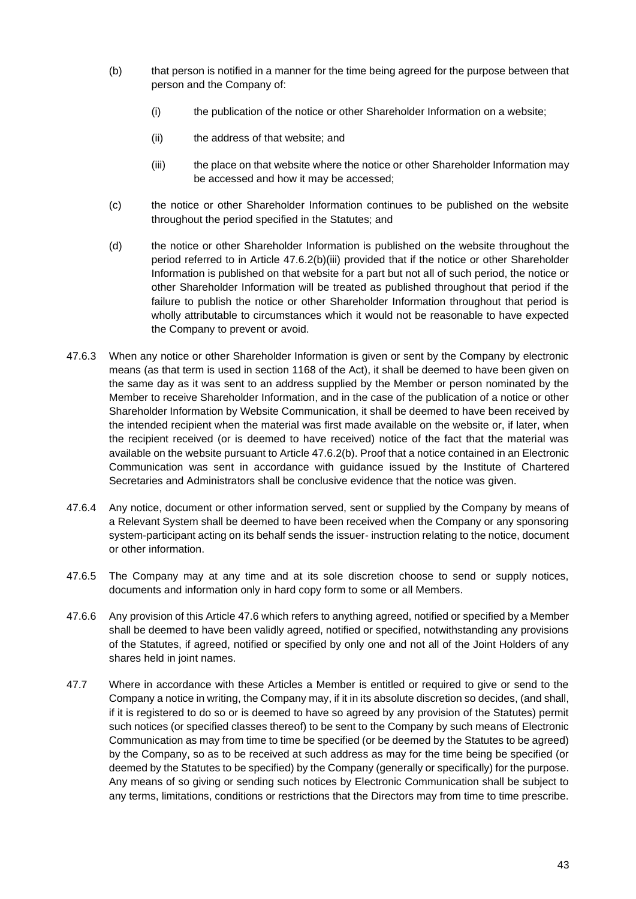(b) that person is notified in a manner for the time being agreed for the purpose between that person and the Company of:

   (i) the publication of the notice or other Shareholder Information on a website;

   (ii) the address of that website; and

   (iii) the place on that website where the notice or other Shareholder Information may be accessed and how it may be accessed;

(c) the notice or other Shareholder Information continues to be published on the website throughout the period specified in the Statutes; and

(d) the notice or other Shareholder Information is published on the website throughout the period referred to in Article 47.6.2(b)(iii) provided that if the notice or other Shareholder Information is published on that website for a part but not all of such period, the notice or other Shareholder Information will be treated as published throughout that period if the failure to publish the notice or other Shareholder Information throughout that period is wholly attributable to circumstances which it would not be reasonable to have expected the Company to prevent or avoid.

47.6.3 When any notice or other Shareholder Information is given or sent by the Company by electronic means (as that term is used in section 1168 of the Act), it shall be deemed to have been given on the same day as it was sent to an address supplied by the Member or person nominated by the Member to receive Shareholder Information, and in the case of the publication of a notice or other Shareholder Information by Website Communication, it shall be deemed to have been received by the intended recipient when the material was first made available on the website or, if later, when the recipient received (or is deemed to have received) notice of the fact that the material was available on the website pursuant to Article 47.6.2(b). Proof that a notice contained in an Electronic Communication was sent in accordance with guidance issued by the Institute of Chartered Secretaries and Administrators shall be conclusive evidence that the notice was given.

47.6.4 Any notice, document or other information served, sent or supplied by the Company by means of a Relevant System shall be deemed to have been received when the Company or any sponsoring system-participant acting on its behalf sends the issuer- instruction relating to the notice, document or other information.

47.6.5 The Company may at any time and at its sole discretion choose to send or supply notices, documents and information only in hard copy form to some or all Members.

47.6.6 Any provision of this Article 47.6 which refers to anything agreed, notified or specified by a Member shall be deemed to have been validly agreed, notified or specified, notwithstanding any provisions of the Statutes, if agreed, notified or specified by only one and not all of the Joint Holders of any shares held in joint names.

47.7 Where in accordance with these Articles a Member is entitled or required to give or send to the Company a notice in writing, the Company may, if it in its absolute discretion so decides, (and shall, if it is registered to do so or is deemed to have so agreed by any provision of the Statutes) permit such notices (or specified classes thereof) to be sent to the Company by such means of Electronic Communication as may from time to time be specified (or be deemed by the Statutes to be agreed) by the Company, so as to be received at such address as may for the time being be specified (or deemed by the Statutes to be specified) by the Company (generally or specifically) for the purpose. Any means of so giving or sending such notices by Electronic Communication shall be subject to any terms, limitations, conditions or restrictions that the Directors may from time to time prescribe.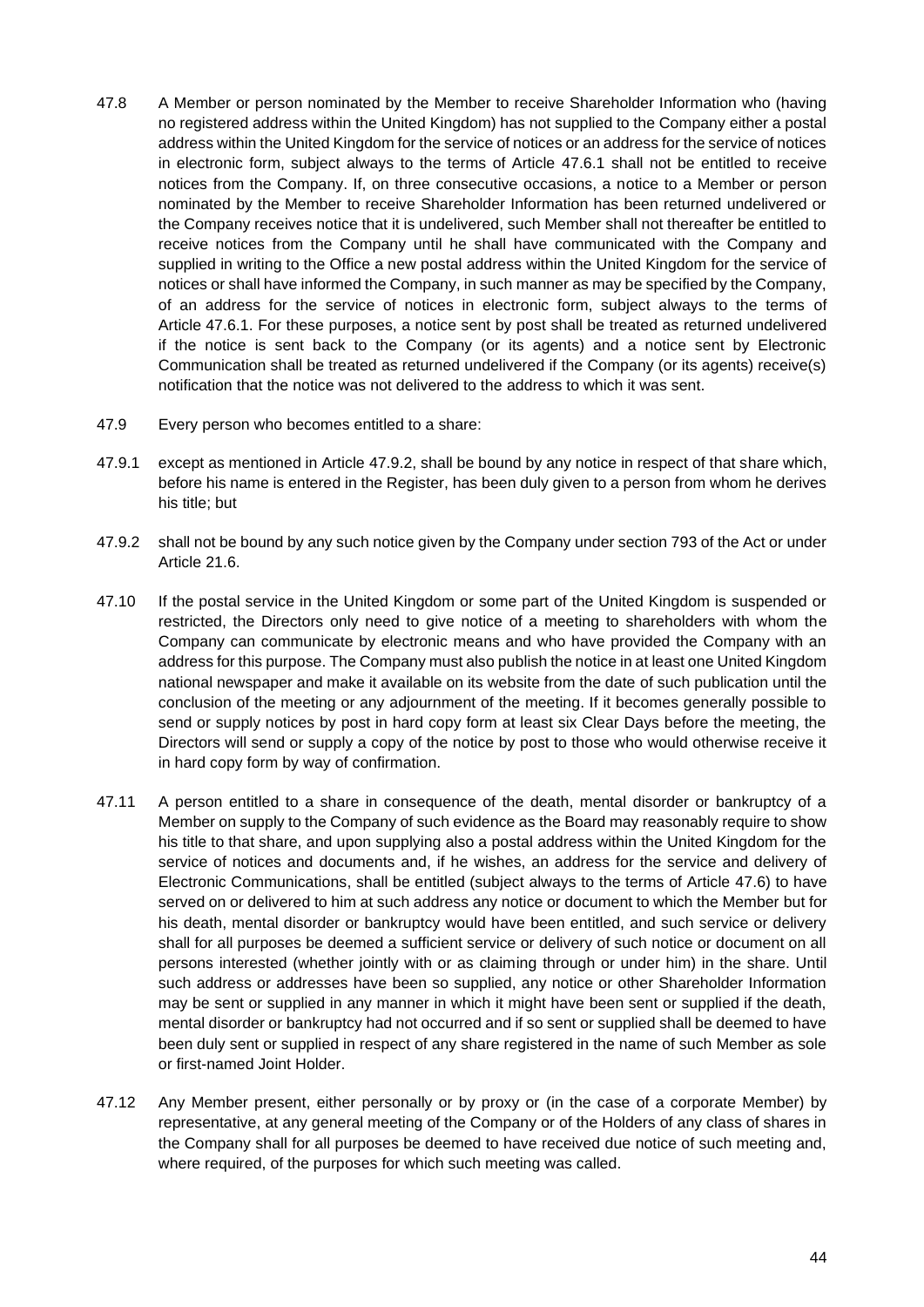47.8 A Member or person nominated by the Member to receive Shareholder Information who (having no registered address within the United Kingdom) has not supplied to the Company either a postal address within the United Kingdom for the service of notices or an address for the service of notices in electronic form, subject always to the terms of Article 47.6.1 shall not be entitled to receive notices from the Company. If, on three consecutive occasions, a notice to a Member or person nominated by the Member to receive Shareholder Information has been returned undelivered or the Company receives notice that it is undelivered, such Member shall not thereafter be entitled to receive notices from the Company until he shall have communicated with the Company and supplied in writing to the Office a new postal address within the United Kingdom for the service of notices or shall have informed the Company, in such manner as may be specified by the Company, of an address for the service of notices in electronic form, subject always to the terms of Article 47.6.1. For these purposes, a notice sent by post shall be treated as returned undelivered if the notice is sent back to the Company (or its agents) and a notice sent by Electronic Communication shall be treated as returned undelivered if the Company (or its agents) receive(s) notification that the notice was not delivered to the address to which it was sent.

47.9 Every person who becomes entitled to a share:

47.9.1 except as mentioned in Article 47.9.2, shall be bound by any notice in respect of that share which, before his name is entered in the Register, has been duly given to a person from whom he derives his title; but

47.9.2 shall not be bound by any such notice given by the Company under section 793 of the Act or under Article 21.6.

47.10 If the postal service in the United Kingdom or some part of the United Kingdom is suspended or restricted, the Directors only need to give notice of a meeting to shareholders with whom the Company can communicate by electronic means and who have provided the Company with an address for this purpose. The Company must also publish the notice in at least one United Kingdom national newspaper and make it available on its website from the date of such publication until the conclusion of the meeting or any adjournment of the meeting. If it becomes generally possible to send or supply notices by post in hard copy form at least six Clear Days before the meeting, the Directors will send or supply a copy of the notice by post to those who would otherwise receive it in hard copy form by way of confirmation.

47.11 A person entitled to a share in consequence of the death, mental disorder or bankruptcy of a Member on supply to the Company of such evidence as the Board may reasonably require to show his title to that share, and upon supplying also a postal address within the United Kingdom for the service of notices and documents and, if he wishes, an address for the service and delivery of Electronic Communications, shall be entitled (subject always to the terms of Article 47.6) to have served on or delivered to him at such address any notice or document to which the Member but for his death, mental disorder or bankruptcy would have been entitled, and such service or delivery shall for all purposes be deemed a sufficient service or delivery of such notice or document on all persons interested (whether jointly with or as claiming through or under him) in the share. Until such address or addresses have been so supplied, any notice or other Shareholder Information may be sent or supplied in any manner in which it might have been sent or supplied if the death, mental disorder or bankruptcy had not occurred and if so sent or supplied shall be deemed to have been duly sent or supplied in respect of any share registered in the name of such Member as sole or first-named Joint Holder.

47.12 Any Member present, either personally or by proxy or (in the case of a corporate Member) by representative, at any general meeting of the Company or of the Holders of any class of shares in the Company shall for all purposes be deemed to have received due notice of such meeting and, where required, of the purposes for which such meeting was called.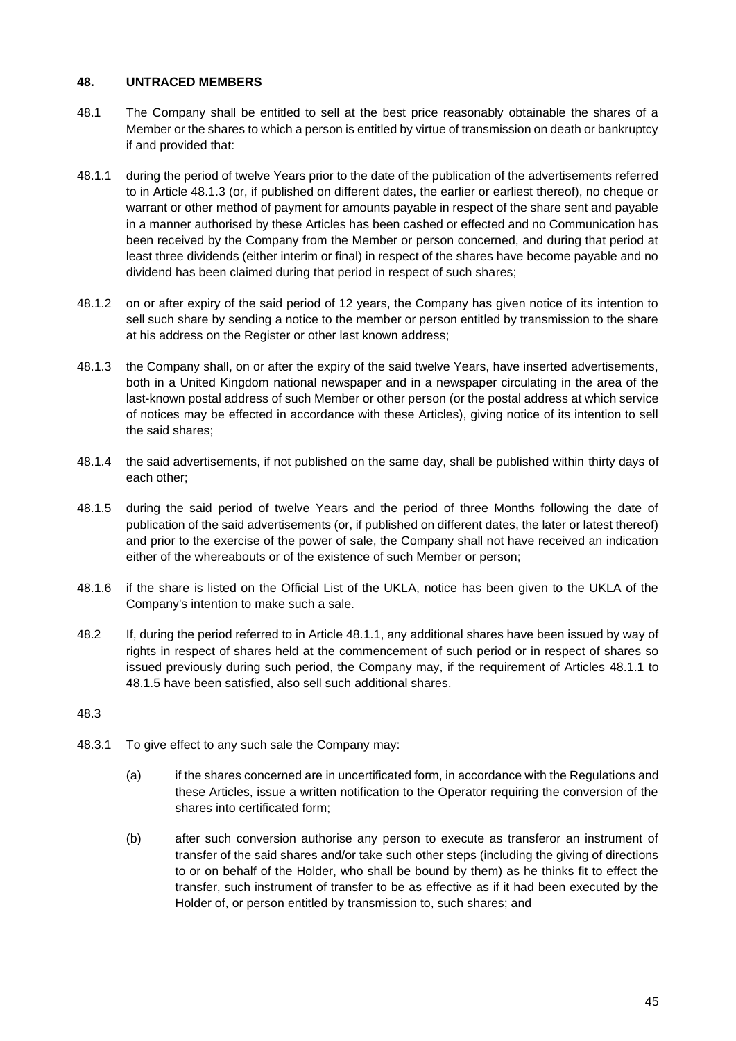## 48. UNTRACED MEMBERS

48.1 The Company shall be entitled to sell at the best price reasonably obtainable the shares of a Member or the shares to which a person is entitled by virtue of transmission on death or bankruptcy if and provided that:

48.1.1 during the period of twelve Years prior to the date of the publication of the advertisements referred to in Article 48.1.3 (or, if published on different dates, the earlier or earliest thereof), no cheque or warrant or other method of payment for amounts payable in respect of the share sent and payable in a manner authorised by these Articles has been cashed or effected and no Communication has been received by the Company from the Member or person concerned, and during that period at least three dividends (either interim or final) in respect of the shares have become payable and no dividend has been claimed during that period in respect of such shares;

48.1.2 on or after expiry of the said period of 12 years, the Company has given notice of its intention to sell such share by sending a notice to the member or person entitled by transmission to the share at his address on the Register or other last known address;

48.1.3 the Company shall, on or after the expiry of the said twelve Years, have inserted advertisements, both in a United Kingdom national newspaper and in a newspaper circulating in the area of the last-known postal address of such Member or other person (or the postal address at which service of notices may be effected in accordance with these Articles), giving notice of its intention to sell the said shares;

48.1.4 the said advertisements, if not published on the same day, shall be published within thirty days of each other;

48.1.5 during the said period of twelve Years and the period of three Months following the date of publication of the said advertisements (or, if published on different dates, the later or latest thereof) and prior to the exercise of the power of sale, the Company shall not have received an indication either of the whereabouts or of the existence of such Member or person;

48.1.6 if the share is listed on the Official List of the UKLA, notice has been given to the UKLA of the Company's intention to make such a sale.

48.2 If, during the period referred to in Article 48.1.1, any additional shares have been issued by way of rights in respect of shares held at the commencement of such period or in respect of shares so issued previously during such period, the Company may, if the requirement of Articles 48.1.1 to 48.1.5 have been satisfied, also sell such additional shares.

48.3

48.3.1 To give effect to any such sale the Company may:

(a) if the shares concerned are in uncertificated form, in accordance with the Regulations and these Articles, issue a written notification to the Operator requiring the conversion of the shares into certificated form;

(b) after such conversion authorise any person to execute as transferor an instrument of transfer of the said shares and/or take such other steps (including the giving of directions to or on behalf of the Holder, who shall be bound by them) as he thinks fit to effect the transfer, such instrument of transfer to be as effective as if it had been executed by the Holder of, or person entitled by transmission to, such shares; and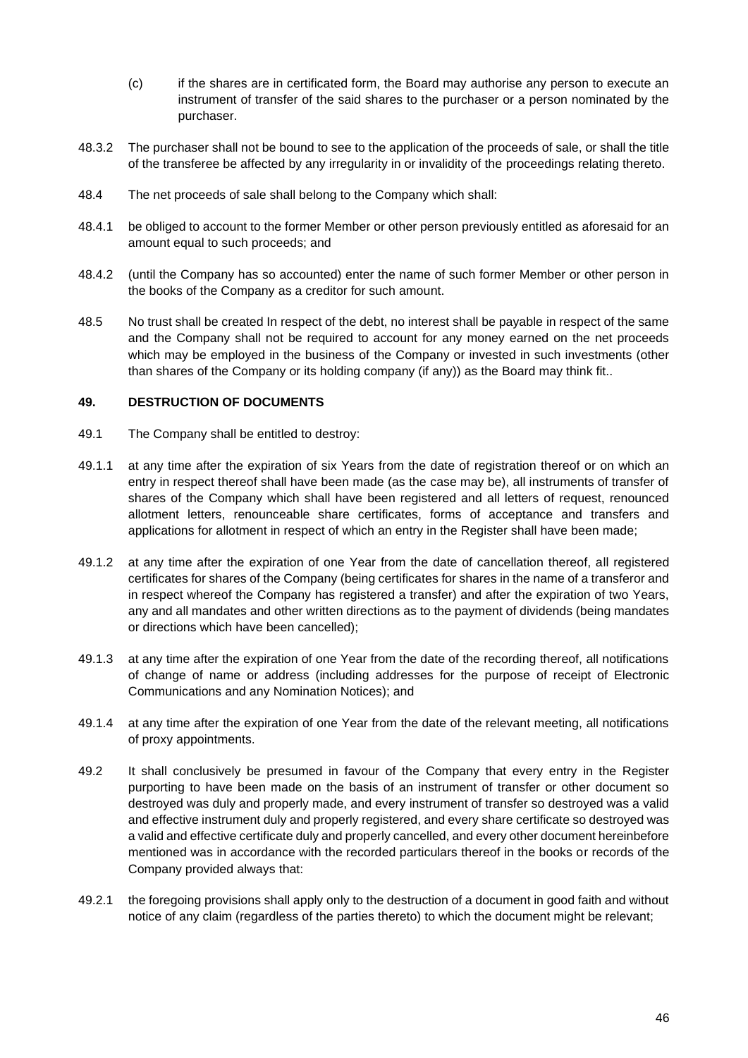(c) if the shares are in certificated form, the Board may authorise any person to execute an instrument of transfer of the said shares to the purchaser or a person nominated by the purchaser.

48.3.2 The purchaser shall not be bound to see to the application of the proceeds of sale, or shall the title of the transferee be affected by any irregularity in or invalidity of the proceedings relating thereto.

48.4 The net proceeds of sale shall belong to the Company which shall:

48.4.1 be obliged to account to the former Member or other person previously entitled as aforesaid for an amount equal to such proceeds; and

48.4.2 (until the Company has so accounted) enter the name of such former Member or other person in the books of the Company as a creditor for such amount.

48.5 No trust shall be created In respect of the debt, no interest shall be payable in respect of the same and the Company shall not be required to account for any money earned on the net proceeds which may be employed in the business of the Company or invested in such investments (other than shares of the Company or its holding company (if any)) as the Board may think fit..

## 49. DESTRUCTION OF DOCUMENTS

49.1 The Company shall be entitled to destroy:

49.1.1 at any time after the expiration of six Years from the date of registration thereof or on which an entry in respect thereof shall have been made (as the case may be), all instruments of transfer of shares of the Company which shall have been registered and all letters of request, renounced allotment letters, renounceable share certificates, forms of acceptance and transfers and applications for allotment in respect of which an entry in the Register shall have been made;

49.1.2 at any time after the expiration of one Year from the date of cancellation thereof, all registered certificates for shares of the Company (being certificates for shares in the name of a transferor and in respect whereof the Company has registered a transfer) and after the expiration of two Years, any and all mandates and other written directions as to the payment of dividends (being mandates or directions which have been cancelled);

49.1.3 at any time after the expiration of one Year from the date of the recording thereof, all notifications of change of name or address (including addresses for the purpose of receipt of Electronic Communications and any Nomination Notices); and

49.1.4 at any time after the expiration of one Year from the date of the relevant meeting, all notifications of proxy appointments.

49.2 It shall conclusively be presumed in favour of the Company that every entry in the Register purporting to have been made on the basis of an instrument of transfer or other document so destroyed was duly and properly made, and every instrument of transfer so destroyed was a valid and effective instrument duly and properly registered, and every share certificate so destroyed was a valid and effective certificate duly and properly cancelled, and every other document hereinbefore mentioned was in accordance with the recorded particulars thereof in the books or records of the Company provided always that:

49.2.1 the foregoing provisions shall apply only to the destruction of a document in good faith and without notice of any claim (regardless of the parties thereto) to which the document might be relevant;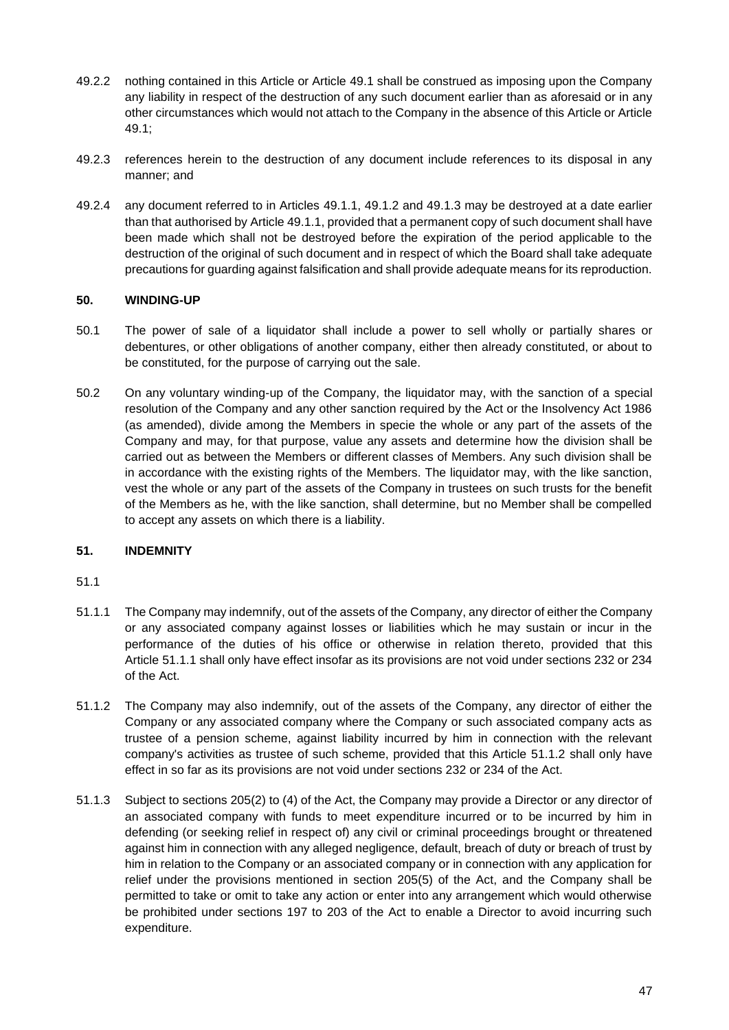49.2.2 nothing contained in this Article or Article 49.1 shall be construed as imposing upon the Company any liability in respect of the destruction of any such document earlier than as aforesaid or in any other circumstances which would not attach to the Company in the absence of this Article or Article 49.1;

49.2.3 references herein to the destruction of any document include references to its disposal in any manner; and

49.2.4 any document referred to in Articles 49.1.1, 49.1.2 and 49.1.3 may be destroyed at a date earlier than that authorised by Article 49.1.1, provided that a permanent copy of such document shall have been made which shall not be destroyed before the expiration of the period applicable to the destruction of the original of such document and in respect of which the Board shall take adequate precautions for guarding against falsification and shall provide adequate means for its reproduction.

## 50. WINDING-UP

50.1 The power of sale of a liquidator shall include a power to sell wholly or partially shares or debentures, or other obligations of another company, either then already constituted, or about to be constituted, for the purpose of carrying out the sale.

50.2 On any voluntary winding-up of the Company, the liquidator may, with the sanction of a special resolution of the Company and any other sanction required by the Act or the Insolvency Act 1986 (as amended), divide among the Members in specie the whole or any part of the assets of the Company and may, for that purpose, value any assets and determine how the division shall be carried out as between the Members or different classes of Members. Any such division shall be in accordance with the existing rights of the Members. The liquidator may, with the like sanction, vest the whole or any part of the assets of the Company in trustees on such trusts for the benefit of the Members as he, with the like sanction, shall determine, but no Member shall be compelled to accept any assets on which there is a liability.

## 51. INDEMNITY

51.1

51.1.1 The Company may indemnify, out of the assets of the Company, any director of either the Company or any associated company against losses or liabilities which he may sustain or incur in the performance of the duties of his office or otherwise in relation thereto, provided that this Article 51.1.1 shall only have effect insofar as its provisions are not void under sections 232 or 234 of the Act.

51.1.2 The Company may also indemnify, out of the assets of the Company, any director of either the Company or any associated company where the Company or such associated company acts as trustee of a pension scheme, against liability incurred by him in connection with the relevant company's activities as trustee of such scheme, provided that this Article 51.1.2 shall only have effect in so far as its provisions are not void under sections 232 or 234 of the Act.

51.1.3 Subject to sections 205(2) to (4) of the Act, the Company may provide a Director or any director of an associated company with funds to meet expenditure incurred or to be incurred by him in defending (or seeking relief in respect of) any civil or criminal proceedings brought or threatened against him in connection with any alleged negligence, default, breach of duty or breach of trust by him in relation to the Company or an associated company or in connection with any application for relief under the provisions mentioned in section 205(5) of the Act, and the Company shall be permitted to take or omit to take any action or enter into any arrangement which would otherwise be prohibited under sections 197 to 203 of the Act to enable a Director to avoid incurring such expenditure.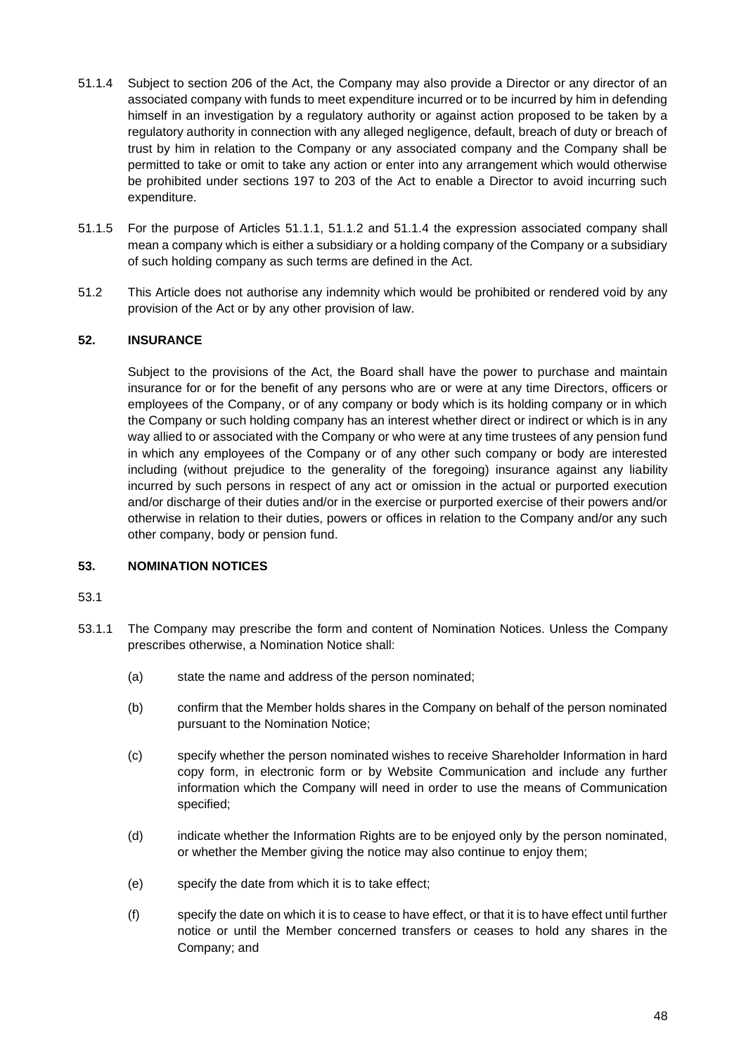51.1.4 Subject to section 206 of the Act, the Company may also provide a Director or any director of an associated company with funds to meet expenditure incurred or to be incurred by him in defending himself in an investigation by a regulatory authority or against action proposed to be taken by a regulatory authority in connection with any alleged negligence, default, breach of duty or breach of trust by him in relation to the Company or any associated company and the Company shall be permitted to take or omit to take any action or enter into any arrangement which would otherwise be prohibited under sections 197 to 203 of the Act to enable a Director to avoid incurring such expenditure.

51.1.5 For the purpose of Articles 51.1.1, 51.1.2 and 51.1.4 the expression associated company shall mean a company which is either a subsidiary or a holding company of the Company or a subsidiary of such holding company as such terms are defined in the Act.

51.2 This Article does not authorise any indemnity which would be prohibited or rendered void by any provision of the Act or by any other provision of law.

## 52. INSURANCE

Subject to the provisions of the Act, the Board shall have the power to purchase and maintain insurance for or for the benefit of any persons who are or were at any time Directors, officers or employees of the Company, or of any company or body which is its holding company or in which the Company or such holding company has an interest whether direct or indirect or which is in any way allied to or associated with the Company or who were at any time trustees of any pension fund in which any employees of the Company or of any other such company or body are interested including (without prejudice to the generality of the foregoing) insurance against any liability incurred by such persons in respect of any act or omission in the actual or purported execution and/or discharge of their duties and/or in the exercise or purported exercise of their powers and/or otherwise in relation to their duties, powers or offices in relation to the Company and/or any such other company, body or pension fund.

## 53. NOMINATION NOTICES

53.1

53.1.1 The Company may prescribe the form and content of Nomination Notices. Unless the Company prescribes otherwise, a Nomination Notice shall:

(a) state the name and address of the person nominated;

(b) confirm that the Member holds shares in the Company on behalf of the person nominated pursuant to the Nomination Notice;

(c) specify whether the person nominated wishes to receive Shareholder Information in hard copy form, in electronic form or by Website Communication and include any further information which the Company will need in order to use the means of Communication specified;

(d) indicate whether the Information Rights are to be enjoyed only by the person nominated, or whether the Member giving the notice may also continue to enjoy them;

(e) specify the date from which it is to take effect;

(f) specify the date on which it is to cease to have effect, or that it is to have effect until further notice or until the Member concerned transfers or ceases to hold any shares in the Company; and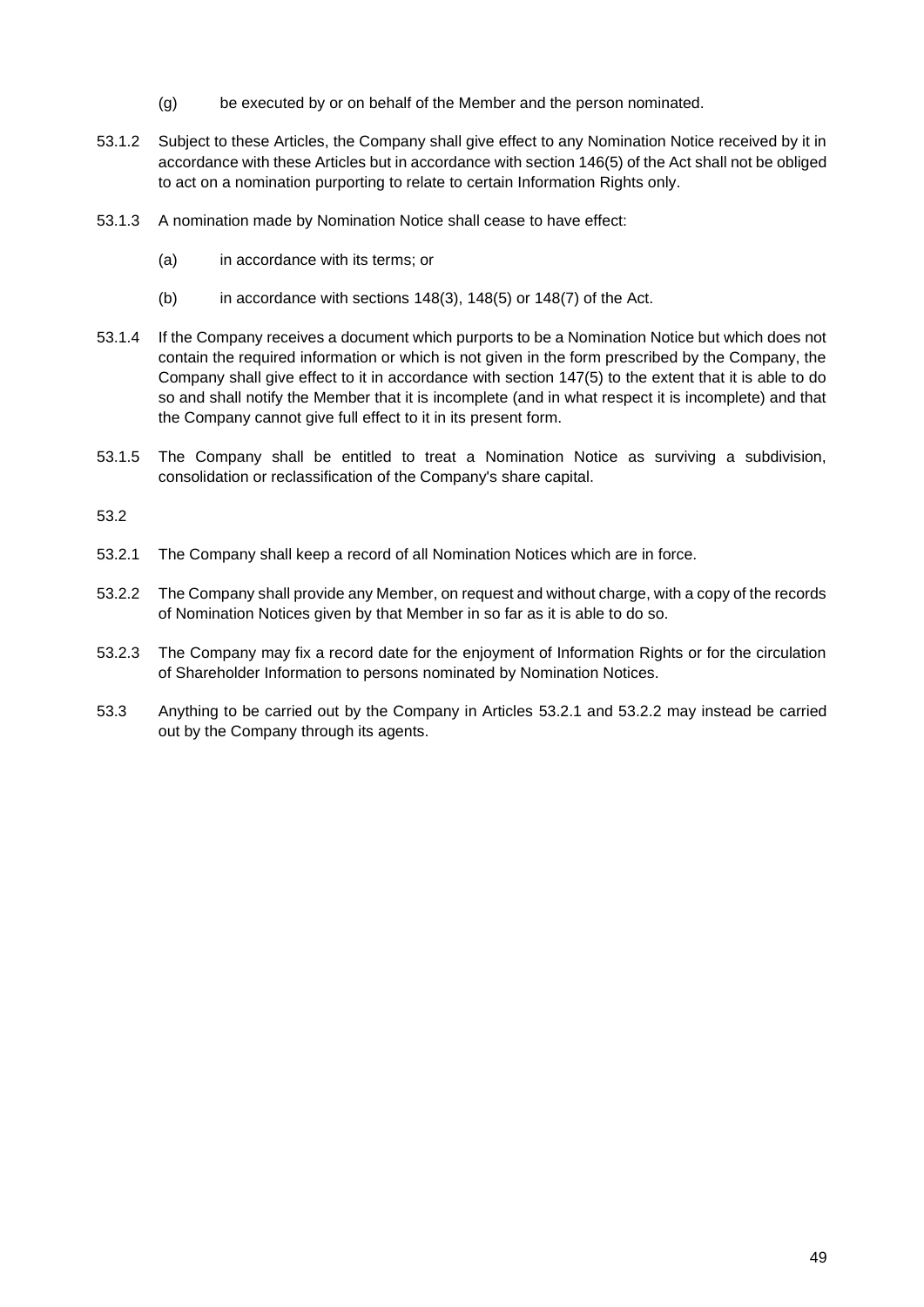(g) be executed by or on behalf of the Member and the person nominated.

53.1.2 Subject to these Articles, the Company shall give effect to any Nomination Notice received by it in accordance with these Articles but in accordance with section 146(5) of the Act shall not be obliged to act on a nomination purporting to relate to certain Information Rights only.

53.1.3 A nomination made by Nomination Notice shall cease to have effect:

(a) in accordance with its terms; or

(b) in accordance with sections 148(3), 148(5) or 148(7) of the Act.

53.1.4 If the Company receives a document which purports to be a Nomination Notice but which does not contain the required information or which is not given in the form prescribed by the Company, the Company shall give effect to it in accordance with section 147(5) to the extent that it is able to do so and shall notify the Member that it is incomplete (and in what respect it is incomplete) and that the Company cannot give full effect to it in its present form.

53.1.5 The Company shall be entitled to treat a Nomination Notice as surviving a subdivision, consolidation or reclassification of the Company's share capital.

53.2

53.2.1 The Company shall keep a record of all Nomination Notices which are in force.

53.2.2 The Company shall provide any Member, on request and without charge, with a copy of the records of Nomination Notices given by that Member in so far as it is able to do so.

53.2.3 The Company may fix a record date for the enjoyment of Information Rights or for the circulation of Shareholder Information to persons nominated by Nomination Notices.

53.3 Anything to be carried out by the Company in Articles 53.2.1 and 53.2.2 may instead be carried out by the Company through its agents.